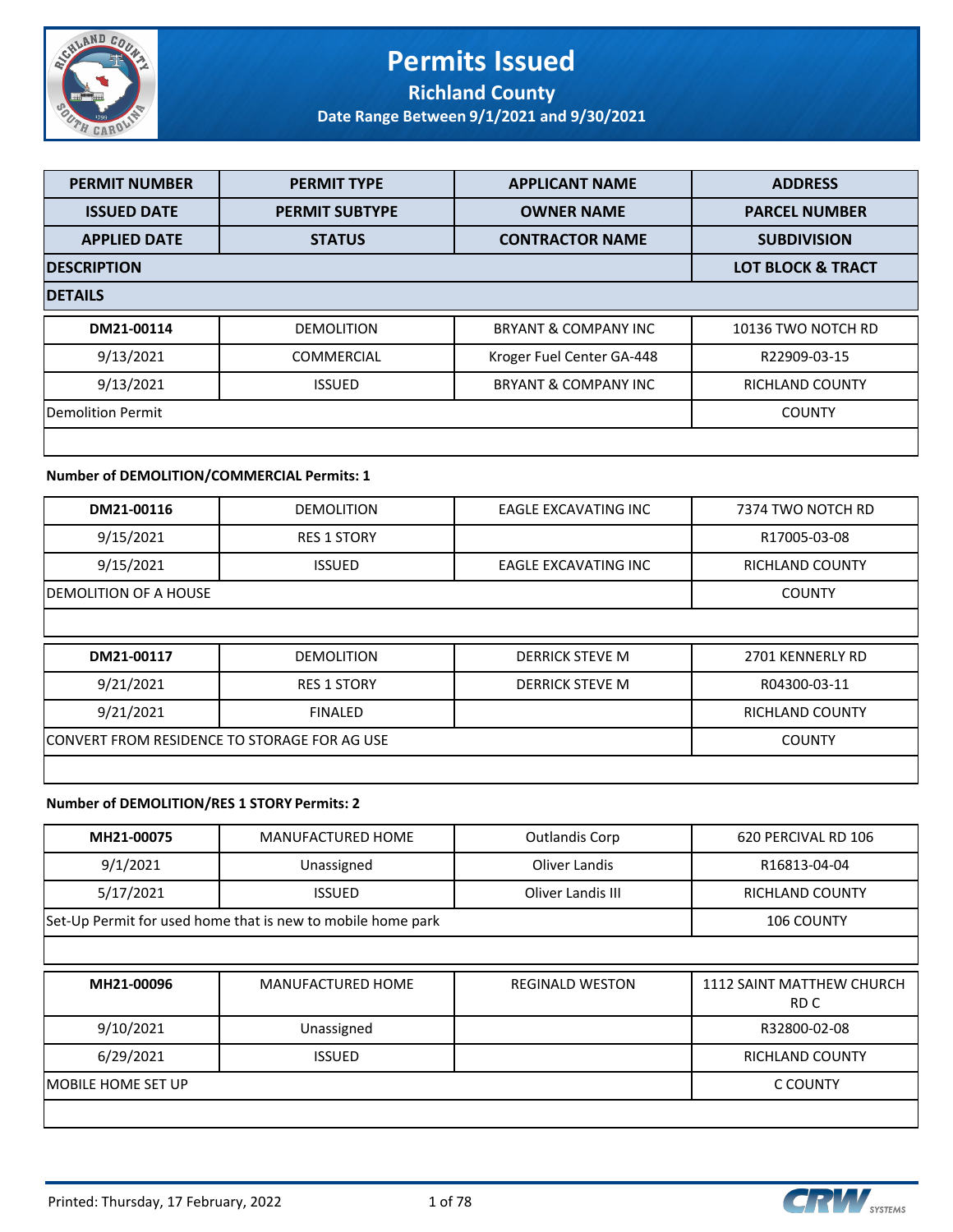# Permits Issued

## Richland County

### Date Range Between 9/1/2021 and 9/30/2021

| PERMIT NUMBER | PERMIT TYPE | APPLICANT NAME | ADDRESS |
|---|---|---|---|
| ISSUED DATE | PERMIT SUBTYPE | OWNER NAME | PARCEL NUMBER |
| APPLIED DATE | STATUS | CONTRACTOR NAME | SUBDIVISION |
| DESCRIPTION | | | LOT BLOCK & TRACT |
| DETAILS | | | |

| | | | |
|---|---|---|---|
| **DM21-00114** | DEMOLITION | BRYANT & COMPANY INC | 10136 TWO NOTCH RD |
| 9/13/2021 | COMMERCIAL | Kroger Fuel Center GA-448 | R22909-03-15 |
| 9/13/2021 | ISSUED | BRYANT & COMPANY INC | RICHLAND COUNTY |
| Demolition Permit | | | COUNTY |
| | | | |

**Number of DEMOLITION/COMMERCIAL Permits: 1**

| | | | |
|---|---|---|---|
| **DM21-00116** | DEMOLITION | EAGLE EXCAVATING INC | 7374 TWO NOTCH RD |
| 9/15/2021 | RES 1 STORY | | R17005-03-08 |
| 9/15/2021 | ISSUED | EAGLE EXCAVATING INC | RICHLAND COUNTY |
| DEMOLITION OF A HOUSE | | | COUNTY |
| | | | |
| **DM21-00117** | DEMOLITION | DERRICK STEVE M | 2701 KENNERLY RD |
| 9/21/2021 | RES 1 STORY | DERRICK STEVE M | R04300-03-11 |
| 9/21/2021 | FINALED | | RICHLAND COUNTY |
| CONVERT FROM RESIDENCE TO STORAGE FOR AG USE | | | COUNTY |
| | | | |

**Number of DEMOLITION/RES 1 STORY Permits: 2**

| | | | |
|---|---|---|---|
| **MH21-00075** | MANUFACTURED HOME | Outlandis Corp | 620 PERCIVAL RD 106 |
| 9/1/2021 | Unassigned | Oliver Landis | R16813-04-04 |
| 5/17/2021 | ISSUED | Oliver Landis III | RICHLAND COUNTY |
| Set-Up Permit for used home that is new to mobile home park | | | 106 COUNTY |
| | | | |
| **MH21-00096** | MANUFACTURED HOME | REGINALD WESTON | 1112 SAINT MATTHEW CHURCH RD C |
| 9/10/2021 | Unassigned | | R32800-02-08 |
| 6/29/2021 | ISSUED | | RICHLAND COUNTY |
| MOBILE HOME SET UP | | | C COUNTY |
| | | | |

Printed: Thursday, 17 February, 2022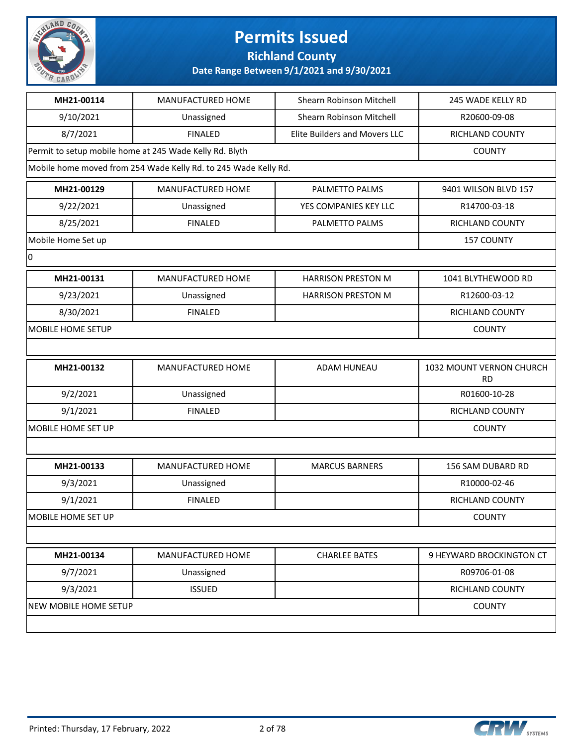# Permits Issued

## Richland County

### Date Range Between 9/1/2021 and 9/30/2021

| MH21-00114 | MANUFACTURED HOME | Shearn Robinson Mitchell | 245 WADE KELLY RD |
|---|---|---|---|
| 9/10/2021 | Unassigned | Shearn Robinson Mitchell | R20600-09-08 |
| 8/7/2021 | FINALED | Elite Builders and Movers LLC | RICHLAND COUNTY |
| Permit to setup mobile home at 245 Wade Kelly Rd. Blyth | | | COUNTY |
| Mobile home moved from 254 Wade Kelly Rd. to 245 Wade Kelly Rd. | | | |

| MH21-00129 | MANUFACTURED HOME | PALMETTO PALMS | 9401 WILSON BLVD 157 |
|---|---|---|---|
| 9/22/2021 | Unassigned | YES COMPANIES KEY LLC | R14700-03-18 |
| 8/25/2021 | FINALED | PALMETTO PALMS | RICHLAND COUNTY |
| Mobile Home Set up | | | 157 COUNTY |
| 0 | | | |

| MH21-00131 | MANUFACTURED HOME | HARRISON PRESTON M | 1041 BLYTHEWOOD RD |
|---|---|---|---|
| 9/23/2021 | Unassigned | HARRISON PRESTON M | R12600-03-12 |
| 8/30/2021 | FINALED | | RICHLAND COUNTY |
| MOBILE HOME SETUP | | | COUNTY |
| | | | |

| MH21-00132 | MANUFACTURED HOME | ADAM HUNEAU | 1032 MOUNT VERNON CHURCH RD |
|---|---|---|---|
| 9/2/2021 | Unassigned | | R01600-10-28 |
| 9/1/2021 | FINALED | | RICHLAND COUNTY |
| MOBILE HOME SET UP | | | COUNTY |
| | | | |

| MH21-00133 | MANUFACTURED HOME | MARCUS BARNERS | 156 SAM DUBARD RD |
|---|---|---|---|
| 9/3/2021 | Unassigned | | R10000-02-46 |
| 9/1/2021 | FINALED | | RICHLAND COUNTY |
| MOBILE HOME SET UP | | | COUNTY |
| | | | |

| MH21-00134 | MANUFACTURED HOME | CHARLEE BATES | 9 HEYWARD BROCKINGTON CT |
|---|---|---|---|
| 9/7/2021 | Unassigned | | R09706-01-08 |
| 9/3/2021 | ISSUED | | RICHLAND COUNTY |
| NEW MOBILE HOME SETUP | | | COUNTY |
| | | | |

Printed: Thursday, 17 February, 2022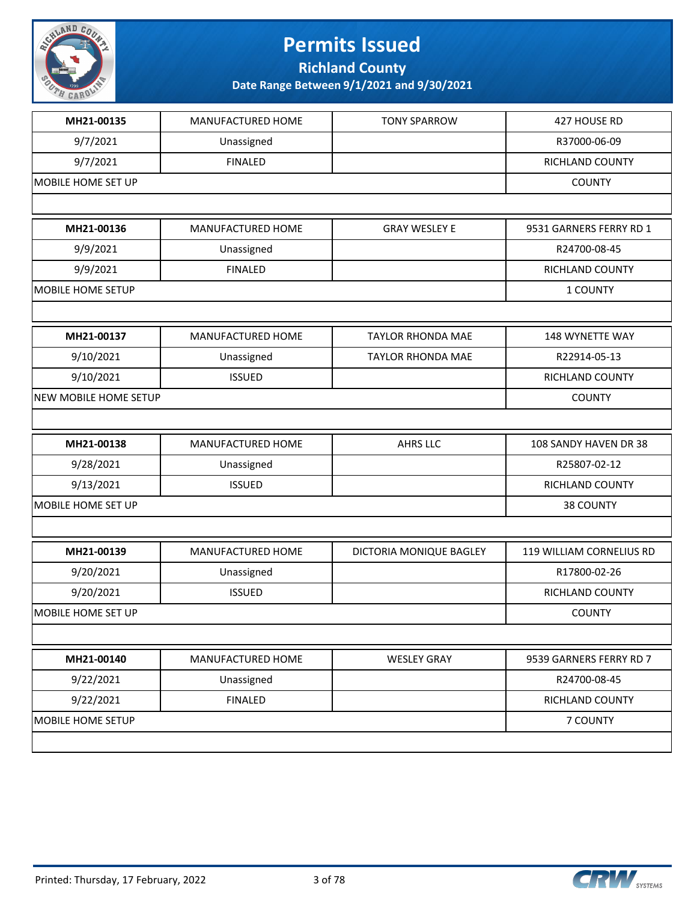# Permits Issued

## Richland County

### Date Range Between 9/1/2021 and 9/30/2021

| MH21-00135 | MANUFACTURED HOME | TONY SPARROW | 427 HOUSE RD |
|---|---|---|---|
| 9/7/2021 | Unassigned | | R37000-06-09 |
| 9/7/2021 | FINALED | | RICHLAND COUNTY |
| MOBILE HOME SET UP | | | COUNTY |

| MH21-00136 | MANUFACTURED HOME | GRAY WESLEY E | 9531 GARNERS FERRY RD 1 |
|---|---|---|---|
| 9/9/2021 | Unassigned | | R24700-08-45 |
| 9/9/2021 | FINALED | | RICHLAND COUNTY |
| MOBILE HOME SETUP | | | 1 COUNTY |

| MH21-00137 | MANUFACTURED HOME | TAYLOR RHONDA MAE | 148 WYNETTE WAY |
|---|---|---|---|
| 9/10/2021 | Unassigned | TAYLOR RHONDA MAE | R22914-05-13 |
| 9/10/2021 | ISSUED | | RICHLAND COUNTY |
| NEW MOBILE HOME SETUP | | | COUNTY |

| MH21-00138 | MANUFACTURED HOME | AHRS LLC | 108 SANDY HAVEN DR 38 |
|---|---|---|---|
| 9/28/2021 | Unassigned | | R25807-02-12 |
| 9/13/2021 | ISSUED | | RICHLAND COUNTY |
| MOBILE HOME SET UP | | | 38 COUNTY |

| MH21-00139 | MANUFACTURED HOME | DICTORIA MONIQUE BAGLEY | 119 WILLIAM CORNELIUS RD |
|---|---|---|---|
| 9/20/2021 | Unassigned | | R17800-02-26 |
| 9/20/2021 | ISSUED | | RICHLAND COUNTY |
| MOBILE HOME SET UP | | | COUNTY |

| MH21-00140 | MANUFACTURED HOME | WESLEY GRAY | 9539 GARNERS FERRY RD 7 |
|---|---|---|---|
| 9/22/2021 | Unassigned | | R24700-08-45 |
| 9/22/2021 | FINALED | | RICHLAND COUNTY |
| MOBILE HOME SETUP | | | 7 COUNTY |

Printed: Thursday, 17 February, 2022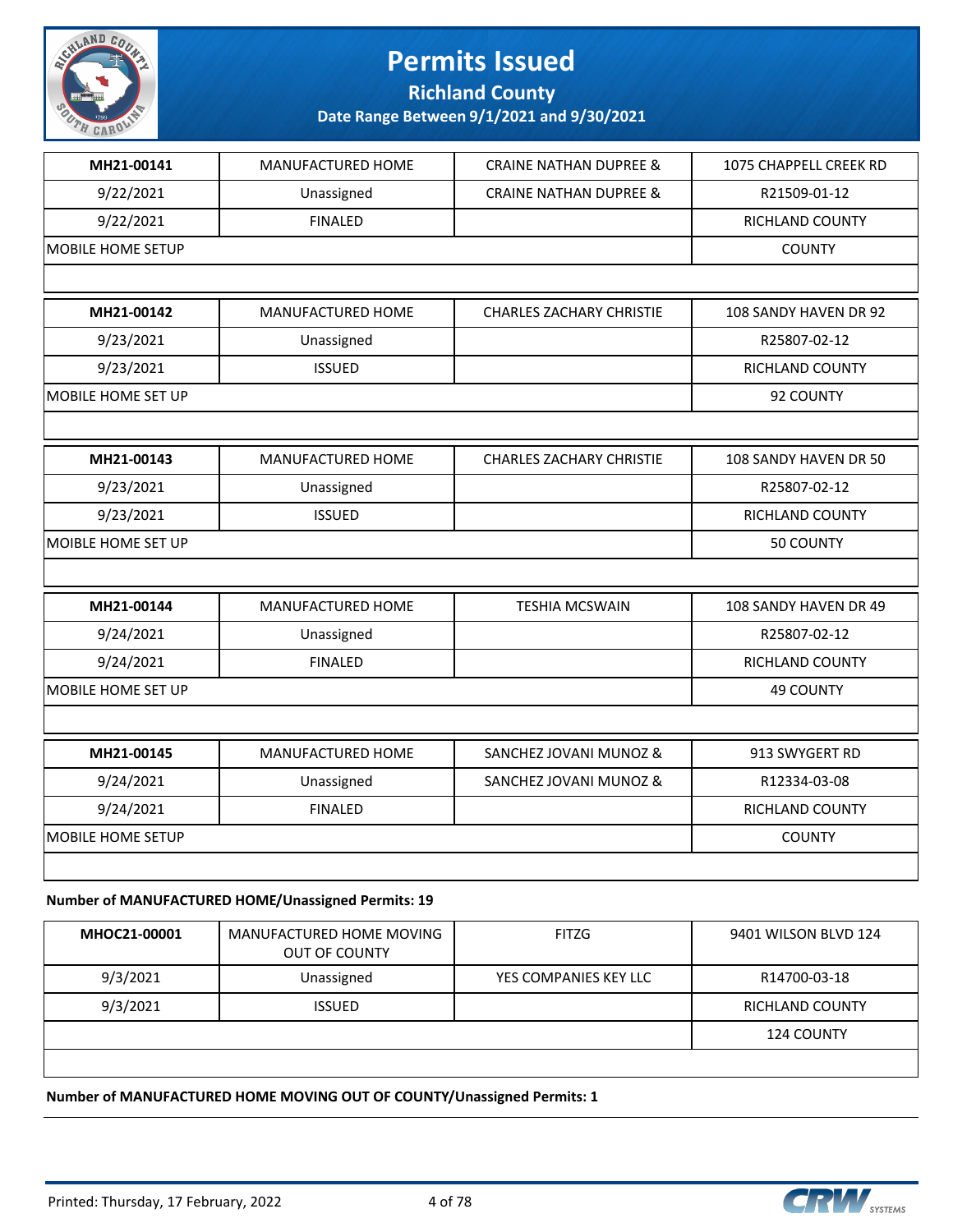# Permits Issued

**Richland County**

**Date Range Between 9/1/2021 and 9/30/2021**

| MH21-00141 | MANUFACTURED HOME | CRAINE NATHAN DUPREE & | 1075 CHAPPELL CREEK RD |
|---|---|---|---|
| 9/22/2021 | Unassigned | CRAINE NATHAN DUPREE & | R21509-01-12 |
| 9/22/2021 | FINALED | | RICHLAND COUNTY |
| MOBILE HOME SETUP | | | COUNTY |

| MH21-00142 | MANUFACTURED HOME | CHARLES ZACHARY CHRISTIE | 108 SANDY HAVEN DR 92 |
|---|---|---|---|
| 9/23/2021 | Unassigned | | R25807-02-12 |
| 9/23/2021 | ISSUED | | RICHLAND COUNTY |
| MOBILE HOME SET UP | | | 92 COUNTY |

| MH21-00143 | MANUFACTURED HOME | CHARLES ZACHARY CHRISTIE | 108 SANDY HAVEN DR 50 |
|---|---|---|---|
| 9/23/2021 | Unassigned | | R25807-02-12 |
| 9/23/2021 | ISSUED | | RICHLAND COUNTY |
| MOIBLE HOME SET UP | | | 50 COUNTY |

| MH21-00144 | MANUFACTURED HOME | TESHIA MCSWAIN | 108 SANDY HAVEN DR 49 |
|---|---|---|---|
| 9/24/2021 | Unassigned | | R25807-02-12 |
| 9/24/2021 | FINALED | | RICHLAND COUNTY |
| MOBILE HOME SET UP | | | 49 COUNTY |

| MH21-00145 | MANUFACTURED HOME | SANCHEZ JOVANI MUNOZ & | 913 SWYGERT RD |
|---|---|---|---|
| 9/24/2021 | Unassigned | SANCHEZ JOVANI MUNOZ & | R12334-03-08 |
| 9/24/2021 | FINALED | | RICHLAND COUNTY |
| MOBILE HOME SETUP | | | COUNTY |

**Number of MANUFACTURED HOME/Unassigned Permits: 19**

| MHOC21-00001 | MANUFACTURED HOME MOVING OUT OF COUNTY | FITZG | 9401 WILSON BLVD 124 |
|---|---|---|---|
| 9/3/2021 | Unassigned | YES COMPANIES KEY LLC | R14700-03-18 |
| 9/3/2021 | ISSUED | | RICHLAND COUNTY |
| | | | 124 COUNTY |

**Number of MANUFACTURED HOME MOVING OUT OF COUNTY/Unassigned Permits: 1**

Printed: Thursday, 17 February, 2022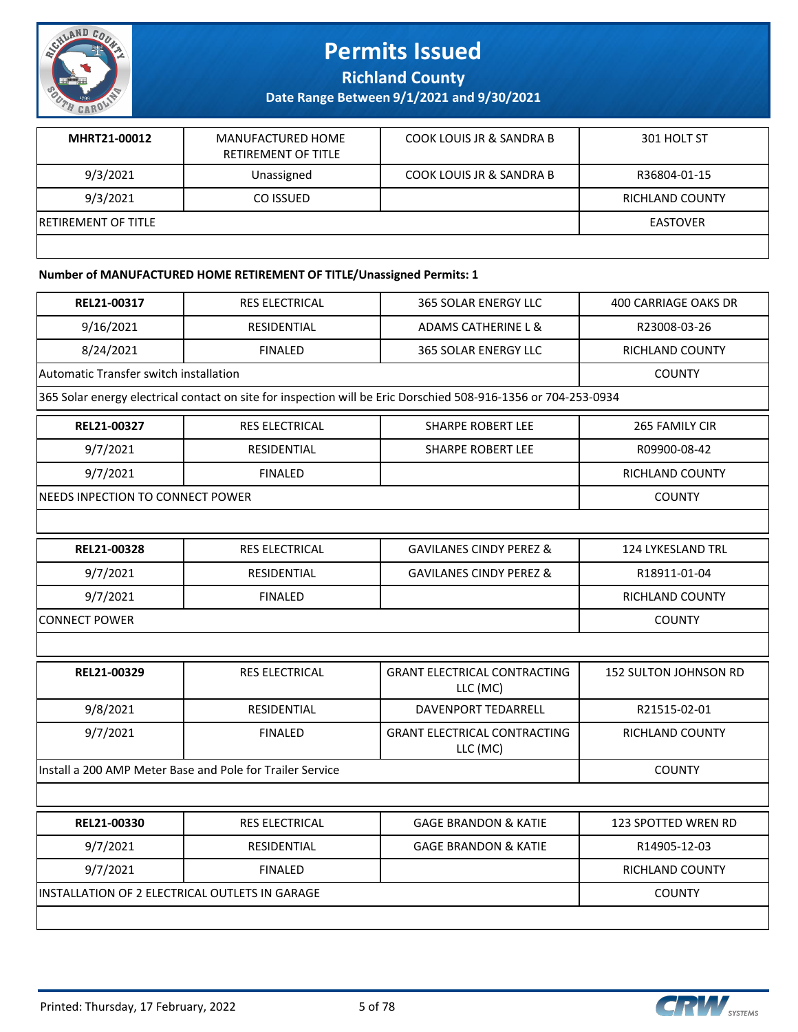# Permits Issued

## Richland County

### Date Range Between 9/1/2021 and 9/30/2021

| MHRT21-00012 | MANUFACTURED HOME RETIREMENT OF TITLE | COOK LOUIS JR & SANDRA B | 301 HOLT ST |
|---|---|---|---|
| 9/3/2021 | Unassigned | COOK LOUIS JR & SANDRA B | R36804-01-15 |
| 9/3/2021 | CO ISSUED | | RICHLAND COUNTY |
| RETIREMENT OF TITLE | | | EASTOVER |
| | | | |

**Number of MANUFACTURED HOME RETIREMENT OF TITLE/Unassigned Permits: 1**

| REL21-00317 | RES ELECTRICAL | 365 SOLAR ENERGY LLC | 400 CARRIAGE OAKS DR |
|---|---|---|---|
| 9/16/2021 | RESIDENTIAL | ADAMS CATHERINE L & | R23008-03-26 |
| 8/24/2021 | FINALED | 365 SOLAR ENERGY LLC | RICHLAND COUNTY |
| Automatic Transfer switch installation | | | COUNTY |
| 365 Solar energy electrical contact on site for inspection will be Eric Dorschied 508-916-1356 or 704-253-0934 | | | |

| REL21-00327 | RES ELECTRICAL | SHARPE ROBERT LEE | 265 FAMILY CIR |
|---|---|---|---|
| 9/7/2021 | RESIDENTIAL | SHARPE ROBERT LEE | R09900-08-42 |
| 9/7/2021 | FINALED | | RICHLAND COUNTY |
| NEEDS INPECTION TO CONNECT POWER | | | COUNTY |
| | | | |

| REL21-00328 | RES ELECTRICAL | GAVILANES CINDY PEREZ & | 124 LYKESLAND TRL |
|---|---|---|---|
| 9/7/2021 | RESIDENTIAL | GAVILANES CINDY PEREZ & | R18911-01-04 |
| 9/7/2021 | FINALED | | RICHLAND COUNTY |
| CONNECT POWER | | | COUNTY |
| | | | |

| REL21-00329 | RES ELECTRICAL | GRANT ELECTRICAL CONTRACTING LLC (MC) | 152 SULTON JOHNSON RD |
|---|---|---|---|
| 9/8/2021 | RESIDENTIAL | DAVENPORT TEDARRELL | R21515-02-01 |
| 9/7/2021 | FINALED | GRANT ELECTRICAL CONTRACTING LLC (MC) | RICHLAND COUNTY |
| Install a 200 AMP Meter Base and Pole for Trailer Service | | | COUNTY |
| | | | |

| REL21-00330 | RES ELECTRICAL | GAGE BRANDON & KATIE | 123 SPOTTED WREN RD |
|---|---|---|---|
| 9/7/2021 | RESIDENTIAL | GAGE BRANDON & KATIE | R14905-12-03 |
| 9/7/2021 | FINALED | | RICHLAND COUNTY |
| INSTALLATION OF 2 ELECTRICAL OUTLETS IN GARAGE | | | COUNTY |
| | | | |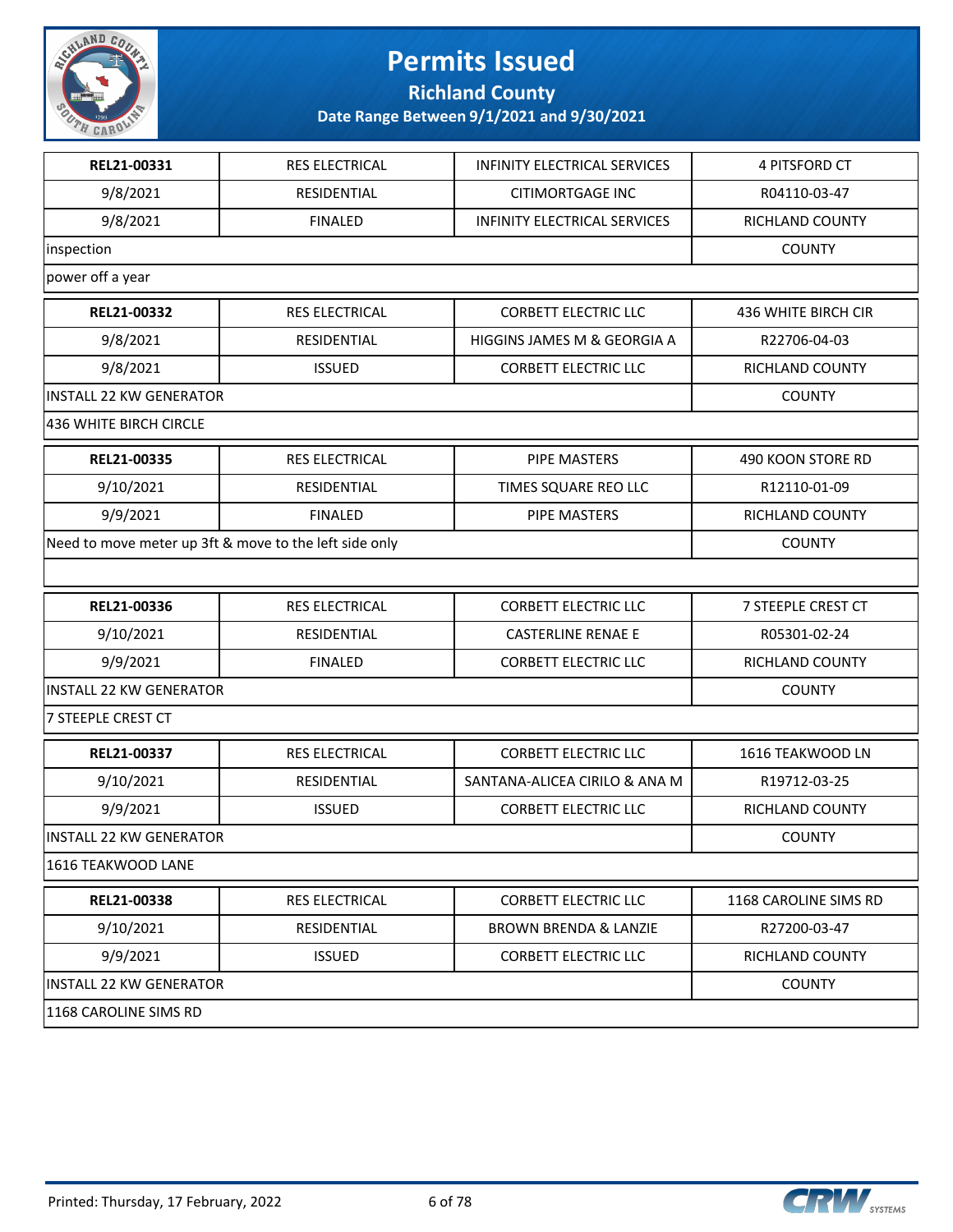# Permits Issued

## Richland County

### Date Range Between 9/1/2021 and 9/30/2021

| | | | |
|---|---|---|---|
| **REL21-00331** | RES ELECTRICAL | INFINITY ELECTRICAL SERVICES | 4 PITSFORD CT |
| 9/8/2021 | RESIDENTIAL | CITIMORTGAGE INC | R04110-03-47 |
| 9/8/2021 | FINALED | INFINITY ELECTRICAL SERVICES | RICHLAND COUNTY |
| inspection | | | COUNTY |
| power off a year | | | |

| | | | |
|---|---|---|---|
| **REL21-00332** | RES ELECTRICAL | CORBETT ELECTRIC LLC | 436 WHITE BIRCH CIR |
| 9/8/2021 | RESIDENTIAL | HIGGINS JAMES M & GEORGIA A | R22706-04-03 |
| 9/8/2021 | ISSUED | CORBETT ELECTRIC LLC | RICHLAND COUNTY |
| INSTALL 22 KW GENERATOR | | | COUNTY |
| 436 WHITE BIRCH CIRCLE | | | |

| | | | |
|---|---|---|---|
| **REL21-00335** | RES ELECTRICAL | PIPE MASTERS | 490 KOON STORE RD |
| 9/10/2021 | RESIDENTIAL | TIMES SQUARE REO LLC | R12110-01-09 |
| 9/9/2021 | FINALED | PIPE MASTERS | RICHLAND COUNTY |
| Need to move meter up 3ft & move to the left side only | | | COUNTY |
| | | | |

| | | | |
|---|---|---|---|
| **REL21-00336** | RES ELECTRICAL | CORBETT ELECTRIC LLC | 7 STEEPLE CREST CT |
| 9/10/2021 | RESIDENTIAL | CASTERLINE RENAE E | R05301-02-24 |
| 9/9/2021 | FINALED | CORBETT ELECTRIC LLC | RICHLAND COUNTY |
| INSTALL 22 KW GENERATOR | | | COUNTY |
| 7 STEEPLE CREST CT | | | |

| | | | |
|---|---|---|---|
| **REL21-00337** | RES ELECTRICAL | CORBETT ELECTRIC LLC | 1616 TEAKWOOD LN |
| 9/10/2021 | RESIDENTIAL | SANTANA-ALICEA CIRILO & ANA M | R19712-03-25 |
| 9/9/2021 | ISSUED | CORBETT ELECTRIC LLC | RICHLAND COUNTY |
| INSTALL 22 KW GENERATOR | | | COUNTY |
| 1616 TEAKWOOD LANE | | | |

| | | | |
|---|---|---|---|
| **REL21-00338** | RES ELECTRICAL | CORBETT ELECTRIC LLC | 1168 CAROLINE SIMS RD |
| 9/10/2021 | RESIDENTIAL | BROWN BRENDA & LANZIE | R27200-03-47 |
| 9/9/2021 | ISSUED | CORBETT ELECTRIC LLC | RICHLAND COUNTY |
| INSTALL 22 KW GENERATOR | | | COUNTY |
| 1168 CAROLINE SIMS RD | | | |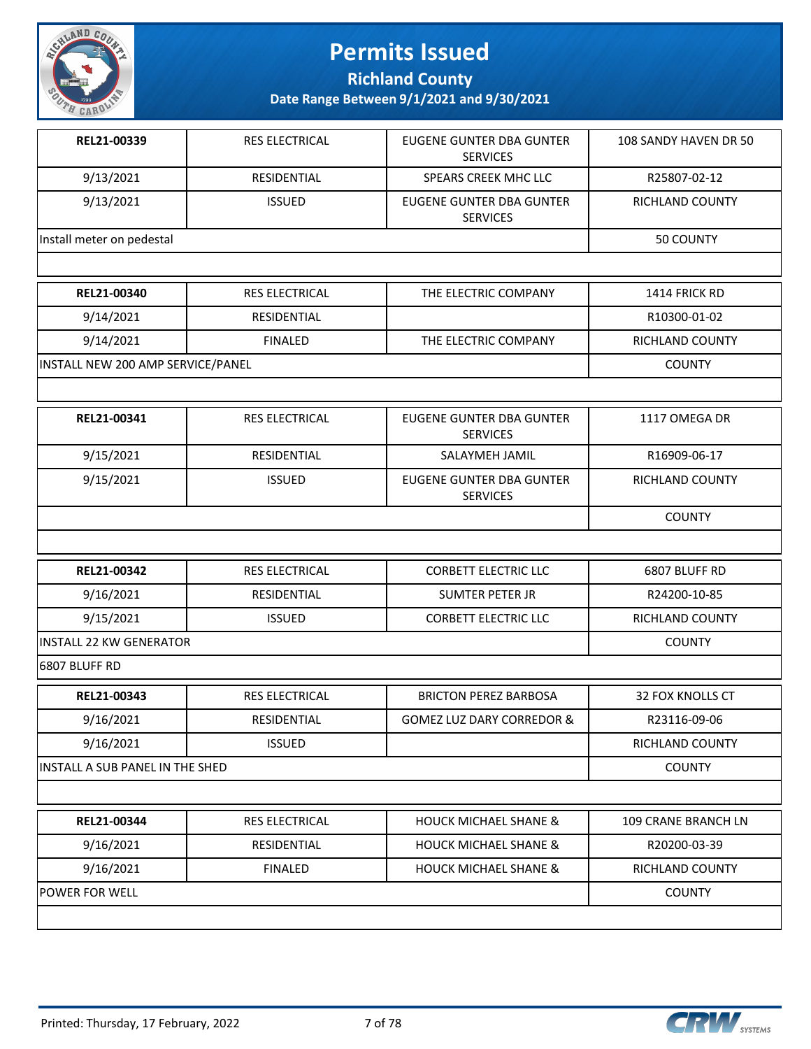# Permits Issued

**Richland County**

**Date Range Between 9/1/2021 and 9/30/2021**

| | | | |
|---|---|---|---|
| **REL21-00339** | RES ELECTRICAL | EUGENE GUNTER DBA GUNTER SERVICES | 108 SANDY HAVEN DR 50 |
| 9/13/2021 | RESIDENTIAL | SPEARS CREEK MHC LLC | R25807-02-12 |
| 9/13/2021 | ISSUED | EUGENE GUNTER DBA GUNTER SERVICES | RICHLAND COUNTY |
| Install meter on pedestal | | | 50 COUNTY |
| | | | |

| | | | |
|---|---|---|---|
| **REL21-00340** | RES ELECTRICAL | THE ELECTRIC COMPANY | 1414 FRICK RD |
| 9/14/2021 | RESIDENTIAL | | R10300-01-02 |
| 9/14/2021 | FINALED | THE ELECTRIC COMPANY | RICHLAND COUNTY |
| INSTALL NEW 200 AMP SERVICE/PANEL | | | COUNTY |
| | | | |

| | | | |
|---|---|---|---|
| **REL21-00341** | RES ELECTRICAL | EUGENE GUNTER DBA GUNTER SERVICES | 1117 OMEGA DR |
| 9/15/2021 | RESIDENTIAL | SALAYMEH JAMIL | R16909-06-17 |
| 9/15/2021 | ISSUED | EUGENE GUNTER DBA GUNTER SERVICES | RICHLAND COUNTY |
| | | | COUNTY |
| | | | |

| | | | |
|---|---|---|---|
| **REL21-00342** | RES ELECTRICAL | CORBETT ELECTRIC LLC | 6807 BLUFF RD |
| 9/16/2021 | RESIDENTIAL | SUMTER PETER JR | R24200-10-85 |
| 9/15/2021 | ISSUED | CORBETT ELECTRIC LLC | RICHLAND COUNTY |
| INSTALL 22 KW GENERATOR | | | COUNTY |
| 6807 BLUFF RD | | | |

| | | | |
|---|---|---|---|
| **REL21-00343** | RES ELECTRICAL | BRICTON PEREZ BARBOSA | 32 FOX KNOLLS CT |
| 9/16/2021 | RESIDENTIAL | GOMEZ LUZ DARY CORREDOR & | R23116-09-06 |
| 9/16/2021 | ISSUED | | RICHLAND COUNTY |
| INSTALL A SUB PANEL IN THE SHED | | | COUNTY |
| | | | |

| | | | |
|---|---|---|---|
| **REL21-00344** | RES ELECTRICAL | HOUCK MICHAEL SHANE & | 109 CRANE BRANCH LN |
| 9/16/2021 | RESIDENTIAL | HOUCK MICHAEL SHANE & | R20200-03-39 |
| 9/16/2021 | FINALED | HOUCK MICHAEL SHANE & | RICHLAND COUNTY |
| POWER FOR WELL | | | COUNTY |
| | | | |

Printed: Thursday, 17 February, 2022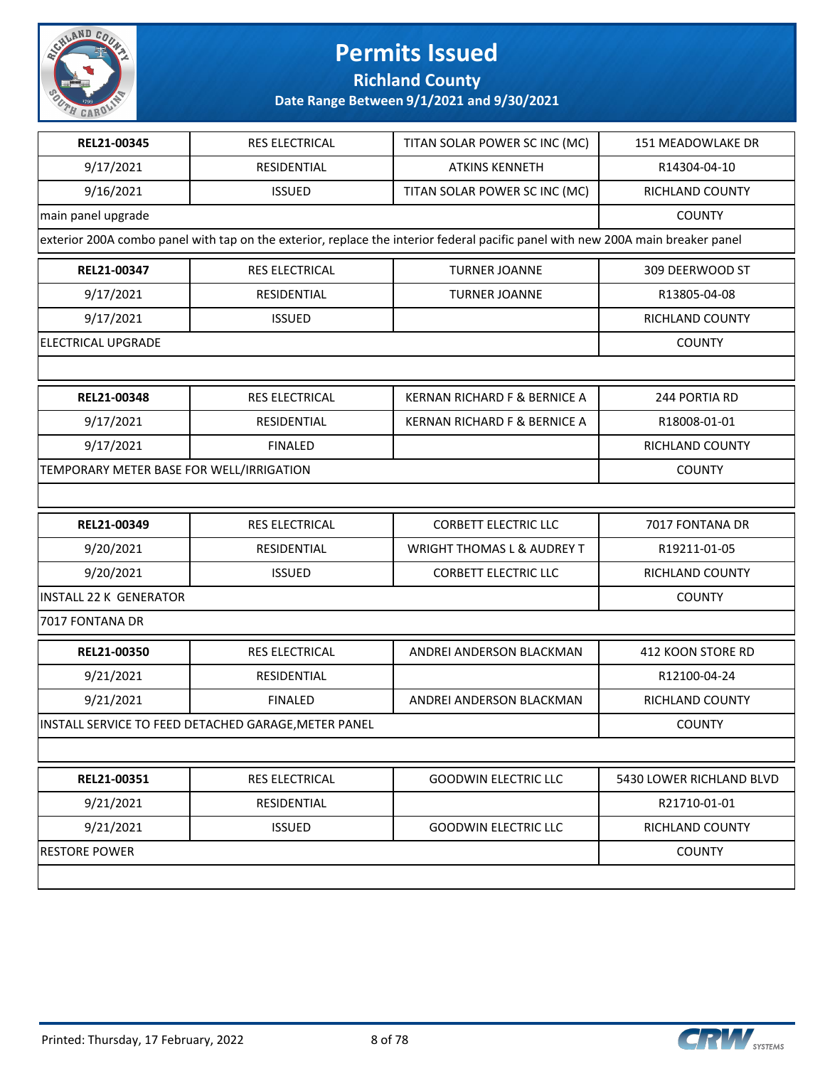# Permits Issued

## Richland County

### Date Range Between 9/1/2021 and 9/30/2021

| REL21-00345 | RES ELECTRICAL | TITAN SOLAR POWER SC INC (MC) | 151 MEADOWLAKE DR |
|---|---|---|---|
| 9/17/2021 | RESIDENTIAL | ATKINS KENNETH | R14304-04-10 |
| 9/16/2021 | ISSUED | TITAN SOLAR POWER SC INC (MC) | RICHLAND COUNTY |
| main panel upgrade | | | COUNTY |
| exterior 200A combo panel with tap on the exterior, replace the interior federal pacific panel with new 200A main breaker panel | | | |

| REL21-00347 | RES ELECTRICAL | TURNER JOANNE | 309 DEERWOOD ST |
|---|---|---|---|
| 9/17/2021 | RESIDENTIAL | TURNER JOANNE | R13805-04-08 |
| 9/17/2021 | ISSUED | | RICHLAND COUNTY |
| ELECTRICAL UPGRADE | | | COUNTY |
| | | | |

| REL21-00348 | RES ELECTRICAL | KERNAN RICHARD F & BERNICE A | 244 PORTIA RD |
|---|---|---|---|
| 9/17/2021 | RESIDENTIAL | KERNAN RICHARD F & BERNICE A | R18008-01-01 |
| 9/17/2021 | FINALED | | RICHLAND COUNTY |
| TEMPORARY METER BASE FOR WELL/IRRIGATION | | | COUNTY |
| | | | |

| REL21-00349 | RES ELECTRICAL | CORBETT ELECTRIC LLC | 7017 FONTANA DR |
|---|---|---|---|
| 9/20/2021 | RESIDENTIAL | WRIGHT THOMAS L & AUDREY T | R19211-01-05 |
| 9/20/2021 | ISSUED | CORBETT ELECTRIC LLC | RICHLAND COUNTY |
| INSTALL 22 K GENERATOR | | | COUNTY |
| 7017 FONTANA DR | | | |

| REL21-00350 | RES ELECTRICAL | ANDREI ANDERSON BLACKMAN | 412 KOON STORE RD |
|---|---|---|---|
| 9/21/2021 | RESIDENTIAL | | R12100-04-24 |
| 9/21/2021 | FINALED | ANDREI ANDERSON BLACKMAN | RICHLAND COUNTY |
| INSTALL SERVICE TO FEED DETACHED GARAGE,METER PANEL | | | COUNTY |
| | | | |

| REL21-00351 | RES ELECTRICAL | GOODWIN ELECTRIC LLC | 5430 LOWER RICHLAND BLVD |
|---|---|---|---|
| 9/21/2021 | RESIDENTIAL | | R21710-01-01 |
| 9/21/2021 | ISSUED | GOODWIN ELECTRIC LLC | RICHLAND COUNTY |
| RESTORE POWER | | | COUNTY |
| | | | |

Printed: Thursday, 17 February, 2022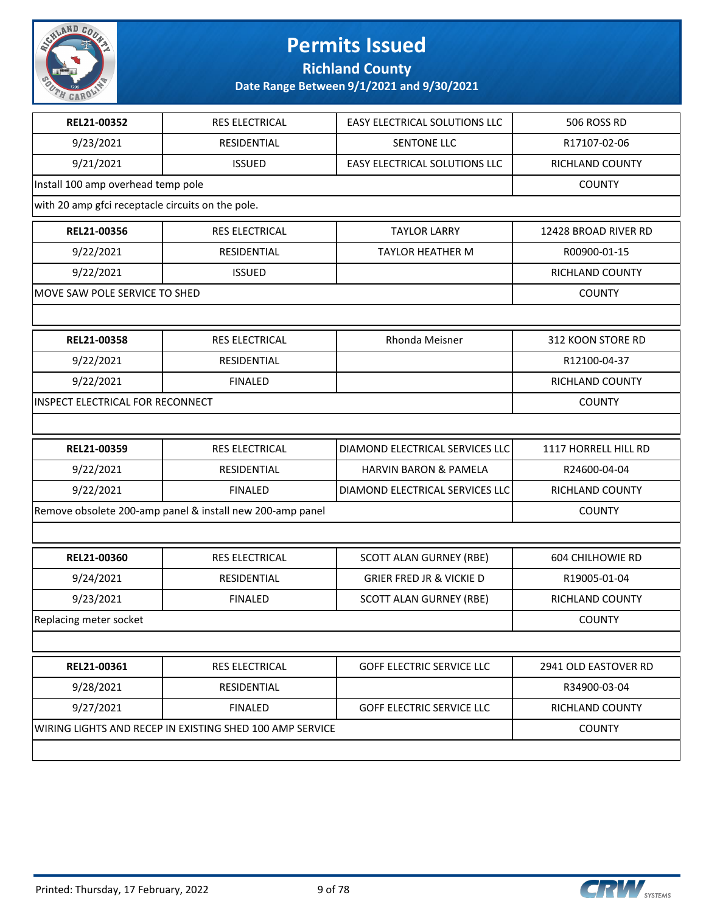# Permits Issued

## Richland County

### Date Range Between 9/1/2021 and 9/30/2021

| | | | |
|---|---|---|---|
| **REL21-00352** | RES ELECTRICAL | EASY ELECTRICAL SOLUTIONS LLC | 506 ROSS RD |
| 9/23/2021 | RESIDENTIAL | SENTONE LLC | R17107-02-06 |
| 9/21/2021 | ISSUED | EASY ELECTRICAL SOLUTIONS LLC | RICHLAND COUNTY |
| Install 100 amp overhead temp pole | | | COUNTY |
| with 20 amp gfci receptacle circuits on the pole. | | | |

| | | | |
|---|---|---|---|
| **REL21-00356** | RES ELECTRICAL | TAYLOR LARRY | 12428 BROAD RIVER RD |
| 9/22/2021 | RESIDENTIAL | TAYLOR HEATHER M | R00900-01-15 |
| 9/22/2021 | ISSUED | | RICHLAND COUNTY |
| MOVE SAW POLE SERVICE TO SHED | | | COUNTY |

| | | | |
|---|---|---|---|
| **REL21-00358** | RES ELECTRICAL | Rhonda Meisner | 312 KOON STORE RD |
| 9/22/2021 | RESIDENTIAL | | R12100-04-37 |
| 9/22/2021 | FINALED | | RICHLAND COUNTY |
| INSPECT ELECTRICAL FOR RECONNECT | | | COUNTY |

| | | | |
|---|---|---|---|
| **REL21-00359** | RES ELECTRICAL | DIAMOND ELECTRICAL SERVICES LLC | 1117 HORRELL HILL RD |
| 9/22/2021 | RESIDENTIAL | HARVIN BARON & PAMELA | R24600-04-04 |
| 9/22/2021 | FINALED | DIAMOND ELECTRICAL SERVICES LLC | RICHLAND COUNTY |
| Remove obsolete 200-amp panel & install new 200-amp panel | | | COUNTY |

| | | | |
|---|---|---|---|
| **REL21-00360** | RES ELECTRICAL | SCOTT ALAN GURNEY (RBE) | 604 CHILHOWIE RD |
| 9/24/2021 | RESIDENTIAL | GRIER FRED JR & VICKIE D | R19005-01-04 |
| 9/23/2021 | FINALED | SCOTT ALAN GURNEY (RBE) | RICHLAND COUNTY |
| Replacing meter socket | | | COUNTY |

| | | | |
|---|---|---|---|
| **REL21-00361** | RES ELECTRICAL | GOFF ELECTRIC SERVICE LLC | 2941 OLD EASTOVER RD |
| 9/28/2021 | RESIDENTIAL | | R34900-03-04 |
| 9/27/2021 | FINALED | GOFF ELECTRIC SERVICE LLC | RICHLAND COUNTY |
| WIRING LIGHTS AND RECEP IN EXISTING SHED 100 AMP SERVICE | | | COUNTY |

Printed: Thursday, 17 February, 2022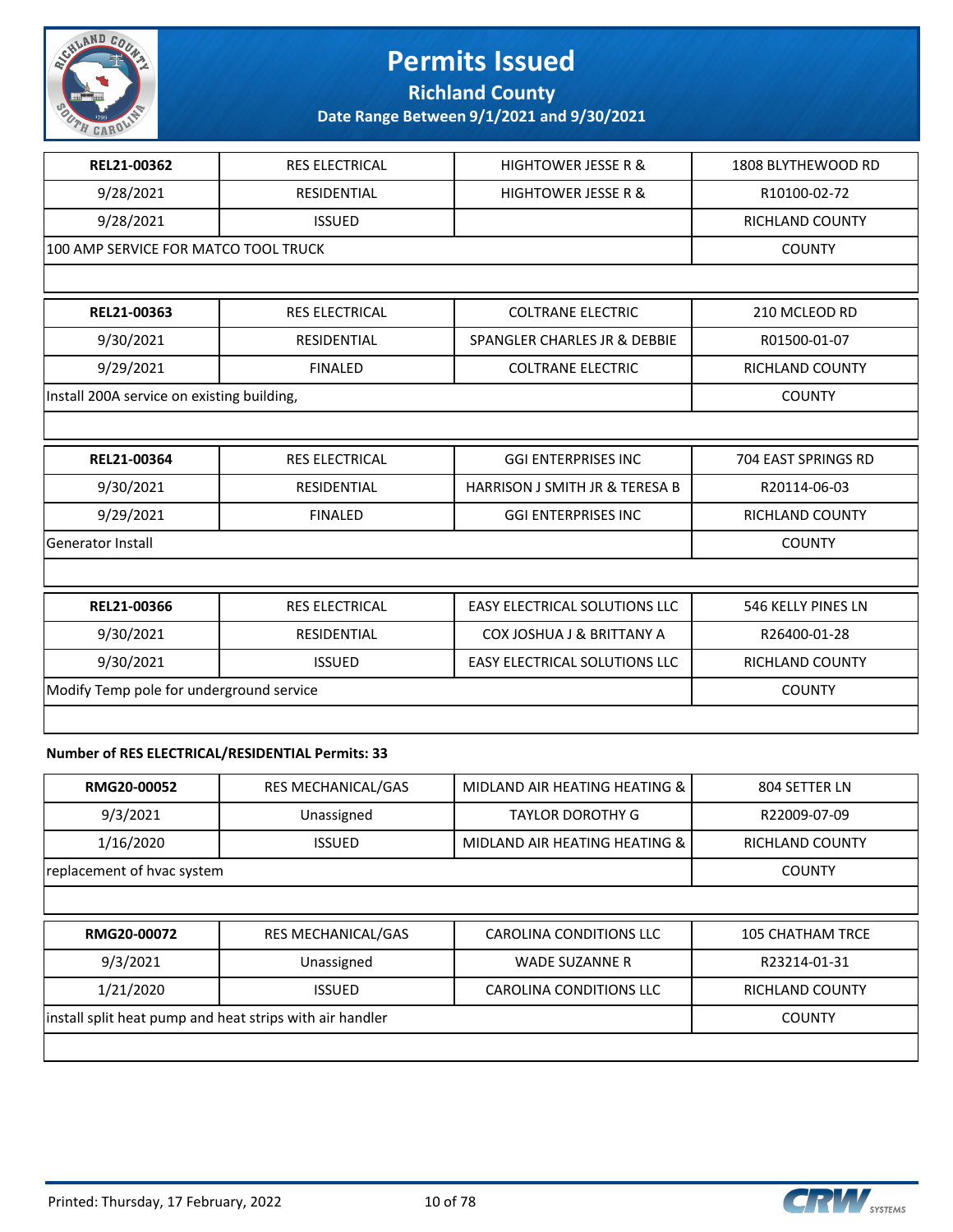# Permits Issued

## Richland County

**Date Range Between 9/1/2021 and 9/30/2021**

| | | | |
|---|---|---|---|
| **REL21-00362** | RES ELECTRICAL | HIGHTOWER JESSE R & | 1808 BLYTHEWOOD RD |
| 9/28/2021 | RESIDENTIAL | HIGHTOWER JESSE R & | R10100-02-72 |
| 9/28/2021 | ISSUED | | RICHLAND COUNTY |
| 100 AMP SERVICE FOR MATCO TOOL TRUCK | | | COUNTY |

| | | | |
|---|---|---|---|
| **REL21-00363** | RES ELECTRICAL | COLTRANE ELECTRIC | 210 MCLEOD RD |
| 9/30/2021 | RESIDENTIAL | SPANGLER CHARLES JR & DEBBIE | R01500-01-07 |
| 9/29/2021 | FINALED | COLTRANE ELECTRIC | RICHLAND COUNTY |
| Install 200A service on existing building, | | | COUNTY |

| | | | |
|---|---|---|---|
| **REL21-00364** | RES ELECTRICAL | GGI ENTERPRISES INC | 704 EAST SPRINGS RD |
| 9/30/2021 | RESIDENTIAL | HARRISON J SMITH JR & TERESA B | R20114-06-03 |
| 9/29/2021 | FINALED | GGI ENTERPRISES INC | RICHLAND COUNTY |
| Generator Install | | | COUNTY |

| | | | |
|---|---|---|---|
| **REL21-00366** | RES ELECTRICAL | EASY ELECTRICAL SOLUTIONS LLC | 546 KELLY PINES LN |
| 9/30/2021 | RESIDENTIAL | COX JOSHUA J & BRITTANY A | R26400-01-28 |
| 9/30/2021 | ISSUED | EASY ELECTRICAL SOLUTIONS LLC | RICHLAND COUNTY |
| Modify Temp pole for underground service | | | COUNTY |

**Number of RES ELECTRICAL/RESIDENTIAL Permits: 33**

| | | | |
|---|---|---|---|
| **RMG20-00052** | RES MECHANICAL/GAS | MIDLAND AIR HEATING HEATING & | 804 SETTER LN |
| 9/3/2021 | Unassigned | TAYLOR DOROTHY G | R22009-07-09 |
| 1/16/2020 | ISSUED | MIDLAND AIR HEATING HEATING & | RICHLAND COUNTY |
| replacement of hvac system | | | COUNTY |

| | | | |
|---|---|---|---|
| **RMG20-00072** | RES MECHANICAL/GAS | CAROLINA CONDITIONS LLC | 105 CHATHAM TRCE |
| 9/3/2021 | Unassigned | WADE SUZANNE R | R23214-01-31 |
| 1/21/2020 | ISSUED | CAROLINA CONDITIONS LLC | RICHLAND COUNTY |
| install split heat pump and heat strips with air handler | | | COUNTY |

Printed: Thursday, 17 February, 2022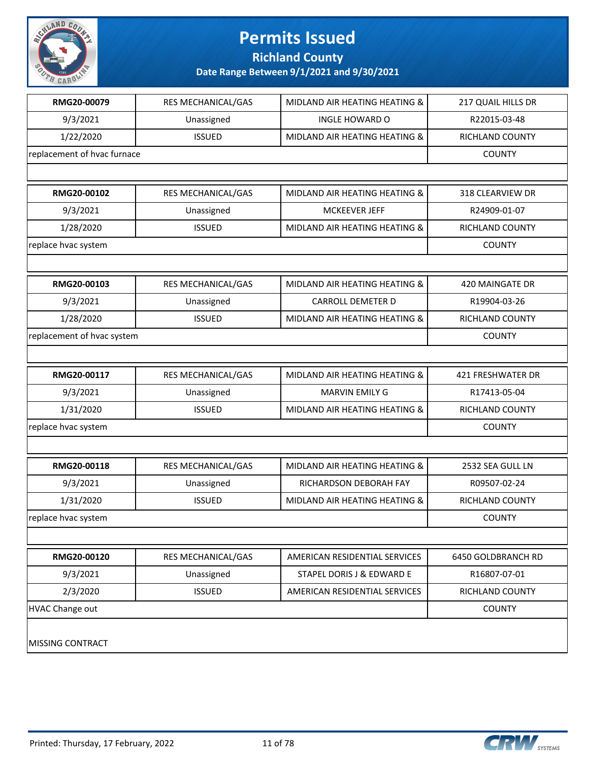# Permits Issued

## Richland County

### Date Range Between 9/1/2021 and 9/30/2021

| RMG20-00079 | RES MECHANICAL/GAS | MIDLAND AIR HEATING HEATING & | 217 QUAIL HILLS DR |
|---|---|---|---|
| 9/3/2021 | Unassigned | INGLE HOWARD O | R22015-03-48 |
| 1/22/2020 | ISSUED | MIDLAND AIR HEATING HEATING & | RICHLAND COUNTY |
| replacement of hvac furnace | | | COUNTY |

| RMG20-00102 | RES MECHANICAL/GAS | MIDLAND AIR HEATING HEATING & | 318 CLEARVIEW DR |
|---|---|---|---|
| 9/3/2021 | Unassigned | MCKEEVER JEFF | R24909-01-07 |
| 1/28/2020 | ISSUED | MIDLAND AIR HEATING HEATING & | RICHLAND COUNTY |
| replace hvac system | | | COUNTY |

| RMG20-00103 | RES MECHANICAL/GAS | MIDLAND AIR HEATING HEATING & | 420 MAINGATE DR |
|---|---|---|---|
| 9/3/2021 | Unassigned | CARROLL DEMETER D | R19904-03-26 |
| 1/28/2020 | ISSUED | MIDLAND AIR HEATING HEATING & | RICHLAND COUNTY |
| replacement of hvac system | | | COUNTY |

| RMG20-00117 | RES MECHANICAL/GAS | MIDLAND AIR HEATING HEATING & | 421 FRESHWATER DR |
|---|---|---|---|
| 9/3/2021 | Unassigned | MARVIN EMILY G | R17413-05-04 |
| 1/31/2020 | ISSUED | MIDLAND AIR HEATING HEATING & | RICHLAND COUNTY |
| replace hvac system | | | COUNTY |

| RMG20-00118 | RES MECHANICAL/GAS | MIDLAND AIR HEATING HEATING & | 2532 SEA GULL LN |
|---|---|---|---|
| 9/3/2021 | Unassigned | RICHARDSON DEBORAH FAY | R09507-02-24 |
| 1/31/2020 | ISSUED | MIDLAND AIR HEATING HEATING & | RICHLAND COUNTY |
| replace hvac system | | | COUNTY |

| RMG20-00120 | RES MECHANICAL/GAS | AMERICAN RESIDENTIAL SERVICES | 6450 GOLDBRANCH RD |
|---|---|---|---|
| 9/3/2021 | Unassigned | STAPEL DORIS J & EDWARD E | R16807-07-01 |
| 2/3/2020 | ISSUED | AMERICAN RESIDENTIAL SERVICES | RICHLAND COUNTY |
| HVAC Change out | | | COUNTY |

MISSING CONTRACT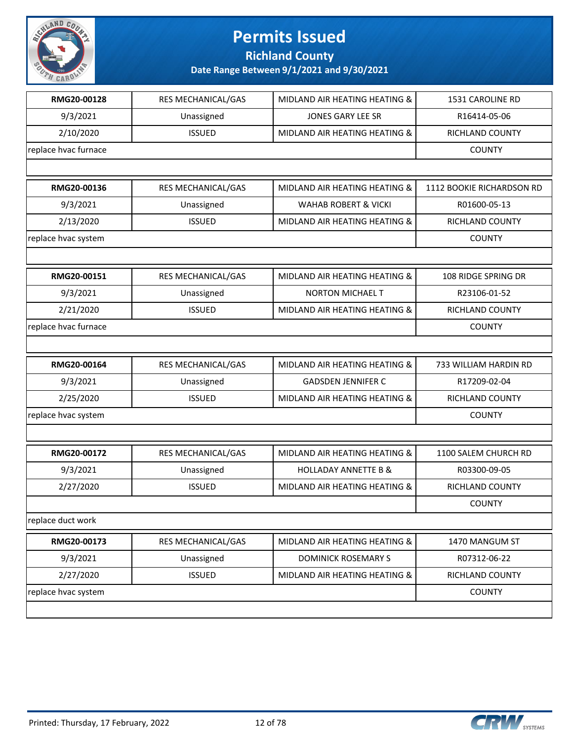# Permits Issued

## Richland County

### Date Range Between 9/1/2021 and 9/30/2021

| RMG20-00128 | RES MECHANICAL/GAS | MIDLAND AIR HEATING HEATING & | 1531 CAROLINE RD |
|---|---|---|---|
| 9/3/2021 | Unassigned | JONES GARY LEE SR | R16414-05-06 |
| 2/10/2020 | ISSUED | MIDLAND AIR HEATING HEATING & | RICHLAND COUNTY |
| replace hvac furnace | | | COUNTY |

| RMG20-00136 | RES MECHANICAL/GAS | MIDLAND AIR HEATING HEATING & | 1112 BOOKIE RICHARDSON RD |
|---|---|---|---|
| 9/3/2021 | Unassigned | WAHAB ROBERT & VICKI | R01600-05-13 |
| 2/13/2020 | ISSUED | MIDLAND AIR HEATING HEATING & | RICHLAND COUNTY |
| replace hvac system | | | COUNTY |

| RMG20-00151 | RES MECHANICAL/GAS | MIDLAND AIR HEATING HEATING & | 108 RIDGE SPRING DR |
|---|---|---|---|
| 9/3/2021 | Unassigned | NORTON MICHAEL T | R23106-01-52 |
| 2/21/2020 | ISSUED | MIDLAND AIR HEATING HEATING & | RICHLAND COUNTY |
| replace hvac furnace | | | COUNTY |

| RMG20-00164 | RES MECHANICAL/GAS | MIDLAND AIR HEATING HEATING & | 733 WILLIAM HARDIN RD |
|---|---|---|---|
| 9/3/2021 | Unassigned | GADSDEN JENNIFER C | R17209-02-04 |
| 2/25/2020 | ISSUED | MIDLAND AIR HEATING HEATING & | RICHLAND COUNTY |
| replace hvac system | | | COUNTY |

| RMG20-00172 | RES MECHANICAL/GAS | MIDLAND AIR HEATING HEATING & | 1100 SALEM CHURCH RD |
|---|---|---|---|
| 9/3/2021 | Unassigned | HOLLADAY ANNETTE B & | R03300-09-05 |
| 2/27/2020 | ISSUED | MIDLAND AIR HEATING HEATING & | RICHLAND COUNTY |
| | | | COUNTY |
| replace duct work | | | |

| RMG20-00173 | RES MECHANICAL/GAS | MIDLAND AIR HEATING HEATING & | 1470 MANGUM ST |
|---|---|---|---|
| 9/3/2021 | Unassigned | DOMINICK ROSEMARY S | R07312-06-22 |
| 2/27/2020 | ISSUED | MIDLAND AIR HEATING HEATING & | RICHLAND COUNTY |
| replace hvac system | | | COUNTY |

Printed: Thursday, 17 February, 2022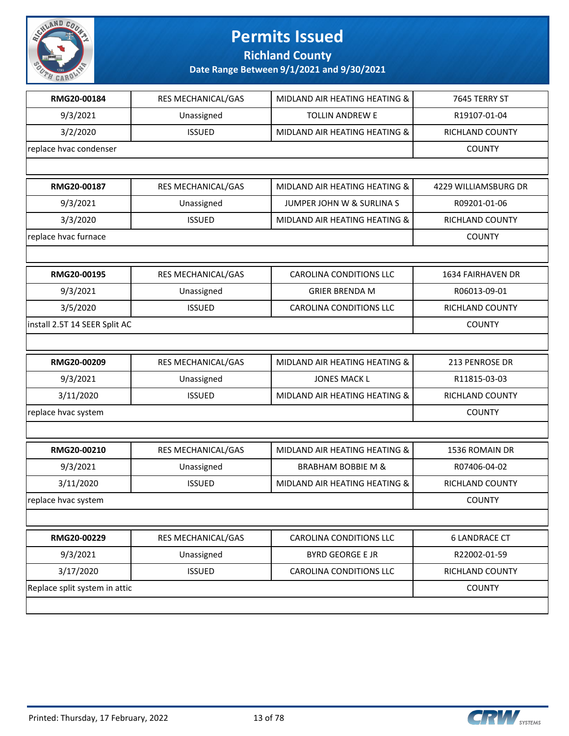# Permits Issued

## Richland County

### Date Range Between 9/1/2021 and 9/30/2021

| RMG20-00184 | RES MECHANICAL/GAS | MIDLAND AIR HEATING HEATING & | 7645 TERRY ST |
|---|---|---|---|
| 9/3/2021 | Unassigned | TOLLIN ANDREW E | R19107-01-04 |
| 3/2/2020 | ISSUED | MIDLAND AIR HEATING HEATING & | RICHLAND COUNTY |
| replace hvac condenser | | | COUNTY |

| RMG20-00187 | RES MECHANICAL/GAS | MIDLAND AIR HEATING HEATING & | 4229 WILLIAMSBURG DR |
|---|---|---|---|
| 9/3/2021 | Unassigned | JUMPER JOHN W & SURLINA S | R09201-01-06 |
| 3/3/2020 | ISSUED | MIDLAND AIR HEATING HEATING & | RICHLAND COUNTY |
| replace hvac furnace | | | COUNTY |

| RMG20-00195 | RES MECHANICAL/GAS | CAROLINA CONDITIONS LLC | 1634 FAIRHAVEN DR |
|---|---|---|---|
| 9/3/2021 | Unassigned | GRIER BRENDA M | R06013-09-01 |
| 3/5/2020 | ISSUED | CAROLINA CONDITIONS LLC | RICHLAND COUNTY |
| install 2.5T 14 SEER Split AC | | | COUNTY |

| RMG20-00209 | RES MECHANICAL/GAS | MIDLAND AIR HEATING HEATING & | 213 PENROSE DR |
|---|---|---|---|
| 9/3/2021 | Unassigned | JONES MACK L | R11815-03-03 |
| 3/11/2020 | ISSUED | MIDLAND AIR HEATING HEATING & | RICHLAND COUNTY |
| replace hvac system | | | COUNTY |

| RMG20-00210 | RES MECHANICAL/GAS | MIDLAND AIR HEATING HEATING & | 1536 ROMAIN DR |
|---|---|---|---|
| 9/3/2021 | Unassigned | BRABHAM BOBBIE M & | R07406-04-02 |
| 3/11/2020 | ISSUED | MIDLAND AIR HEATING HEATING & | RICHLAND COUNTY |
| replace hvac system | | | COUNTY |

| RMG20-00229 | RES MECHANICAL/GAS | CAROLINA CONDITIONS LLC | 6 LANDRACE CT |
|---|---|---|---|
| 9/3/2021 | Unassigned | BYRD GEORGE E JR | R22002-01-59 |
| 3/17/2020 | ISSUED | CAROLINA CONDITIONS LLC | RICHLAND COUNTY |
| Replace split system in attic | | | COUNTY |

Printed: Thursday, 17 February, 2022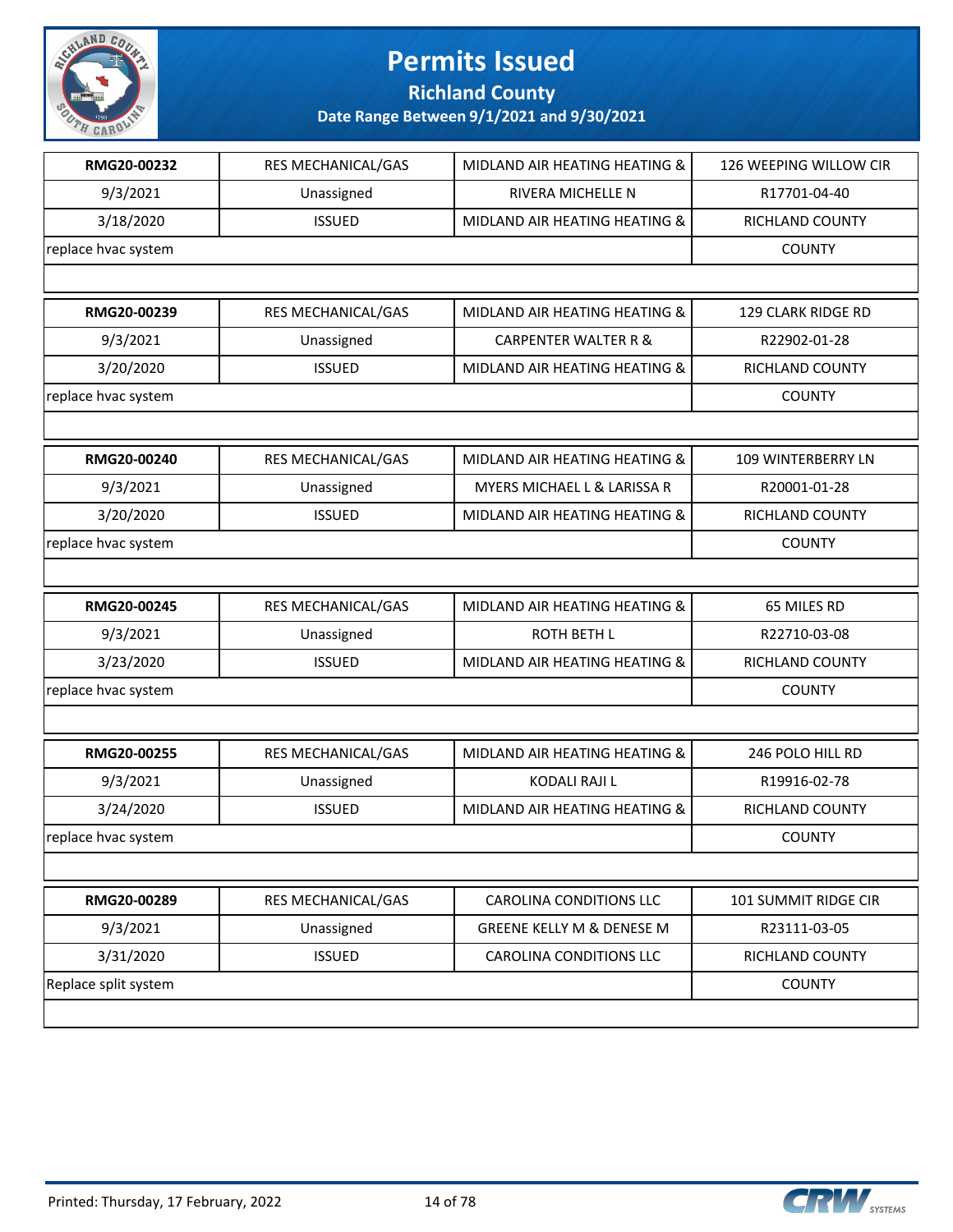# Permits Issued

## Richland County

### Date Range Between 9/1/2021 and 9/30/2021

| RMG20-00232 | RES MECHANICAL/GAS | MIDLAND AIR HEATING HEATING & | 126 WEEPING WILLOW CIR |
|---|---|---|---|
| 9/3/2021 | Unassigned | RIVERA MICHELLE N | R17701-04-40 |
| 3/18/2020 | ISSUED | MIDLAND AIR HEATING HEATING & | RICHLAND COUNTY |
| replace hvac system | | | COUNTY |

| RMG20-00239 | RES MECHANICAL/GAS | MIDLAND AIR HEATING HEATING & | 129 CLARK RIDGE RD |
|---|---|---|---|
| 9/3/2021 | Unassigned | CARPENTER WALTER R & | R22902-01-28 |
| 3/20/2020 | ISSUED | MIDLAND AIR HEATING HEATING & | RICHLAND COUNTY |
| replace hvac system | | | COUNTY |

| RMG20-00240 | RES MECHANICAL/GAS | MIDLAND AIR HEATING HEATING & | 109 WINTERBERRY LN |
|---|---|---|---|
| 9/3/2021 | Unassigned | MYERS MICHAEL L & LARISSA R | R20001-01-28 |
| 3/20/2020 | ISSUED | MIDLAND AIR HEATING HEATING & | RICHLAND COUNTY |
| replace hvac system | | | COUNTY |

| RMG20-00245 | RES MECHANICAL/GAS | MIDLAND AIR HEATING HEATING & | 65 MILES RD |
|---|---|---|---|
| 9/3/2021 | Unassigned | ROTH BETH L | R22710-03-08 |
| 3/23/2020 | ISSUED | MIDLAND AIR HEATING HEATING & | RICHLAND COUNTY |
| replace hvac system | | | COUNTY |

| RMG20-00255 | RES MECHANICAL/GAS | MIDLAND AIR HEATING HEATING & | 246 POLO HILL RD |
|---|---|---|---|
| 9/3/2021 | Unassigned | KODALI RAJI L | R19916-02-78 |
| 3/24/2020 | ISSUED | MIDLAND AIR HEATING HEATING & | RICHLAND COUNTY |
| replace hvac system | | | COUNTY |

| RMG20-00289 | RES MECHANICAL/GAS | CAROLINA CONDITIONS LLC | 101 SUMMIT RIDGE CIR |
|---|---|---|---|
| 9/3/2021 | Unassigned | GREENE KELLY M & DENESE M | R23111-03-05 |
| 3/31/2020 | ISSUED | CAROLINA CONDITIONS LLC | RICHLAND COUNTY |
| Replace split system | | | COUNTY |

Printed: Thursday, 17 February, 2022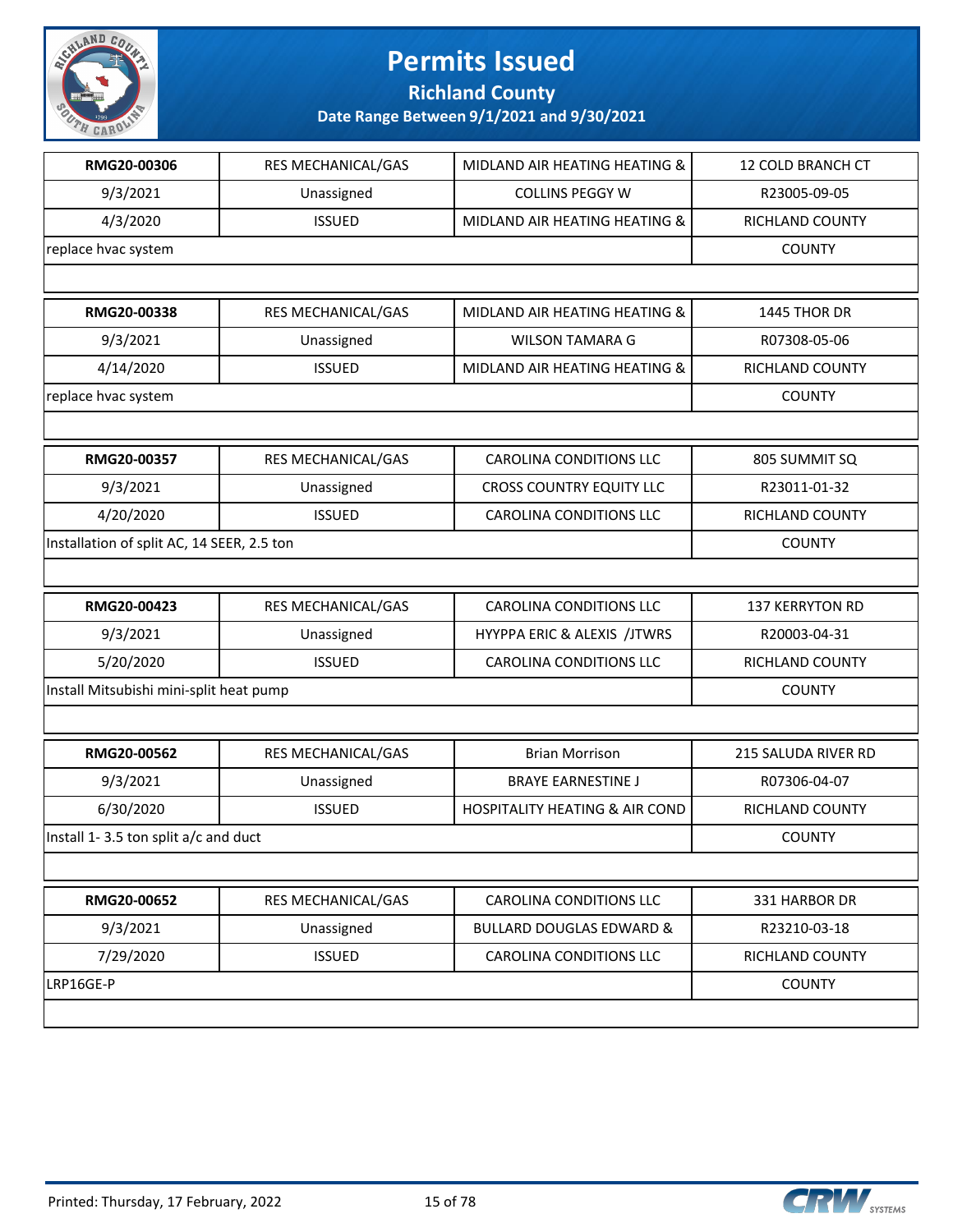# Permits Issued

## Richland County

### Date Range Between 9/1/2021 and 9/30/2021

| RMG20-00306 | RES MECHANICAL/GAS | MIDLAND AIR HEATING HEATING & | 12 COLD BRANCH CT |
|---|---|---|---|
| 9/3/2021 | Unassigned | COLLINS PEGGY W | R23005-09-05 |
| 4/3/2020 | ISSUED | MIDLAND AIR HEATING HEATING & | RICHLAND COUNTY |
| replace hvac system | | | COUNTY |

| RMG20-00338 | RES MECHANICAL/GAS | MIDLAND AIR HEATING HEATING & | 1445 THOR DR |
|---|---|---|---|
| 9/3/2021 | Unassigned | WILSON TAMARA G | R07308-05-06 |
| 4/14/2020 | ISSUED | MIDLAND AIR HEATING HEATING & | RICHLAND COUNTY |
| replace hvac system | | | COUNTY |

| RMG20-00357 | RES MECHANICAL/GAS | CAROLINA CONDITIONS LLC | 805 SUMMIT SQ |
|---|---|---|---|
| 9/3/2021 | Unassigned | CROSS COUNTRY EQUITY LLC | R23011-01-32 |
| 4/20/2020 | ISSUED | CAROLINA CONDITIONS LLC | RICHLAND COUNTY |
| Installation of split AC, 14 SEER, 2.5 ton | | | COUNTY |

| RMG20-00423 | RES MECHANICAL/GAS | CAROLINA CONDITIONS LLC | 137 KERRYTON RD |
|---|---|---|---|
| 9/3/2021 | Unassigned | HYYPPA ERIC & ALEXIS /JTWRS | R20003-04-31 |
| 5/20/2020 | ISSUED | CAROLINA CONDITIONS LLC | RICHLAND COUNTY |
| Install Mitsubishi mini-split heat pump | | | COUNTY |

| RMG20-00562 | RES MECHANICAL/GAS | Brian Morrison | 215 SALUDA RIVER RD |
|---|---|---|---|
| 9/3/2021 | Unassigned | BRAYE EARNESTINE J | R07306-04-07 |
| 6/30/2020 | ISSUED | HOSPITALITY HEATING & AIR COND | RICHLAND COUNTY |
| Install 1- 3.5 ton split a/c and duct | | | COUNTY |

| RMG20-00652 | RES MECHANICAL/GAS | CAROLINA CONDITIONS LLC | 331 HARBOR DR |
|---|---|---|---|
| 9/3/2021 | Unassigned | BULLARD DOUGLAS EDWARD & | R23210-03-18 |
| 7/29/2020 | ISSUED | CAROLINA CONDITIONS LLC | RICHLAND COUNTY |
| LRP16GE-P | | | COUNTY |

Printed: Thursday, 17 February, 2022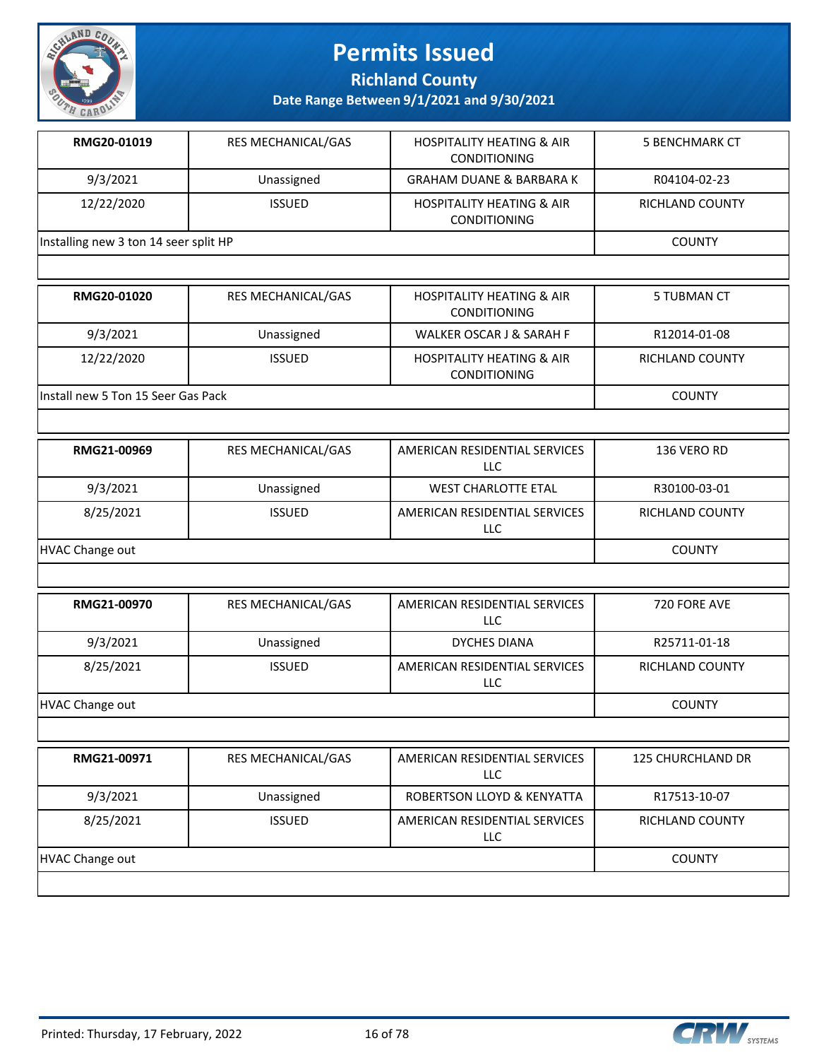# Permits Issued

## Richland County

### Date Range Between 9/1/2021 and 9/30/2021

| | | | |
|---|---|---|---|
| **RMG20-01019** | RES MECHANICAL/GAS | HOSPITALITY HEATING & AIR CONDITIONING | 5 BENCHMARK CT |
| 9/3/2021 | Unassigned | GRAHAM DUANE & BARBARA K | R04104-02-23 |
| 12/22/2020 | ISSUED | HOSPITALITY HEATING & AIR CONDITIONING | RICHLAND COUNTY |
| Installing new 3 ton 14 seer split HP | | | COUNTY |

| | | | |
|---|---|---|---|
| **RMG20-01020** | RES MECHANICAL/GAS | HOSPITALITY HEATING & AIR CONDITIONING | 5 TUBMAN CT |
| 9/3/2021 | Unassigned | WALKER OSCAR J & SARAH F | R12014-01-08 |
| 12/22/2020 | ISSUED | HOSPITALITY HEATING & AIR CONDITIONING | RICHLAND COUNTY |
| Install new 5 Ton 15 Seer Gas Pack | | | COUNTY |

| | | | |
|---|---|---|---|
| **RMG21-00969** | RES MECHANICAL/GAS | AMERICAN RESIDENTIAL SERVICES LLC | 136 VERO RD |
| 9/3/2021 | Unassigned | WEST CHARLOTTE ETAL | R30100-03-01 |
| 8/25/2021 | ISSUED | AMERICAN RESIDENTIAL SERVICES LLC | RICHLAND COUNTY |
| HVAC Change out | | | COUNTY |

| | | | |
|---|---|---|---|
| **RMG21-00970** | RES MECHANICAL/GAS | AMERICAN RESIDENTIAL SERVICES LLC | 720 FORE AVE |
| 9/3/2021 | Unassigned | DYCHES DIANA | R25711-01-18 |
| 8/25/2021 | ISSUED | AMERICAN RESIDENTIAL SERVICES LLC | RICHLAND COUNTY |
| HVAC Change out | | | COUNTY |

| | | | |
|---|---|---|---|
| **RMG21-00971** | RES MECHANICAL/GAS | AMERICAN RESIDENTIAL SERVICES LLC | 125 CHURCHLAND DR |
| 9/3/2021 | Unassigned | ROBERTSON LLOYD & KENYATTA | R17513-10-07 |
| 8/25/2021 | ISSUED | AMERICAN RESIDENTIAL SERVICES LLC | RICHLAND COUNTY |
| HVAC Change out | | | COUNTY |

Printed: Thursday, 17 February, 2022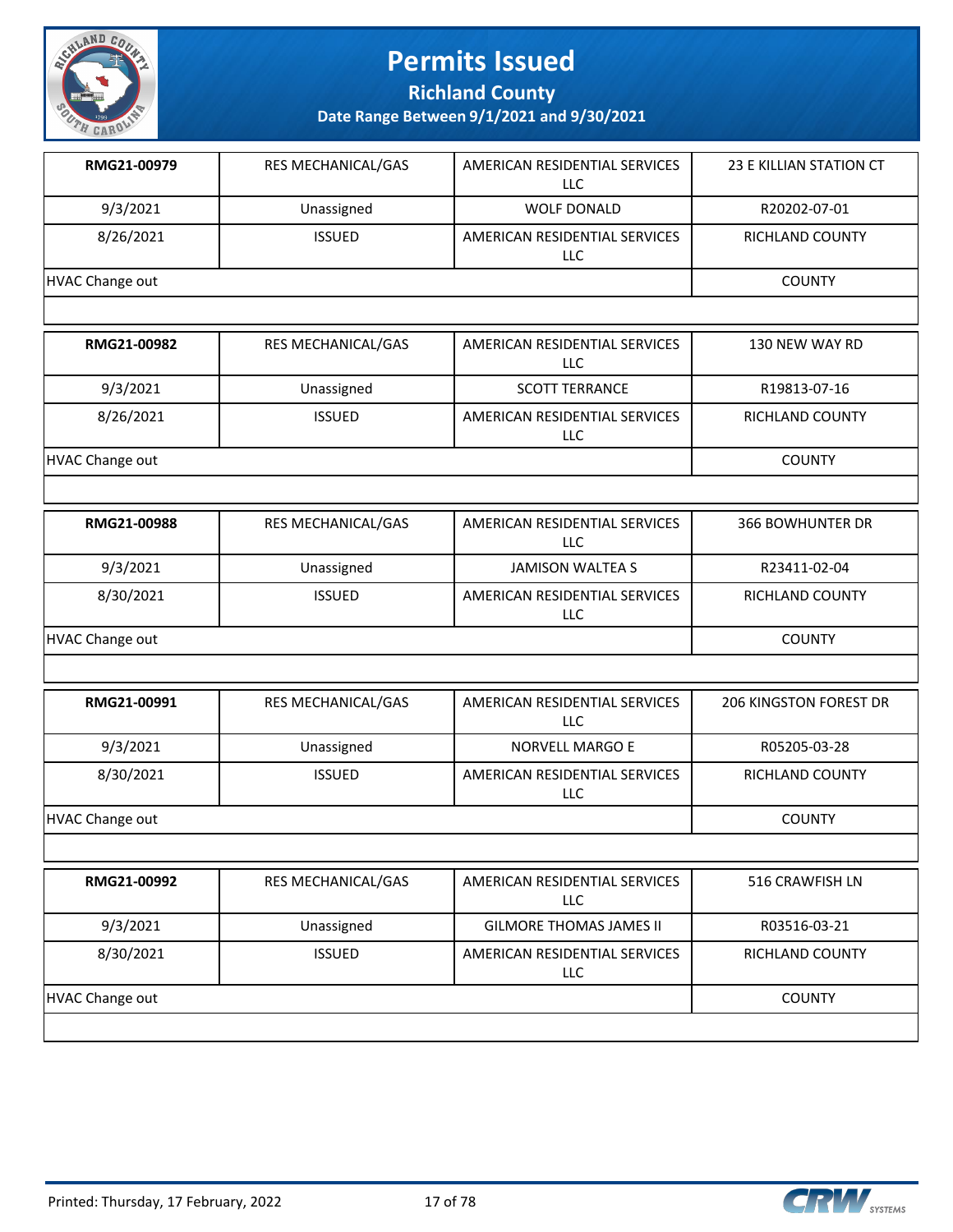# Permits Issued

## Richland County

### Date Range Between 9/1/2021 and 9/30/2021

| | | | |
|---|---|---|---|
| **RMG21-00979** | RES MECHANICAL/GAS | AMERICAN RESIDENTIAL SERVICES LLC | 23 E KILLIAN STATION CT |
| 9/3/2021 | Unassigned | WOLF DONALD | R20202-07-01 |
| 8/26/2021 | ISSUED | AMERICAN RESIDENTIAL SERVICES LLC | RICHLAND COUNTY |
| HVAC Change out | | | COUNTY |

| | | | |
|---|---|---|---|
| **RMG21-00982** | RES MECHANICAL/GAS | AMERICAN RESIDENTIAL SERVICES LLC | 130 NEW WAY RD |
| 9/3/2021 | Unassigned | SCOTT TERRANCE | R19813-07-16 |
| 8/26/2021 | ISSUED | AMERICAN RESIDENTIAL SERVICES LLC | RICHLAND COUNTY |
| HVAC Change out | | | COUNTY |

| | | | |
|---|---|---|---|
| **RMG21-00988** | RES MECHANICAL/GAS | AMERICAN RESIDENTIAL SERVICES LLC | 366 BOWHUNTER DR |
| 9/3/2021 | Unassigned | JAMISON WALTEA S | R23411-02-04 |
| 8/30/2021 | ISSUED | AMERICAN RESIDENTIAL SERVICES LLC | RICHLAND COUNTY |
| HVAC Change out | | | COUNTY |

| | | | |
|---|---|---|---|
| **RMG21-00991** | RES MECHANICAL/GAS | AMERICAN RESIDENTIAL SERVICES LLC | 206 KINGSTON FOREST DR |
| 9/3/2021 | Unassigned | NORVELL MARGO E | R05205-03-28 |
| 8/30/2021 | ISSUED | AMERICAN RESIDENTIAL SERVICES LLC | RICHLAND COUNTY |
| HVAC Change out | | | COUNTY |

| | | | |
|---|---|---|---|
| **RMG21-00992** | RES MECHANICAL/GAS | AMERICAN RESIDENTIAL SERVICES LLC | 516 CRAWFISH LN |
| 9/3/2021 | Unassigned | GILMORE THOMAS JAMES II | R03516-03-21 |
| 8/30/2021 | ISSUED | AMERICAN RESIDENTIAL SERVICES LLC | RICHLAND COUNTY |
| HVAC Change out | | | COUNTY |

Printed: Thursday, 17 February, 2022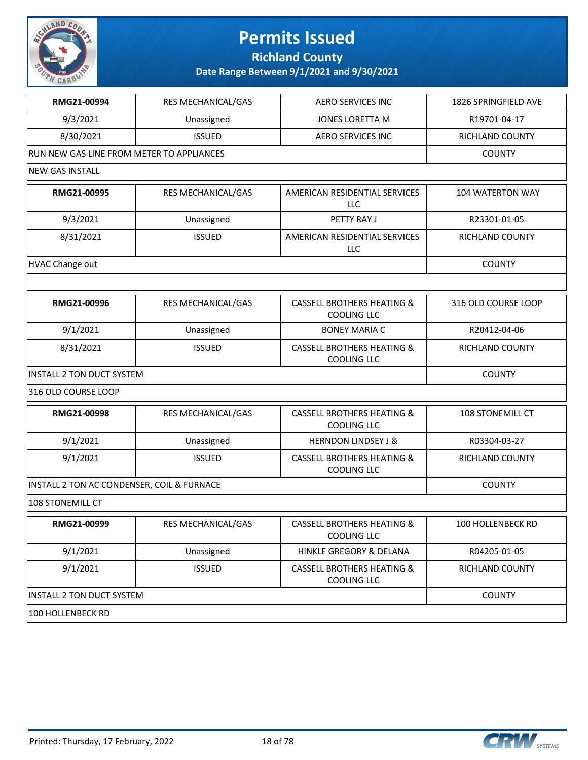# Permits Issued

**Richland County**

**Date Range Between 9/1/2021 and 9/30/2021**

| RMG21-00994 | RES MECHANICAL/GAS | AERO SERVICES INC | 1826 SPRINGFIELD AVE |
|---|---|---|---|
| 9/3/2021 | Unassigned | JONES LORETTA M | R19701-04-17 |
| 8/30/2021 | ISSUED | AERO SERVICES INC | RICHLAND COUNTY |
| RUN NEW GAS LINE FROM METER TO APPLIANCES | | | COUNTY |
| NEW GAS INSTALL | | | |

| RMG21-00995 | RES MECHANICAL/GAS | AMERICAN RESIDENTIAL SERVICES LLC | 104 WATERTON WAY |
|---|---|---|---|
| 9/3/2021 | Unassigned | PETTY RAY J | R23301-01-05 |
| 8/31/2021 | ISSUED | AMERICAN RESIDENTIAL SERVICES LLC | RICHLAND COUNTY |
| HVAC Change out | | | COUNTY |
| | | | |

| RMG21-00996 | RES MECHANICAL/GAS | CASSELL BROTHERS HEATING & COOLING LLC | 316 OLD COURSE LOOP |
|---|---|---|---|
| 9/1/2021 | Unassigned | BONEY MARIA C | R20412-04-06 |
| 8/31/2021 | ISSUED | CASSELL BROTHERS HEATING & COOLING LLC | RICHLAND COUNTY |
| INSTALL 2 TON DUCT SYSTEM | | | COUNTY |
| 316 OLD COURSE LOOP | | | |

| RMG21-00998 | RES MECHANICAL/GAS | CASSELL BROTHERS HEATING & COOLING LLC | 108 STONEMILL CT |
|---|---|---|---|
| 9/1/2021 | Unassigned | HERNDON LINDSEY J & | R03304-03-27 |
| 9/1/2021 | ISSUED | CASSELL BROTHERS HEATING & COOLING LLC | RICHLAND COUNTY |
| INSTALL 2 TON AC CONDENSER, COIL & FURNACE | | | COUNTY |
| 108 STONEMILL CT | | | |

| RMG21-00999 | RES MECHANICAL/GAS | CASSELL BROTHERS HEATING & COOLING LLC | 100 HOLLENBECK RD |
|---|---|---|---|
| 9/1/2021 | Unassigned | HINKLE GREGORY & DELANA | R04205-01-05 |
| 9/1/2021 | ISSUED | CASSELL BROTHERS HEATING & COOLING LLC | RICHLAND COUNTY |
| INSTALL 2 TON DUCT SYSTEM | | | COUNTY |
| 100 HOLLENBECK RD | | | |

Printed: Thursday, 17 February, 2022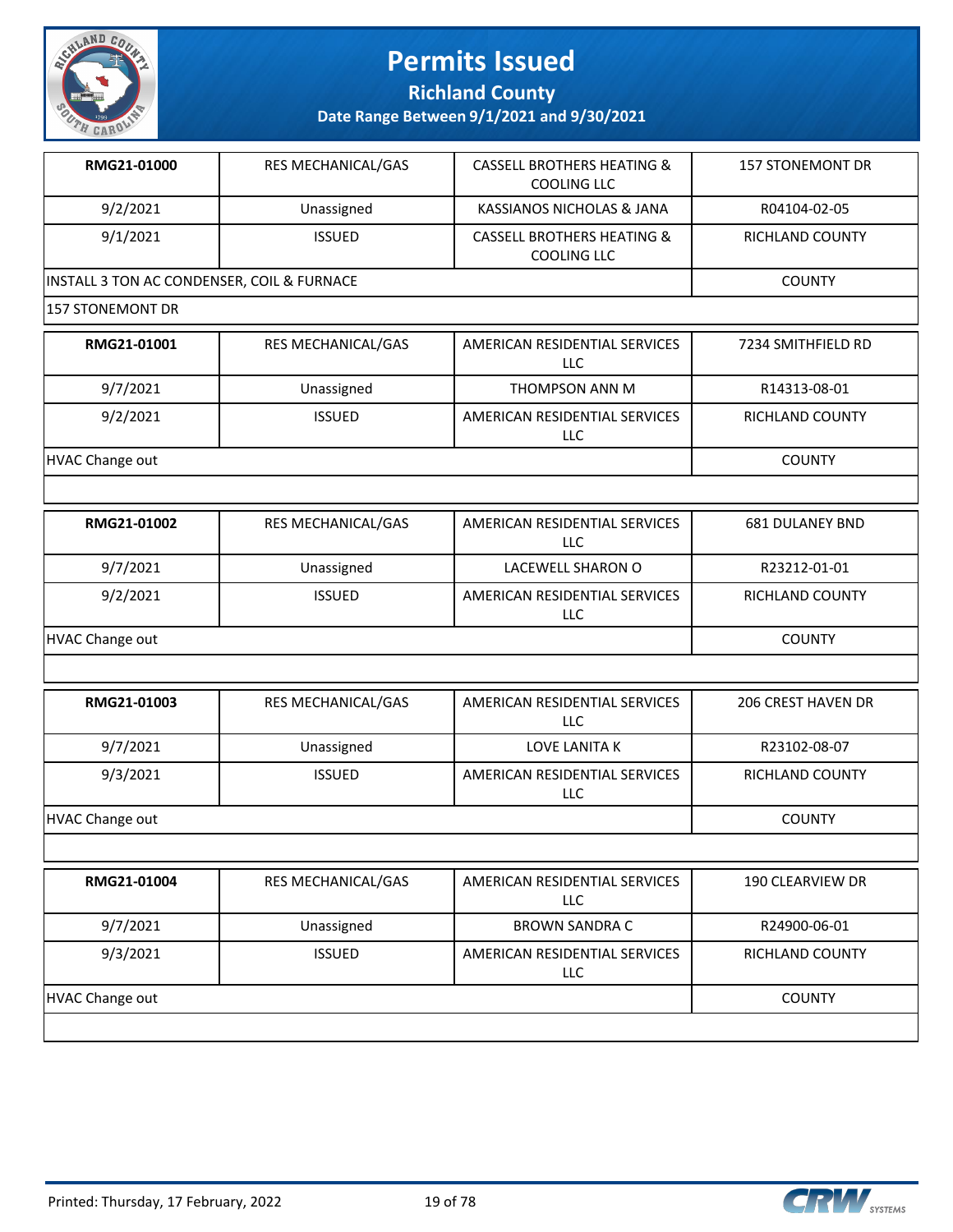# Permits Issued

## Richland County

### Date Range Between 9/1/2021 and 9/30/2021

| RMG21-01000 | RES MECHANICAL/GAS | CASSELL BROTHERS HEATING & COOLING LLC | 157 STONEMONT DR |
|---|---|---|---|
| 9/2/2021 | Unassigned | KASSIANOS NICHOLAS & JANA | R04104-02-05 |
| 9/1/2021 | ISSUED | CASSELL BROTHERS HEATING & COOLING LLC | RICHLAND COUNTY |
| INSTALL 3 TON AC CONDENSER, COIL & FURNACE | | | COUNTY |
| 157 STONEMONT DR | | | |

| RMG21-01001 | RES MECHANICAL/GAS | AMERICAN RESIDENTIAL SERVICES LLC | 7234 SMITHFIELD RD |
|---|---|---|---|
| 9/7/2021 | Unassigned | THOMPSON ANN M | R14313-08-01 |
| 9/2/2021 | ISSUED | AMERICAN RESIDENTIAL SERVICES LLC | RICHLAND COUNTY |
| HVAC Change out | | | COUNTY |

| RMG21-01002 | RES MECHANICAL/GAS | AMERICAN RESIDENTIAL SERVICES LLC | 681 DULANEY BND |
|---|---|---|---|
| 9/7/2021 | Unassigned | LACEWELL SHARON O | R23212-01-01 |
| 9/2/2021 | ISSUED | AMERICAN RESIDENTIAL SERVICES LLC | RICHLAND COUNTY |
| HVAC Change out | | | COUNTY |

| RMG21-01003 | RES MECHANICAL/GAS | AMERICAN RESIDENTIAL SERVICES LLC | 206 CREST HAVEN DR |
|---|---|---|---|
| 9/7/2021 | Unassigned | LOVE LANITA K | R23102-08-07 |
| 9/3/2021 | ISSUED | AMERICAN RESIDENTIAL SERVICES LLC | RICHLAND COUNTY |
| HVAC Change out | | | COUNTY |

| RMG21-01004 | RES MECHANICAL/GAS | AMERICAN RESIDENTIAL SERVICES LLC | 190 CLEARVIEW DR |
|---|---|---|---|
| 9/7/2021 | Unassigned | BROWN SANDRA C | R24900-06-01 |
| 9/3/2021 | ISSUED | AMERICAN RESIDENTIAL SERVICES LLC | RICHLAND COUNTY |
| HVAC Change out | | | COUNTY |

Printed: Thursday, 17 February, 2022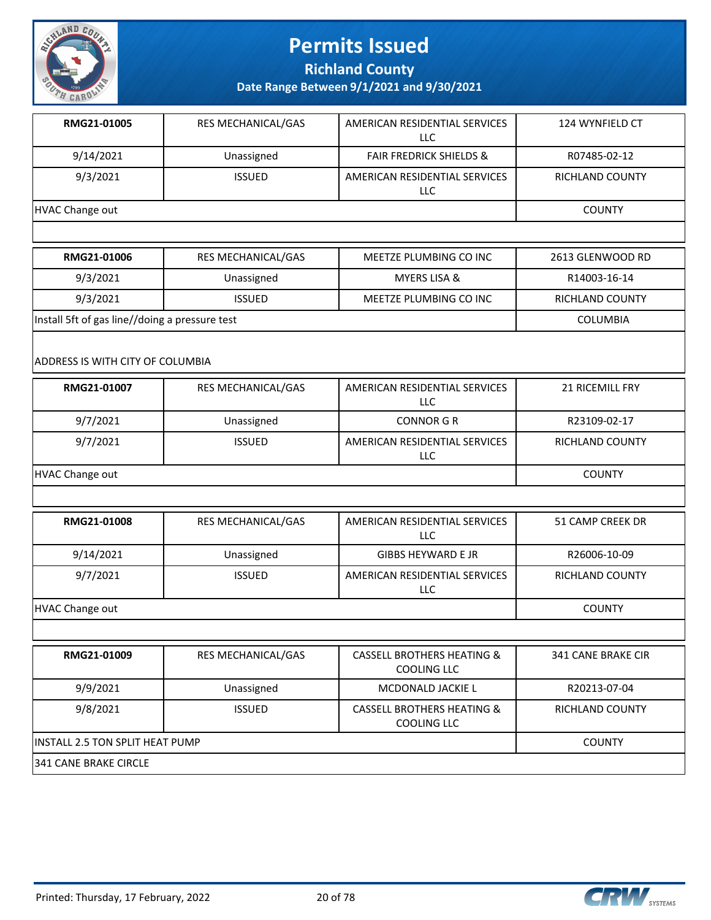# Permits Issued

## Richland County

### Date Range Between 9/1/2021 and 9/30/2021

| RMG21-01005 | RES MECHANICAL/GAS | AMERICAN RESIDENTIAL SERVICES LLC | 124 WYNFIELD CT |
|---|---|---|---|
| 9/14/2021 | Unassigned | FAIR FREDRICK SHIELDS & | R07485-02-12 |
| 9/3/2021 | ISSUED | AMERICAN RESIDENTIAL SERVICES LLC | RICHLAND COUNTY |
| HVAC Change out | | | COUNTY |

| RMG21-01006 | RES MECHANICAL/GAS | MEETZE PLUMBING CO INC | 2613 GLENWOOD RD |
|---|---|---|---|
| 9/3/2021 | Unassigned | MYERS LISA & | R14003-16-14 |
| 9/3/2021 | ISSUED | MEETZE PLUMBING CO INC | RICHLAND COUNTY |
| Install 5ft of gas line//doing a pressure test | | | COLUMBIA |
| ADDRESS IS WITH CITY OF COLUMBIA | | | |

| RMG21-01007 | RES MECHANICAL/GAS | AMERICAN RESIDENTIAL SERVICES LLC | 21 RICEMILL FRY |
|---|---|---|---|
| 9/7/2021 | Unassigned | CONNOR G R | R23109-02-17 |
| 9/7/2021 | ISSUED | AMERICAN RESIDENTIAL SERVICES LLC | RICHLAND COUNTY |
| HVAC Change out | | | COUNTY |

| RMG21-01008 | RES MECHANICAL/GAS | AMERICAN RESIDENTIAL SERVICES LLC | 51 CAMP CREEK DR |
|---|---|---|---|
| 9/14/2021 | Unassigned | GIBBS HEYWARD E JR | R26006-10-09 |
| 9/7/2021 | ISSUED | AMERICAN RESIDENTIAL SERVICES LLC | RICHLAND COUNTY |
| HVAC Change out | | | COUNTY |

| RMG21-01009 | RES MECHANICAL/GAS | CASSELL BROTHERS HEATING & COOLING LLC | 341 CANE BRAKE CIR |
|---|---|---|---|
| 9/9/2021 | Unassigned | MCDONALD JACKIE L | R20213-07-04 |
| 9/8/2021 | ISSUED | CASSELL BROTHERS HEATING & COOLING LLC | RICHLAND COUNTY |
| INSTALL 2.5 TON SPLIT HEAT PUMP | | | COUNTY |
| 341 CANE BRAKE CIRCLE | | | |

Printed: Thursday, 17 February, 2022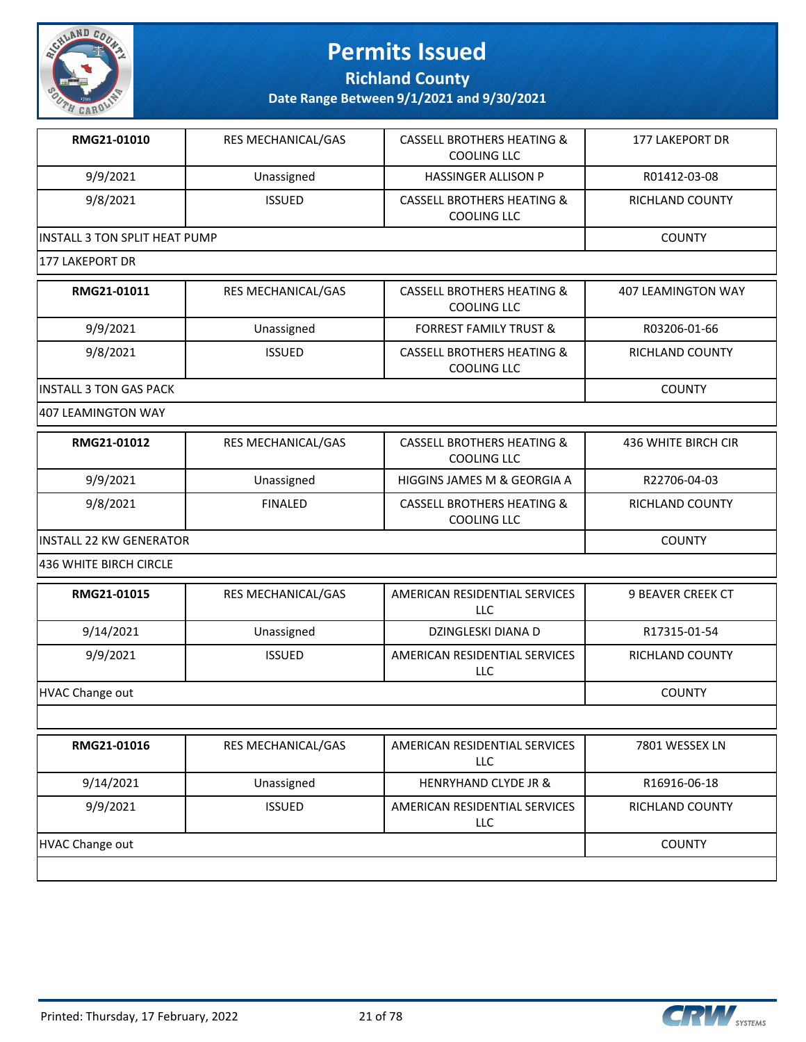# Permits Issued

**Richland County**

**Date Range Between 9/1/2021 and 9/30/2021**

| **RMG21-01010** | RES MECHANICAL/GAS | CASSELL BROTHERS HEATING & COOLING LLC | 177 LAKEPORT DR |
|---|---|---|---|
| 9/9/2021 | Unassigned | HASSINGER ALLISON P | R01412-03-08 |
| 9/8/2021 | ISSUED | CASSELL BROTHERS HEATING & COOLING LLC | RICHLAND COUNTY |
| INSTALL 3 TON SPLIT HEAT PUMP | | | COUNTY |
| 177 LAKEPORT DR | | | |

| **RMG21-01011** | RES MECHANICAL/GAS | CASSELL BROTHERS HEATING & COOLING LLC | 407 LEAMINGTON WAY |
|---|---|---|---|
| 9/9/2021 | Unassigned | FORREST FAMILY TRUST & | R03206-01-66 |
| 9/8/2021 | ISSUED | CASSELL BROTHERS HEATING & COOLING LLC | RICHLAND COUNTY |
| INSTALL 3 TON GAS PACK | | | COUNTY |
| 407 LEAMINGTON WAY | | | |

| **RMG21-01012** | RES MECHANICAL/GAS | CASSELL BROTHERS HEATING & COOLING LLC | 436 WHITE BIRCH CIR |
|---|---|---|---|
| 9/9/2021 | Unassigned | HIGGINS JAMES M & GEORGIA A | R22706-04-03 |
| 9/8/2021 | FINALED | CASSELL BROTHERS HEATING & COOLING LLC | RICHLAND COUNTY |
| INSTALL 22 KW GENERATOR | | | COUNTY |
| 436 WHITE BIRCH CIRCLE | | | |

| **RMG21-01015** | RES MECHANICAL/GAS | AMERICAN RESIDENTIAL SERVICES LLC | 9 BEAVER CREEK CT |
|---|---|---|---|
| 9/14/2021 | Unassigned | DZINGLESKI DIANA D | R17315-01-54 |
| 9/9/2021 | ISSUED | AMERICAN RESIDENTIAL SERVICES LLC | RICHLAND COUNTY |
| HVAC Change out | | | COUNTY |
| | | | |

| **RMG21-01016** | RES MECHANICAL/GAS | AMERICAN RESIDENTIAL SERVICES LLC | 7801 WESSEX LN |
|---|---|---|---|
| 9/14/2021 | Unassigned | HENRYHAND CLYDE JR & | R16916-06-18 |
| 9/9/2021 | ISSUED | AMERICAN RESIDENTIAL SERVICES LLC | RICHLAND COUNTY |
| HVAC Change out | | | COUNTY |
| | | | |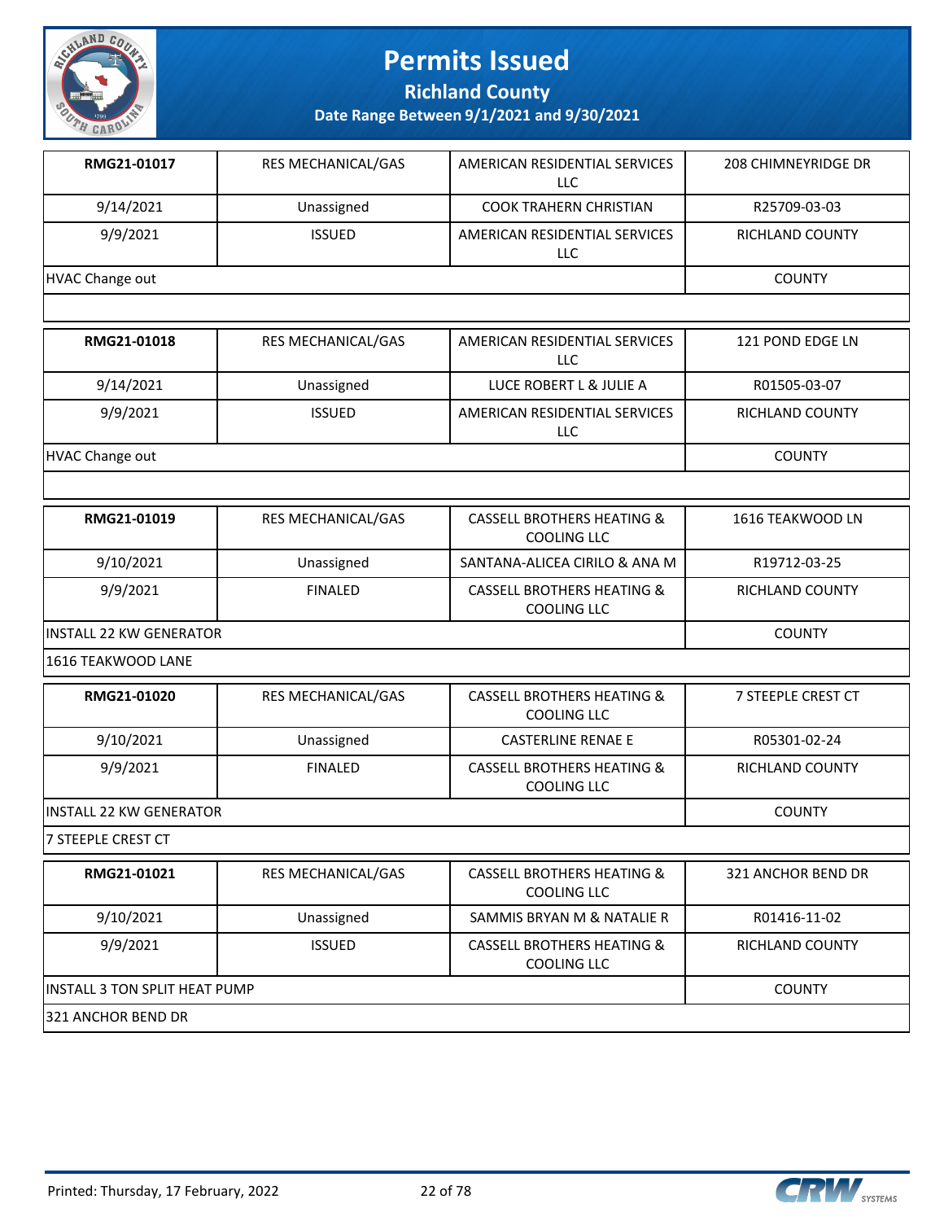# Permits Issued

**Richland County**

**Date Range Between 9/1/2021 and 9/30/2021**

| **RMG21-01017** | RES MECHANICAL/GAS | AMERICAN RESIDENTIAL SERVICES LLC | 208 CHIMNEYRIDGE DR |
|---|---|---|---|
| 9/14/2021 | Unassigned | COOK TRAHERN CHRISTIAN | R25709-03-03 |
| 9/9/2021 | ISSUED | AMERICAN RESIDENTIAL SERVICES LLC | RICHLAND COUNTY |
| HVAC Change out | | | COUNTY |
| | | | |

| **RMG21-01018** | RES MECHANICAL/GAS | AMERICAN RESIDENTIAL SERVICES LLC | 121 POND EDGE LN |
|---|---|---|---|
| 9/14/2021 | Unassigned | LUCE ROBERT L & JULIE A | R01505-03-07 |
| 9/9/2021 | ISSUED | AMERICAN RESIDENTIAL SERVICES LLC | RICHLAND COUNTY |
| HVAC Change out | | | COUNTY |
| | | | |

| **RMG21-01019** | RES MECHANICAL/GAS | CASSELL BROTHERS HEATING & COOLING LLC | 1616 TEAKWOOD LN |
|---|---|---|---|
| 9/10/2021 | Unassigned | SANTANA-ALICEA CIRILO & ANA M | R19712-03-25 |
| 9/9/2021 | FINALED | CASSELL BROTHERS HEATING & COOLING LLC | RICHLAND COUNTY |
| INSTALL 22 KW GENERATOR | | | COUNTY |
| 1616 TEAKWOOD LANE | | | |

| **RMG21-01020** | RES MECHANICAL/GAS | CASSELL BROTHERS HEATING & COOLING LLC | 7 STEEPLE CREST CT |
|---|---|---|---|
| 9/10/2021 | Unassigned | CASTERLINE RENAE E | R05301-02-24 |
| 9/9/2021 | FINALED | CASSELL BROTHERS HEATING & COOLING LLC | RICHLAND COUNTY |
| INSTALL 22 KW GENERATOR | | | COUNTY |
| 7 STEEPLE CREST CT | | | |

| **RMG21-01021** | RES MECHANICAL/GAS | CASSELL BROTHERS HEATING & COOLING LLC | 321 ANCHOR BEND DR |
|---|---|---|---|
| 9/10/2021 | Unassigned | SAMMIS BRYAN M & NATALIE R | R01416-11-02 |
| 9/9/2021 | ISSUED | CASSELL BROTHERS HEATING & COOLING LLC | RICHLAND COUNTY |
| INSTALL 3 TON SPLIT HEAT PUMP | | | COUNTY |
| 321 ANCHOR BEND DR | | | |

Printed: Thursday, 17 February, 2022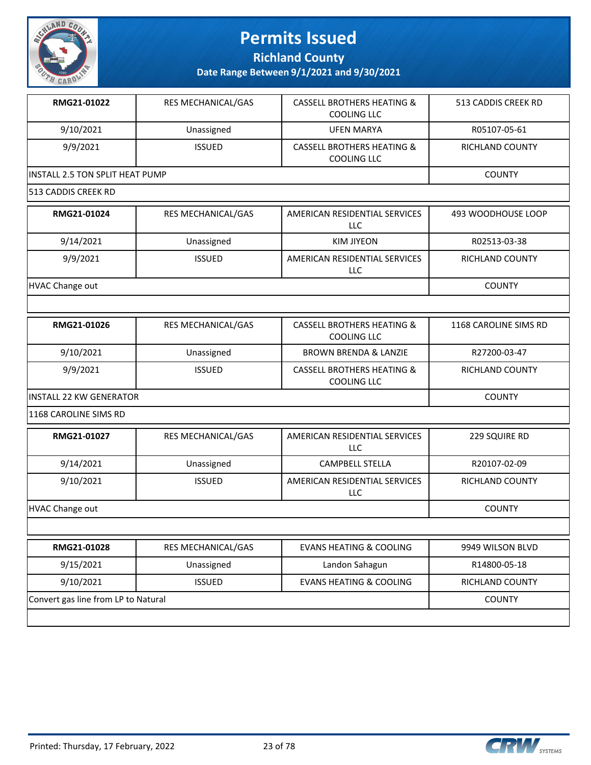# Permits Issued

**Richland County**

**Date Range Between 9/1/2021 and 9/30/2021**

| **RMG21-01022** | RES MECHANICAL/GAS | CASSELL BROTHERS HEATING & COOLING LLC | 513 CADDIS CREEK RD |
|---|---|---|---|
| 9/10/2021 | Unassigned | UFEN MARYA | R05107-05-61 |
| 9/9/2021 | ISSUED | CASSELL BROTHERS HEATING & COOLING LLC | RICHLAND COUNTY |
| INSTALL 2.5 TON SPLIT HEAT PUMP | | | COUNTY |
| 513 CADDIS CREEK RD | | | |

| **RMG21-01024** | RES MECHANICAL/GAS | AMERICAN RESIDENTIAL SERVICES LLC | 493 WOODHOUSE LOOP |
|---|---|---|---|
| 9/14/2021 | Unassigned | KIM JIYEON | R02513-03-38 |
| 9/9/2021 | ISSUED | AMERICAN RESIDENTIAL SERVICES LLC | RICHLAND COUNTY |
| HVAC Change out | | | COUNTY |
| | | | |

| **RMG21-01026** | RES MECHANICAL/GAS | CASSELL BROTHERS HEATING & COOLING LLC | 1168 CAROLINE SIMS RD |
|---|---|---|---|
| 9/10/2021 | Unassigned | BROWN BRENDA & LANZIE | R27200-03-47 |
| 9/9/2021 | ISSUED | CASSELL BROTHERS HEATING & COOLING LLC | RICHLAND COUNTY |
| INSTALL 22 KW GENERATOR | | | COUNTY |
| 1168 CAROLINE SIMS RD | | | |

| **RMG21-01027** | RES MECHANICAL/GAS | AMERICAN RESIDENTIAL SERVICES LLC | 229 SQUIRE RD |
|---|---|---|---|
| 9/14/2021 | Unassigned | CAMPBELL STELLA | R20107-02-09 |
| 9/10/2021 | ISSUED | AMERICAN RESIDENTIAL SERVICES LLC | RICHLAND COUNTY |
| HVAC Change out | | | COUNTY |
| | | | |

| **RMG21-01028** | RES MECHANICAL/GAS | EVANS HEATING & COOLING | 9949 WILSON BLVD |
|---|---|---|---|
| 9/15/2021 | Unassigned | Landon Sahagun | R14800-05-18 |
| 9/10/2021 | ISSUED | EVANS HEATING & COOLING | RICHLAND COUNTY |
| Convert gas line from LP to Natural | | | COUNTY |
| | | | |

Printed: Thursday, 17 February, 2022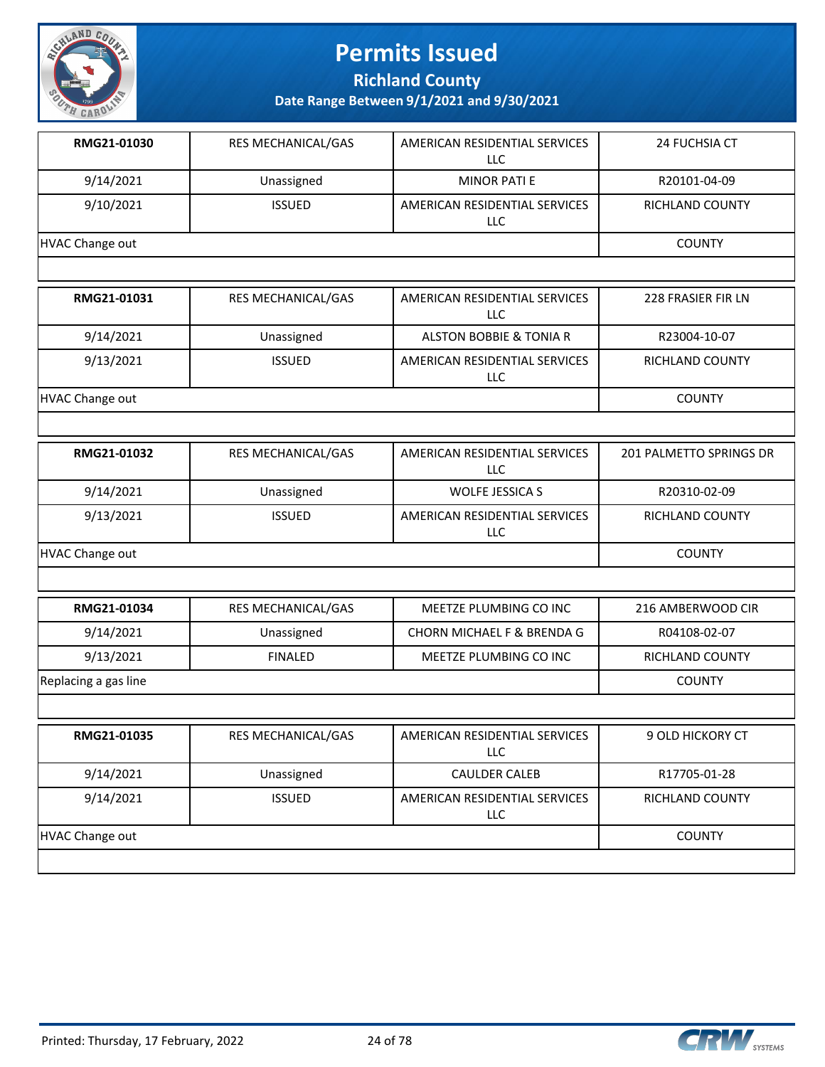# Permits Issued

## Richland County

### Date Range Between 9/1/2021 and 9/30/2021

| | | | |
|---|---|---|---|
| **RMG21-01030** | RES MECHANICAL/GAS | AMERICAN RESIDENTIAL SERVICES LLC | 24 FUCHSIA CT |
| 9/14/2021 | Unassigned | MINOR PATI E | R20101-04-09 |
| 9/10/2021 | ISSUED | AMERICAN RESIDENTIAL SERVICES LLC | RICHLAND COUNTY |
| HVAC Change out | | | COUNTY |

| | | | |
|---|---|---|---|
| **RMG21-01031** | RES MECHANICAL/GAS | AMERICAN RESIDENTIAL SERVICES LLC | 228 FRASIER FIR LN |
| 9/14/2021 | Unassigned | ALSTON BOBBIE & TONIA R | R23004-10-07 |
| 9/13/2021 | ISSUED | AMERICAN RESIDENTIAL SERVICES LLC | RICHLAND COUNTY |
| HVAC Change out | | | COUNTY |

| | | | |
|---|---|---|---|
| **RMG21-01032** | RES MECHANICAL/GAS | AMERICAN RESIDENTIAL SERVICES LLC | 201 PALMETTO SPRINGS DR |
| 9/14/2021 | Unassigned | WOLFE JESSICA S | R20310-02-09 |
| 9/13/2021 | ISSUED | AMERICAN RESIDENTIAL SERVICES LLC | RICHLAND COUNTY |
| HVAC Change out | | | COUNTY |

| | | | |
|---|---|---|---|
| **RMG21-01034** | RES MECHANICAL/GAS | MEETZE PLUMBING CO INC | 216 AMBERWOOD CIR |
| 9/14/2021 | Unassigned | CHORN MICHAEL F & BRENDA G | R04108-02-07 |
| 9/13/2021 | FINALED | MEETZE PLUMBING CO INC | RICHLAND COUNTY |
| Replacing a gas line | | | COUNTY |

| | | | |
|---|---|---|---|
| **RMG21-01035** | RES MECHANICAL/GAS | AMERICAN RESIDENTIAL SERVICES LLC | 9 OLD HICKORY CT |
| 9/14/2021 | Unassigned | CAULDER CALEB | R17705-01-28 |
| 9/14/2021 | ISSUED | AMERICAN RESIDENTIAL SERVICES LLC | RICHLAND COUNTY |
| HVAC Change out | | | COUNTY |

Printed: Thursday, 17 February, 2022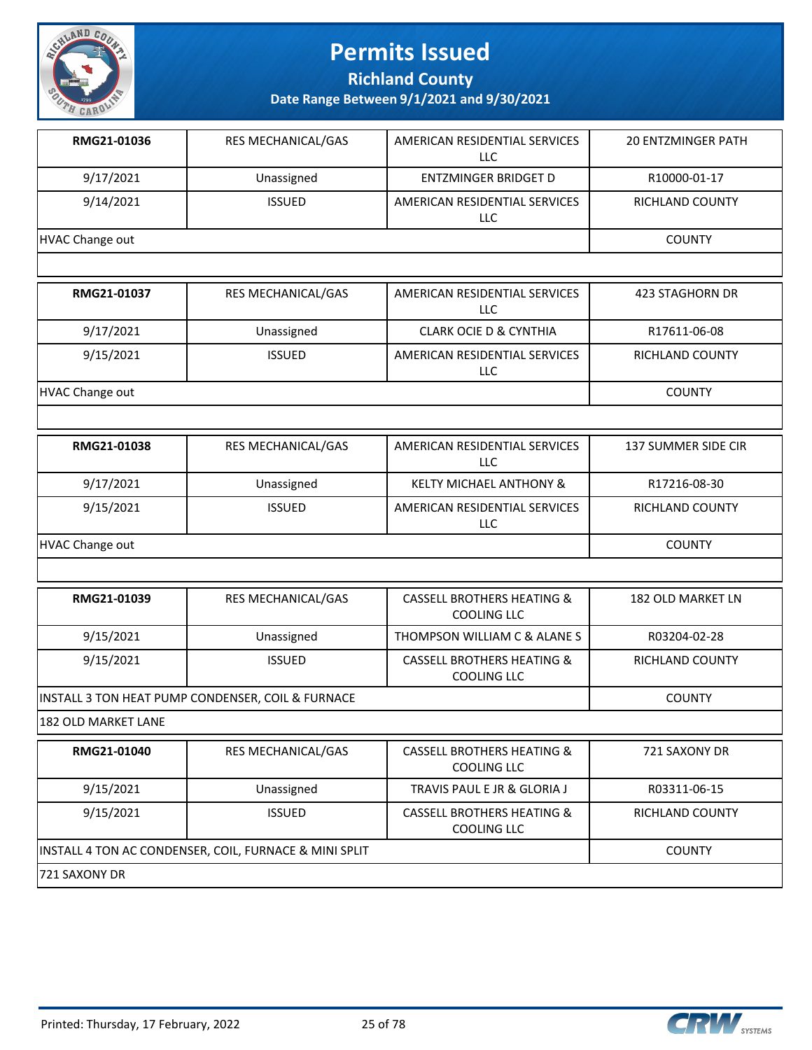# Permits Issued

## Richland County

### Date Range Between 9/1/2021 and 9/30/2021

| **RMG21-01036** | RES MECHANICAL/GAS | AMERICAN RESIDENTIAL SERVICES LLC | 20 ENTZMINGER PATH |
|---|---|---|---|
| 9/17/2021 | Unassigned | ENTZMINGER BRIDGET D | R10000-01-17 |
| 9/14/2021 | ISSUED | AMERICAN RESIDENTIAL SERVICES LLC | RICHLAND COUNTY |
| HVAC Change out | | | COUNTY |

| **RMG21-01037** | RES MECHANICAL/GAS | AMERICAN RESIDENTIAL SERVICES LLC | 423 STAGHORN DR |
|---|---|---|---|
| 9/17/2021 | Unassigned | CLARK OCIE D & CYNTHIA | R17611-06-08 |
| 9/15/2021 | ISSUED | AMERICAN RESIDENTIAL SERVICES LLC | RICHLAND COUNTY |
| HVAC Change out | | | COUNTY |

| **RMG21-01038** | RES MECHANICAL/GAS | AMERICAN RESIDENTIAL SERVICES LLC | 137 SUMMER SIDE CIR |
|---|---|---|---|
| 9/17/2021 | Unassigned | KELTY MICHAEL ANTHONY & | R17216-08-30 |
| 9/15/2021 | ISSUED | AMERICAN RESIDENTIAL SERVICES LLC | RICHLAND COUNTY |
| HVAC Change out | | | COUNTY |

| **RMG21-01039** | RES MECHANICAL/GAS | CASSELL BROTHERS HEATING & COOLING LLC | 182 OLD MARKET LN |
|---|---|---|---|
| 9/15/2021 | Unassigned | THOMPSON WILLIAM C & ALANE S | R03204-02-28 |
| 9/15/2021 | ISSUED | CASSELL BROTHERS HEATING & COOLING LLC | RICHLAND COUNTY |
| INSTALL 3 TON HEAT PUMP CONDENSER, COIL & FURNACE | | | COUNTY |
| 182 OLD MARKET LANE | | | |

| **RMG21-01040** | RES MECHANICAL/GAS | CASSELL BROTHERS HEATING & COOLING LLC | 721 SAXONY DR |
|---|---|---|---|
| 9/15/2021 | Unassigned | TRAVIS PAUL E JR & GLORIA J | R03311-06-15 |
| 9/15/2021 | ISSUED | CASSELL BROTHERS HEATING & COOLING LLC | RICHLAND COUNTY |
| INSTALL 4 TON AC CONDENSER, COIL, FURNACE & MINI SPLIT | | | COUNTY |
| 721 SAXONY DR | | | |

Printed: Thursday, 17 February, 2022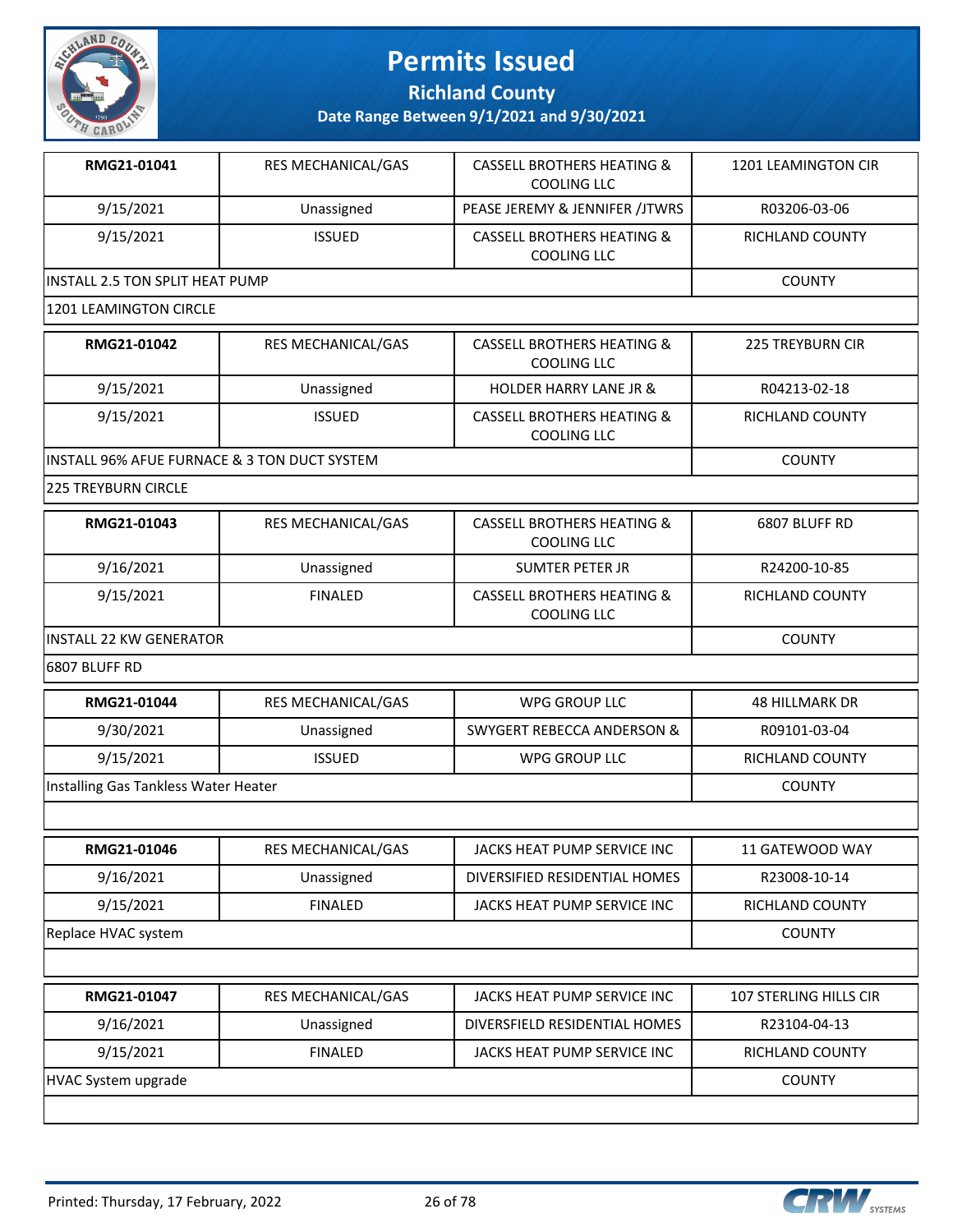# Permits Issued

**Richland County**

**Date Range Between 9/1/2021 and 9/30/2021**

| **RMG21-01041** | RES MECHANICAL/GAS | CASSELL BROTHERS HEATING & COOLING LLC | 1201 LEAMINGTON CIR |
|---|---|---|---|
| 9/15/2021 | Unassigned | PEASE JEREMY & JENNIFER /JTWRS | R03206-03-06 |
| 9/15/2021 | ISSUED | CASSELL BROTHERS HEATING & COOLING LLC | RICHLAND COUNTY |
| INSTALL 2.5 TON SPLIT HEAT PUMP | | | COUNTY |
| 1201 LEAMINGTON CIRCLE | | | |

| **RMG21-01042** | RES MECHANICAL/GAS | CASSELL BROTHERS HEATING & COOLING LLC | 225 TREYBURN CIR |
|---|---|---|---|
| 9/15/2021 | Unassigned | HOLDER HARRY LANE JR & | R04213-02-18 |
| 9/15/2021 | ISSUED | CASSELL BROTHERS HEATING & COOLING LLC | RICHLAND COUNTY |
| INSTALL 96% AFUE FURNACE & 3 TON DUCT SYSTEM | | | COUNTY |
| 225 TREYBURN CIRCLE | | | |

| **RMG21-01043** | RES MECHANICAL/GAS | CASSELL BROTHERS HEATING & COOLING LLC | 6807 BLUFF RD |
|---|---|---|---|
| 9/16/2021 | Unassigned | SUMTER PETER JR | R24200-10-85 |
| 9/15/2021 | FINALED | CASSELL BROTHERS HEATING & COOLING LLC | RICHLAND COUNTY |
| INSTALL 22 KW GENERATOR | | | COUNTY |
| 6807 BLUFF RD | | | |

| **RMG21-01044** | RES MECHANICAL/GAS | WPG GROUP LLC | 48 HILLMARK DR |
|---|---|---|---|
| 9/30/2021 | Unassigned | SWYGERT REBECCA ANDERSON & | R09101-03-04 |
| 9/15/2021 | ISSUED | WPG GROUP LLC | RICHLAND COUNTY |
| Installing Gas Tankless Water Heater | | | COUNTY |

| **RMG21-01046** | RES MECHANICAL/GAS | JACKS HEAT PUMP SERVICE INC | 11 GATEWOOD WAY |
|---|---|---|---|
| 9/16/2021 | Unassigned | DIVERSIFIED RESIDENTIAL HOMES | R23008-10-14 |
| 9/15/2021 | FINALED | JACKS HEAT PUMP SERVICE INC | RICHLAND COUNTY |
| Replace HVAC system | | | COUNTY |

| **RMG21-01047** | RES MECHANICAL/GAS | JACKS HEAT PUMP SERVICE INC | 107 STERLING HILLS CIR |
|---|---|---|---|
| 9/16/2021 | Unassigned | DIVERSFIELD RESIDENTIAL HOMES | R23104-04-13 |
| 9/15/2021 | FINALED | JACKS HEAT PUMP SERVICE INC | RICHLAND COUNTY |
| HVAC System upgrade | | | COUNTY |

Printed: Thursday, 17 February, 2022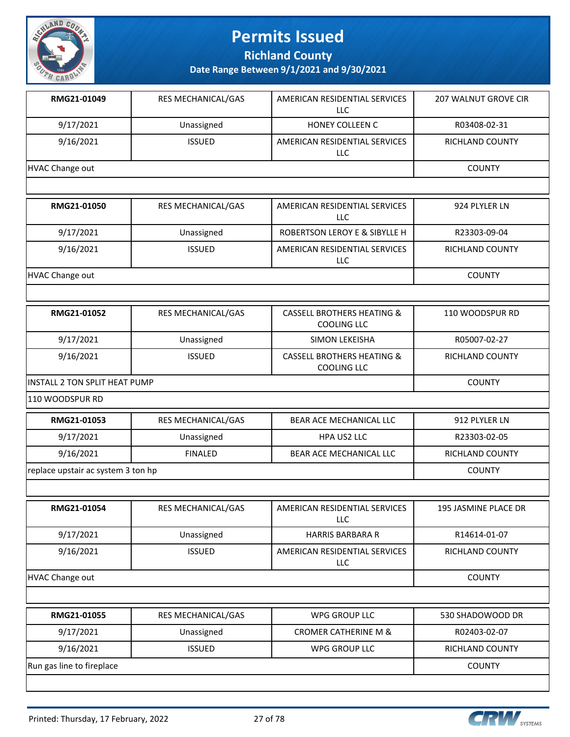# Permits Issued

## Richland County

### Date Range Between 9/1/2021 and 9/30/2021

| RMG21-01049 | RES MECHANICAL/GAS | AMERICAN RESIDENTIAL SERVICES LLC | 207 WALNUT GROVE CIR |
|---|---|---|---|
| 9/17/2021 | Unassigned | HONEY COLLEEN C | R03408-02-31 |
| 9/16/2021 | ISSUED | AMERICAN RESIDENTIAL SERVICES LLC | RICHLAND COUNTY |
| HVAC Change out | | | COUNTY |

| RMG21-01050 | RES MECHANICAL/GAS | AMERICAN RESIDENTIAL SERVICES LLC | 924 PLYLER LN |
|---|---|---|---|
| 9/17/2021 | Unassigned | ROBERTSON LEROY E & SIBYLLE H | R23303-09-04 |
| 9/16/2021 | ISSUED | AMERICAN RESIDENTIAL SERVICES LLC | RICHLAND COUNTY |
| HVAC Change out | | | COUNTY |

| RMG21-01052 | RES MECHANICAL/GAS | CASSELL BROTHERS HEATING & COOLING LLC | 110 WOODSPUR RD |
|---|---|---|---|
| 9/17/2021 | Unassigned | SIMON LEKEISHA | R05007-02-27 |
| 9/16/2021 | ISSUED | CASSELL BROTHERS HEATING & COOLING LLC | RICHLAND COUNTY |
| INSTALL 2 TON SPLIT HEAT PUMP | | | COUNTY |
| 110 WOODSPUR RD | | | |

| RMG21-01053 | RES MECHANICAL/GAS | BEAR ACE MECHANICAL LLC | 912 PLYLER LN |
|---|---|---|---|
| 9/17/2021 | Unassigned | HPA US2 LLC | R23303-02-05 |
| 9/16/2021 | FINALED | BEAR ACE MECHANICAL LLC | RICHLAND COUNTY |
| replace upstair ac system 3 ton hp | | | COUNTY |

| RMG21-01054 | RES MECHANICAL/GAS | AMERICAN RESIDENTIAL SERVICES LLC | 195 JASMINE PLACE DR |
|---|---|---|---|
| 9/17/2021 | Unassigned | HARRIS BARBARA R | R14614-01-07 |
| 9/16/2021 | ISSUED | AMERICAN RESIDENTIAL SERVICES LLC | RICHLAND COUNTY |
| HVAC Change out | | | COUNTY |

| RMG21-01055 | RES MECHANICAL/GAS | WPG GROUP LLC | 530 SHADOWOOD DR |
|---|---|---|---|
| 9/17/2021 | Unassigned | CROMER CATHERINE M & | R02403-02-07 |
| 9/16/2021 | ISSUED | WPG GROUP LLC | RICHLAND COUNTY |
| Run gas line to fireplace | | | COUNTY |

Printed: Thursday, 17 February, 2022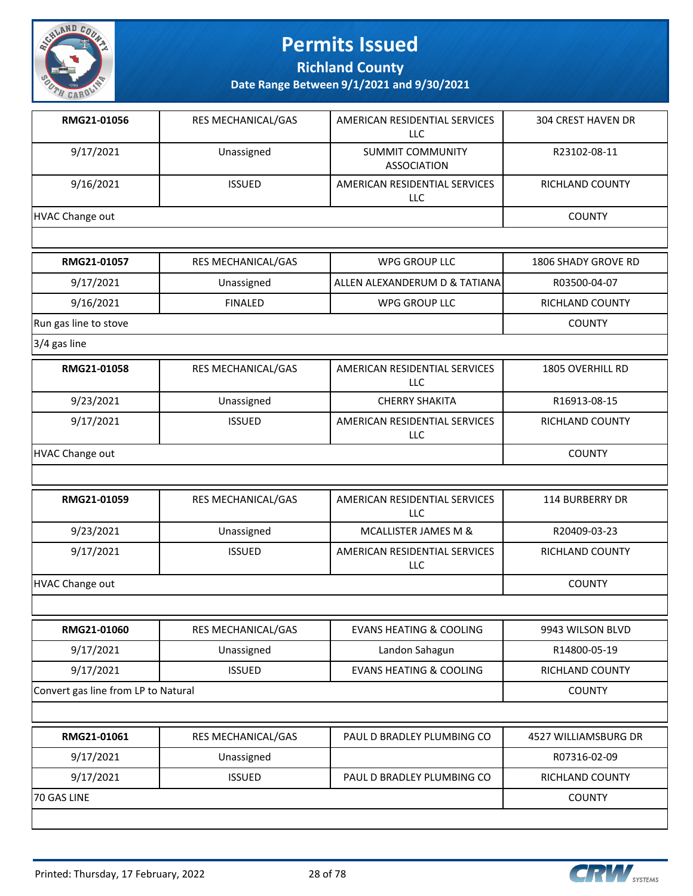# Permits Issued

**Richland County**

**Date Range Between 9/1/2021 and 9/30/2021**

| **RMG21-01056** | RES MECHANICAL/GAS | AMERICAN RESIDENTIAL SERVICES LLC | 304 CREST HAVEN DR |
|---|---|---|---|
| 9/17/2021 | Unassigned | SUMMIT COMMUNITY ASSOCIATION | R23102-08-11 |
| 9/16/2021 | ISSUED | AMERICAN RESIDENTIAL SERVICES LLC | RICHLAND COUNTY |
| HVAC Change out | | | COUNTY |

| **RMG21-01057** | RES MECHANICAL/GAS | WPG GROUP LLC | 1806 SHADY GROVE RD |
|---|---|---|---|
| 9/17/2021 | Unassigned | ALLEN ALEXANDERUM D & TATIANA | R03500-04-07 |
| 9/16/2021 | FINALED | WPG GROUP LLC | RICHLAND COUNTY |
| Run gas line to stove | | | COUNTY |
| 3/4 gas line | | | |

| **RMG21-01058** | RES MECHANICAL/GAS | AMERICAN RESIDENTIAL SERVICES LLC | 1805 OVERHILL RD |
|---|---|---|---|
| 9/23/2021 | Unassigned | CHERRY SHAKITA | R16913-08-15 |
| 9/17/2021 | ISSUED | AMERICAN RESIDENTIAL SERVICES LLC | RICHLAND COUNTY |
| HVAC Change out | | | COUNTY |

| **RMG21-01059** | RES MECHANICAL/GAS | AMERICAN RESIDENTIAL SERVICES LLC | 114 BURBERRY DR |
|---|---|---|---|
| 9/23/2021 | Unassigned | MCALLISTER JAMES M & | R20409-03-23 |
| 9/17/2021 | ISSUED | AMERICAN RESIDENTIAL SERVICES LLC | RICHLAND COUNTY |
| HVAC Change out | | | COUNTY |

| **RMG21-01060** | RES MECHANICAL/GAS | EVANS HEATING & COOLING | 9943 WILSON BLVD |
|---|---|---|---|
| 9/17/2021 | Unassigned | Landon Sahagun | R14800-05-19 |
| 9/17/2021 | ISSUED | EVANS HEATING & COOLING | RICHLAND COUNTY |
| Convert gas line from LP to Natural | | | COUNTY |

| **RMG21-01061** | RES MECHANICAL/GAS | PAUL D BRADLEY PLUMBING CO | 4527 WILLIAMSBURG DR |
|---|---|---|---|
| 9/17/2021 | Unassigned | | R07316-02-09 |
| 9/17/2021 | ISSUED | PAUL D BRADLEY PLUMBING CO | RICHLAND COUNTY |
| 70 GAS LINE | | | COUNTY |

Printed: Thursday, 17 February, 2022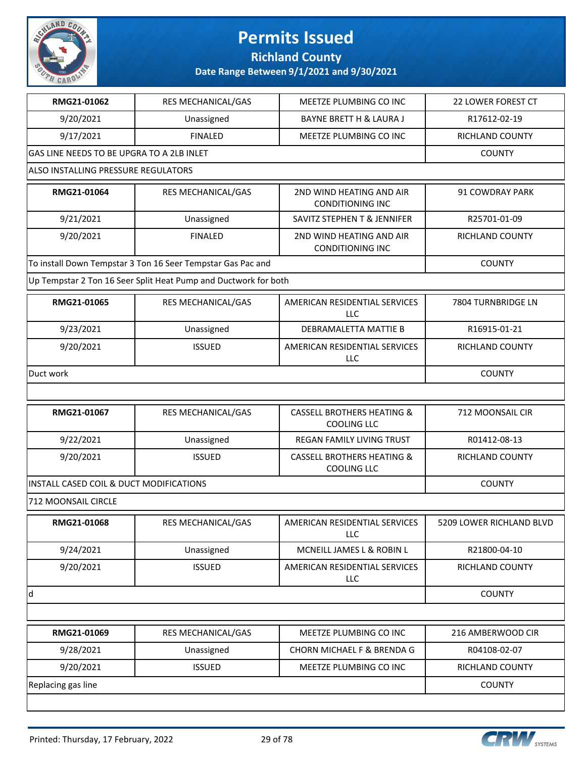# Permits Issued

## Richland County

### Date Range Between 9/1/2021 and 9/30/2021

| RMG21-01062 | RES MECHANICAL/GAS | MEETZE PLUMBING CO INC | 22 LOWER FOREST CT |
|---|---|---|---|
| 9/20/2021 | Unassigned | BAYNE BRETT H & LAURA J | R17612-02-19 |
| 9/17/2021 | FINALED | MEETZE PLUMBING CO INC | RICHLAND COUNTY |
| GAS LINE NEEDS TO BE UPGRA TO A 2LB INLET | | | COUNTY |
| ALSO INSTALLING PRESSURE REGULATORS | | | |

| RMG21-01064 | RES MECHANICAL/GAS | 2ND WIND HEATING AND AIR CONDITIONING INC | 91 COWDRAY PARK |
|---|---|---|---|
| 9/21/2021 | Unassigned | SAVITZ STEPHEN T & JENNIFER | R25701-01-09 |
| 9/20/2021 | FINALED | 2ND WIND HEATING AND AIR CONDITIONING INC | RICHLAND COUNTY |
| To install Down Tempstar 3 Ton 16 Seer Tempstar Gas Pac and | | | COUNTY |
| Up Tempstar 2 Ton 16 Seer Split Heat Pump and Ductwork for both | | | |

| RMG21-01065 | RES MECHANICAL/GAS | AMERICAN RESIDENTIAL SERVICES LLC | 7804 TURNBRIDGE LN |
|---|---|---|---|
| 9/23/2021 | Unassigned | DEBRAMALETTA MATTIE B | R16915-01-21 |
| 9/20/2021 | ISSUED | AMERICAN RESIDENTIAL SERVICES LLC | RICHLAND COUNTY |
| Duct work | | | COUNTY |
| | | | |

| RMG21-01067 | RES MECHANICAL/GAS | CASSELL BROTHERS HEATING & COOLING LLC | 712 MOONSAIL CIR |
|---|---|---|---|
| 9/22/2021 | Unassigned | REGAN FAMILY LIVING TRUST | R01412-08-13 |
| 9/20/2021 | ISSUED | CASSELL BROTHERS HEATING & COOLING LLC | RICHLAND COUNTY |
| INSTALL CASED COIL & DUCT MODIFICATIONS | | | COUNTY |
| 712 MOONSAIL CIRCLE | | | |

| RMG21-01068 | RES MECHANICAL/GAS | AMERICAN RESIDENTIAL SERVICES LLC | 5209 LOWER RICHLAND BLVD |
|---|---|---|---|
| 9/24/2021 | Unassigned | MCNEILL JAMES L & ROBIN L | R21800-04-10 |
| 9/20/2021 | ISSUED | AMERICAN RESIDENTIAL SERVICES LLC | RICHLAND COUNTY |
| d | | | COUNTY |
| | | | |

| RMG21-01069 | RES MECHANICAL/GAS | MEETZE PLUMBING CO INC | 216 AMBERWOOD CIR |
|---|---|---|---|
| 9/28/2021 | Unassigned | CHORN MICHAEL F & BRENDA G | R04108-02-07 |
| 9/20/2021 | ISSUED | MEETZE PLUMBING CO INC | RICHLAND COUNTY |
| Replacing gas line | | | COUNTY |
| | | | |

Printed: Thursday, 17 February, 2022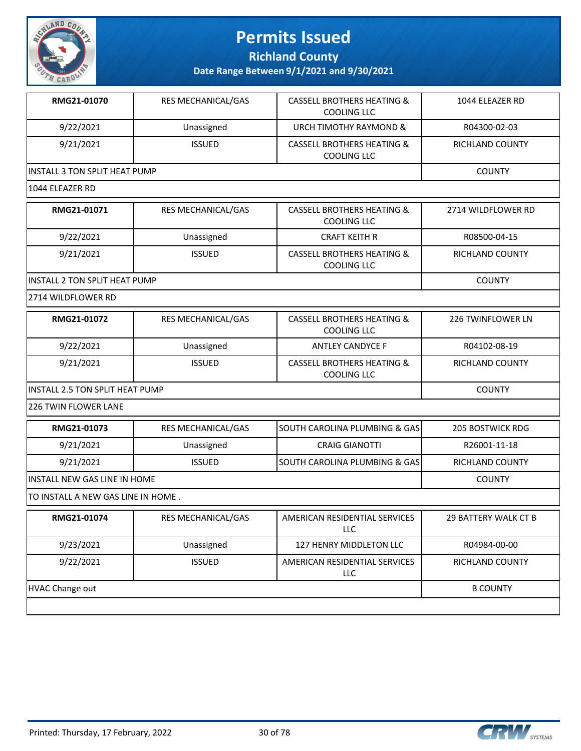# Permits Issued

## Richland County

### Date Range Between 9/1/2021 and 9/30/2021

| RMG21-01070 | RES MECHANICAL/GAS | CASSELL BROTHERS HEATING & COOLING LLC | 1044 ELEAZER RD |
|---|---|---|---|
| 9/22/2021 | Unassigned | URCH TIMOTHY RAYMOND & | R04300-02-03 |
| 9/21/2021 | ISSUED | CASSELL BROTHERS HEATING & COOLING LLC | RICHLAND COUNTY |
| INSTALL 3 TON SPLIT HEAT PUMP | | | COUNTY |
| 1044 ELEAZER RD | | | |

| RMG21-01071 | RES MECHANICAL/GAS | CASSELL BROTHERS HEATING & COOLING LLC | 2714 WILDFLOWER RD |
|---|---|---|---|
| 9/22/2021 | Unassigned | CRAFT KEITH R | R08500-04-15 |
| 9/21/2021 | ISSUED | CASSELL BROTHERS HEATING & COOLING LLC | RICHLAND COUNTY |
| INSTALL 2 TON SPLIT HEAT PUMP | | | COUNTY |
| 2714 WILDFLOWER RD | | | |

| RMG21-01072 | RES MECHANICAL/GAS | CASSELL BROTHERS HEATING & COOLING LLC | 226 TWINFLOWER LN |
|---|---|---|---|
| 9/22/2021 | Unassigned | ANTLEY CANDYCE F | R04102-08-19 |
| 9/21/2021 | ISSUED | CASSELL BROTHERS HEATING & COOLING LLC | RICHLAND COUNTY |
| INSTALL 2.5 TON SPLIT HEAT PUMP | | | COUNTY |
| 226 TWIN FLOWER LANE | | | |

| RMG21-01073 | RES MECHANICAL/GAS | SOUTH CAROLINA PLUMBING & GAS | 205 BOSTWICK RDG |
|---|---|---|---|
| 9/21/2021 | Unassigned | CRAIG GIANOTTI | R26001-11-18 |
| 9/21/2021 | ISSUED | SOUTH CAROLINA PLUMBING & GAS | RICHLAND COUNTY |
| INSTALL NEW GAS LINE IN HOME | | | COUNTY |
| TO INSTALL A NEW GAS LINE IN HOME . | | | |

| RMG21-01074 | RES MECHANICAL/GAS | AMERICAN RESIDENTIAL SERVICES LLC | 29 BATTERY WALK CT B |
|---|---|---|---|
| 9/23/2021 | Unassigned | 127 HENRY MIDDLETON LLC | R04984-00-00 |
| 9/22/2021 | ISSUED | AMERICAN RESIDENTIAL SERVICES LLC | RICHLAND COUNTY |
| HVAC Change out | | | B COUNTY |
| | | | |

Printed: Thursday, 17 February, 2022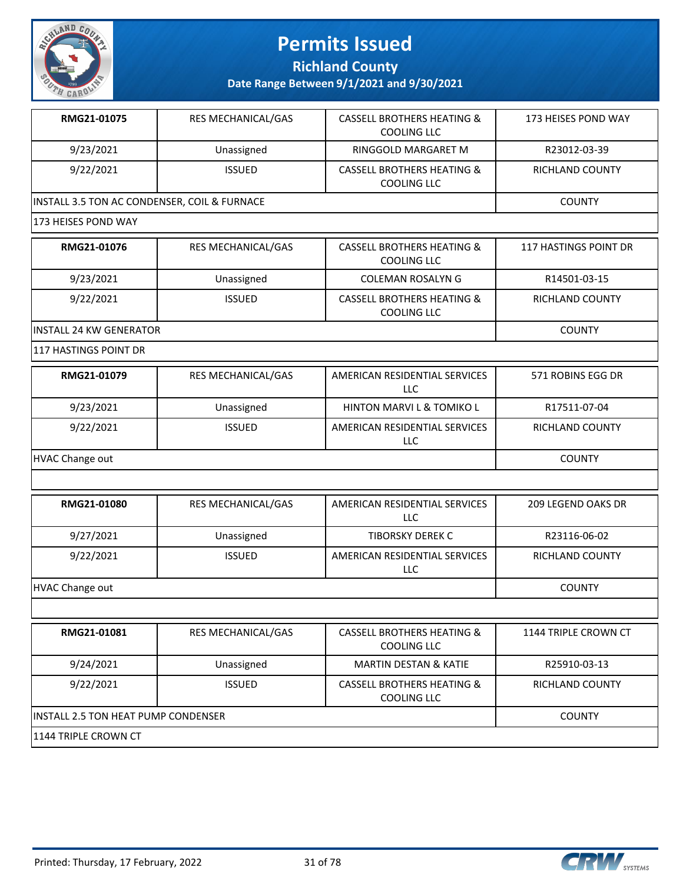# Permits Issued

## Richland County

### Date Range Between 9/1/2021 and 9/30/2021

| | | | |
|---|---|---|---|
| **RMG21-01075** | RES MECHANICAL/GAS | CASSELL BROTHERS HEATING & COOLING LLC | 173 HEISES POND WAY |
| 9/23/2021 | Unassigned | RINGGOLD MARGARET M | R23012-03-39 |
| 9/22/2021 | ISSUED | CASSELL BROTHERS HEATING & COOLING LLC | RICHLAND COUNTY |
| INSTALL 3.5 TON AC CONDENSER, COIL & FURNACE | | | COUNTY |
| 173 HEISES POND WAY | | | |

| | | | |
|---|---|---|---|
| **RMG21-01076** | RES MECHANICAL/GAS | CASSELL BROTHERS HEATING & COOLING LLC | 117 HASTINGS POINT DR |
| 9/23/2021 | Unassigned | COLEMAN ROSALYN G | R14501-03-15 |
| 9/22/2021 | ISSUED | CASSELL BROTHERS HEATING & COOLING LLC | RICHLAND COUNTY |
| INSTALL 24 KW GENERATOR | | | COUNTY |
| 117 HASTINGS POINT DR | | | |

| | | | |
|---|---|---|---|
| **RMG21-01079** | RES MECHANICAL/GAS | AMERICAN RESIDENTIAL SERVICES LLC | 571 ROBINS EGG DR |
| 9/23/2021 | Unassigned | HINTON MARVI L & TOMIKO L | R17511-07-04 |
| 9/22/2021 | ISSUED | AMERICAN RESIDENTIAL SERVICES LLC | RICHLAND COUNTY |
| HVAC Change out | | | COUNTY |
| | | | |

| | | | |
|---|---|---|---|
| **RMG21-01080** | RES MECHANICAL/GAS | AMERICAN RESIDENTIAL SERVICES LLC | 209 LEGEND OAKS DR |
| 9/27/2021 | Unassigned | TIBORSKY DEREK C | R23116-06-02 |
| 9/22/2021 | ISSUED | AMERICAN RESIDENTIAL SERVICES LLC | RICHLAND COUNTY |
| HVAC Change out | | | COUNTY |
| | | | |

| | | | |
|---|---|---|---|
| **RMG21-01081** | RES MECHANICAL/GAS | CASSELL BROTHERS HEATING & COOLING LLC | 1144 TRIPLE CROWN CT |
| 9/24/2021 | Unassigned | MARTIN DESTAN & KATIE | R25910-03-13 |
| 9/22/2021 | ISSUED | CASSELL BROTHERS HEATING & COOLING LLC | RICHLAND COUNTY |
| INSTALL 2.5 TON HEAT PUMP CONDENSER | | | COUNTY |
| 1144 TRIPLE CROWN CT | | | |

Printed: Thursday, 17 February, 2022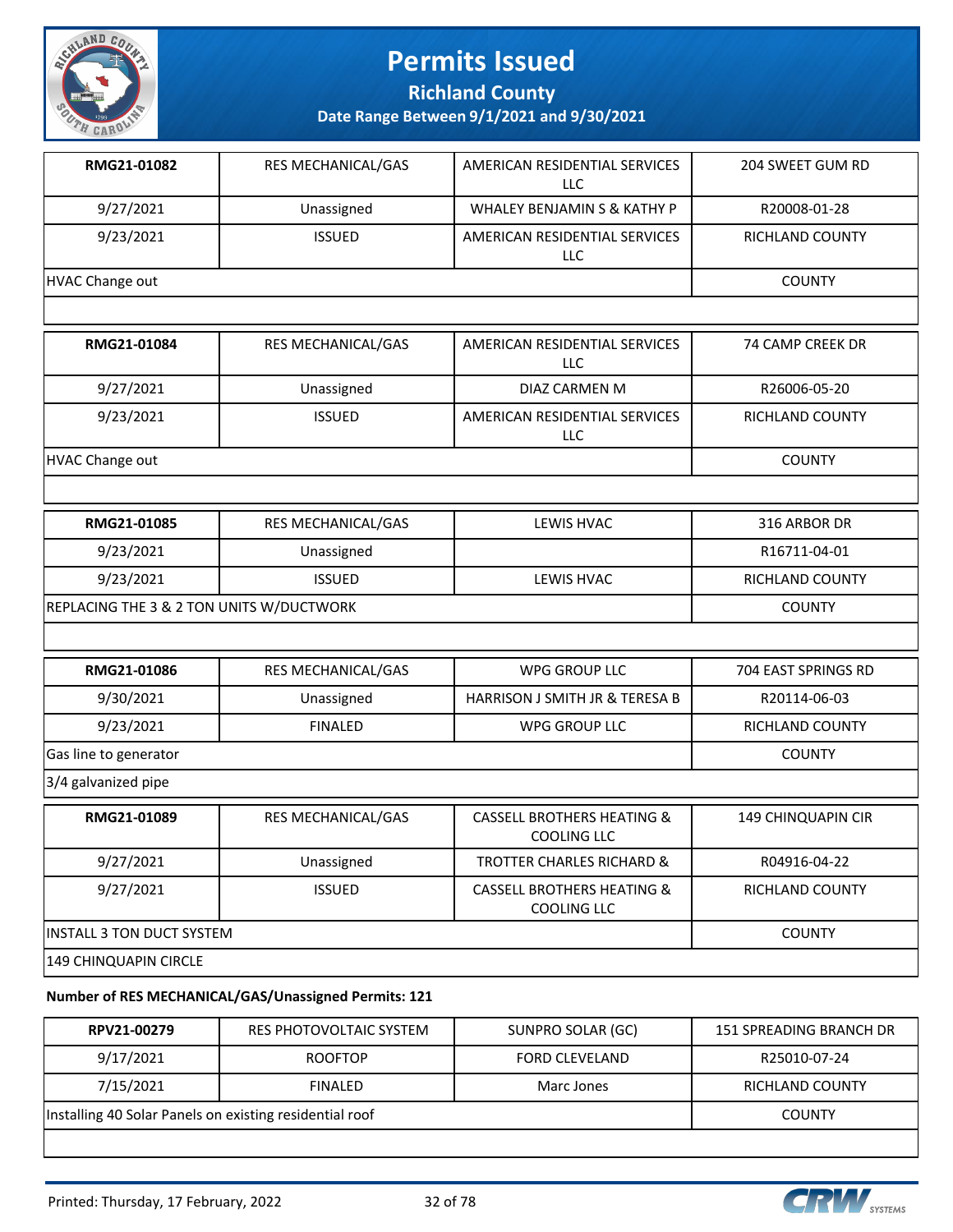| RMG21-01082 | RES MECHANICAL/GAS | AMERICAN RESIDENTIAL SERVICES LLC | 204 SWEET GUM RD |
|---|---|---|---|
| 9/27/2021 | Unassigned | WHALEY BENJAMIN S & KATHY P | R20008-01-28 |
| 9/23/2021 | ISSUED | AMERICAN RESIDENTIAL SERVICES LLC | RICHLAND COUNTY |
| HVAC Change out | | | COUNTY |

| RMG21-01084 | RES MECHANICAL/GAS | AMERICAN RESIDENTIAL SERVICES LLC | 74 CAMP CREEK DR |
|---|---|---|---|
| 9/27/2021 | Unassigned | DIAZ CARMEN M | R26006-05-20 |
| 9/23/2021 | ISSUED | AMERICAN RESIDENTIAL SERVICES LLC | RICHLAND COUNTY |
| HVAC Change out | | | COUNTY |

| RMG21-01085 | RES MECHANICAL/GAS | LEWIS HVAC | 316 ARBOR DR |
|---|---|---|---|
| 9/23/2021 | Unassigned | | R16711-04-01 |
| 9/23/2021 | ISSUED | LEWIS HVAC | RICHLAND COUNTY |
| REPLACING THE 3 & 2 TON UNITS W/DUCTWORK | | | COUNTY |

| RMG21-01086 | RES MECHANICAL/GAS | WPG GROUP LLC | 704 EAST SPRINGS RD |
|---|---|---|---|
| 9/30/2021 | Unassigned | HARRISON J SMITH JR & TERESA B | R20114-06-03 |
| 9/23/2021 | FINALED | WPG GROUP LLC | RICHLAND COUNTY |
| Gas line to generator | | | COUNTY |
| 3/4 galvanized pipe | | | |

| RMG21-01089 | RES MECHANICAL/GAS | CASSELL BROTHERS HEATING & COOLING LLC | 149 CHINQUAPIN CIR |
|---|---|---|---|
| 9/27/2021 | Unassigned | TROTTER CHARLES RICHARD & | R04916-04-22 |
| 9/27/2021 | ISSUED | CASSELL BROTHERS HEATING & COOLING LLC | RICHLAND COUNTY |
| INSTALL 3 TON DUCT SYSTEM | | | COUNTY |
| 149 CHINQUAPIN CIRCLE | | | |

**Number of RES MECHANICAL/GAS/Unassigned Permits: 121**

| RPV21-00279 | RES PHOTOVOLTAIC SYSTEM | SUNPRO SOLAR (GC) | 151 SPREADING BRANCH DR |
|---|---|---|---|
| 9/17/2021 | ROOFTOP | FORD CLEVELAND | R25010-07-24 |
| 7/15/2021 | FINALED | Marc Jones | RICHLAND COUNTY |
| Installing 40 Solar Panels on existing residential roof | | | COUNTY |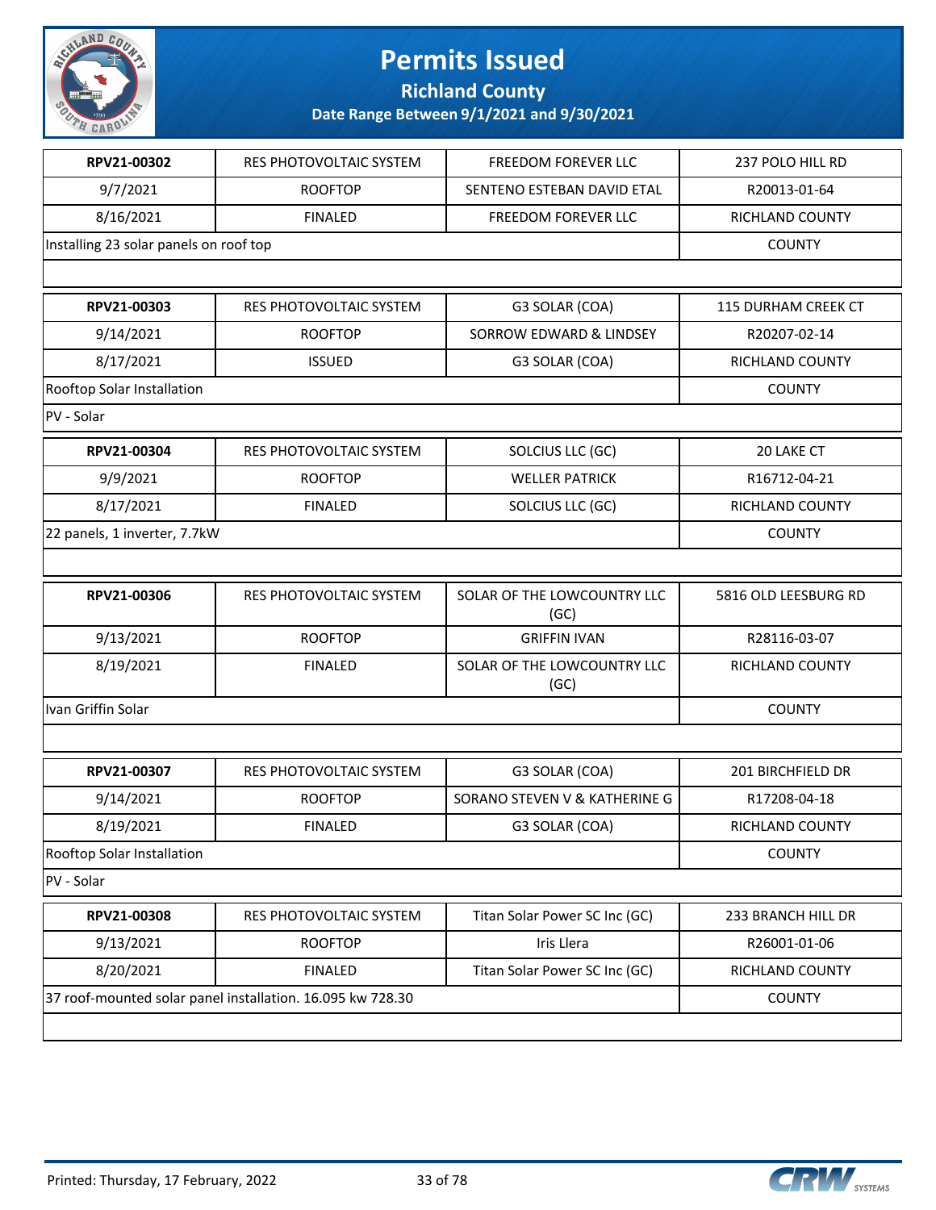# Permits Issued

## Richland County

### Date Range Between 9/1/2021 and 9/30/2021

| RPV21-00302 | RES PHOTOVOLTAIC SYSTEM | FREEDOM FOREVER LLC | 237 POLO HILL RD |
|---|---|---|---|
| 9/7/2021 | ROOFTOP | SENTENO ESTEBAN DAVID ETAL | R20013-01-64 |
| 8/16/2021 | FINALED | FREEDOM FOREVER LLC | RICHLAND COUNTY |
| Installing 23 solar panels on roof top | | | COUNTY |

| RPV21-00303 | RES PHOTOVOLTAIC SYSTEM | G3 SOLAR (COA) | 115 DURHAM CREEK CT |
|---|---|---|---|
| 9/14/2021 | ROOFTOP | SORROW EDWARD & LINDSEY | R20207-02-14 |
| 8/17/2021 | ISSUED | G3 SOLAR (COA) | RICHLAND COUNTY |
| Rooftop Solar Installation | | | COUNTY |
| PV - Solar | | | |

| RPV21-00304 | RES PHOTOVOLTAIC SYSTEM | SOLCIUS LLC (GC) | 20 LAKE CT |
|---|---|---|---|
| 9/9/2021 | ROOFTOP | WELLER PATRICK | R16712-04-21 |
| 8/17/2021 | FINALED | SOLCIUS LLC (GC) | RICHLAND COUNTY |
| 22 panels, 1 inverter, 7.7kW | | | COUNTY |

| RPV21-00306 | RES PHOTOVOLTAIC SYSTEM | SOLAR OF THE LOWCOUNTRY LLC (GC) | 5816 OLD LEESBURG RD |
|---|---|---|---|
| 9/13/2021 | ROOFTOP | GRIFFIN IVAN | R28116-03-07 |
| 8/19/2021 | FINALED | SOLAR OF THE LOWCOUNTRY LLC (GC) | RICHLAND COUNTY |
| Ivan Griffin Solar | | | COUNTY |

| RPV21-00307 | RES PHOTOVOLTAIC SYSTEM | G3 SOLAR (COA) | 201 BIRCHFIELD DR |
|---|---|---|---|
| 9/14/2021 | ROOFTOP | SORANO STEVEN V & KATHERINE G | R17208-04-18 |
| 8/19/2021 | FINALED | G3 SOLAR (COA) | RICHLAND COUNTY |
| Rooftop Solar Installation | | | COUNTY |
| PV - Solar | | | |

| RPV21-00308 | RES PHOTOVOLTAIC SYSTEM | Titan Solar Power SC Inc (GC) | 233 BRANCH HILL DR |
|---|---|---|---|
| 9/13/2021 | ROOFTOP | Iris Llera | R26001-01-06 |
| 8/20/2021 | FINALED | Titan Solar Power SC Inc (GC) | RICHLAND COUNTY |
| 37 roof-mounted solar panel installation. 16.095 kw 728.30 | | | COUNTY |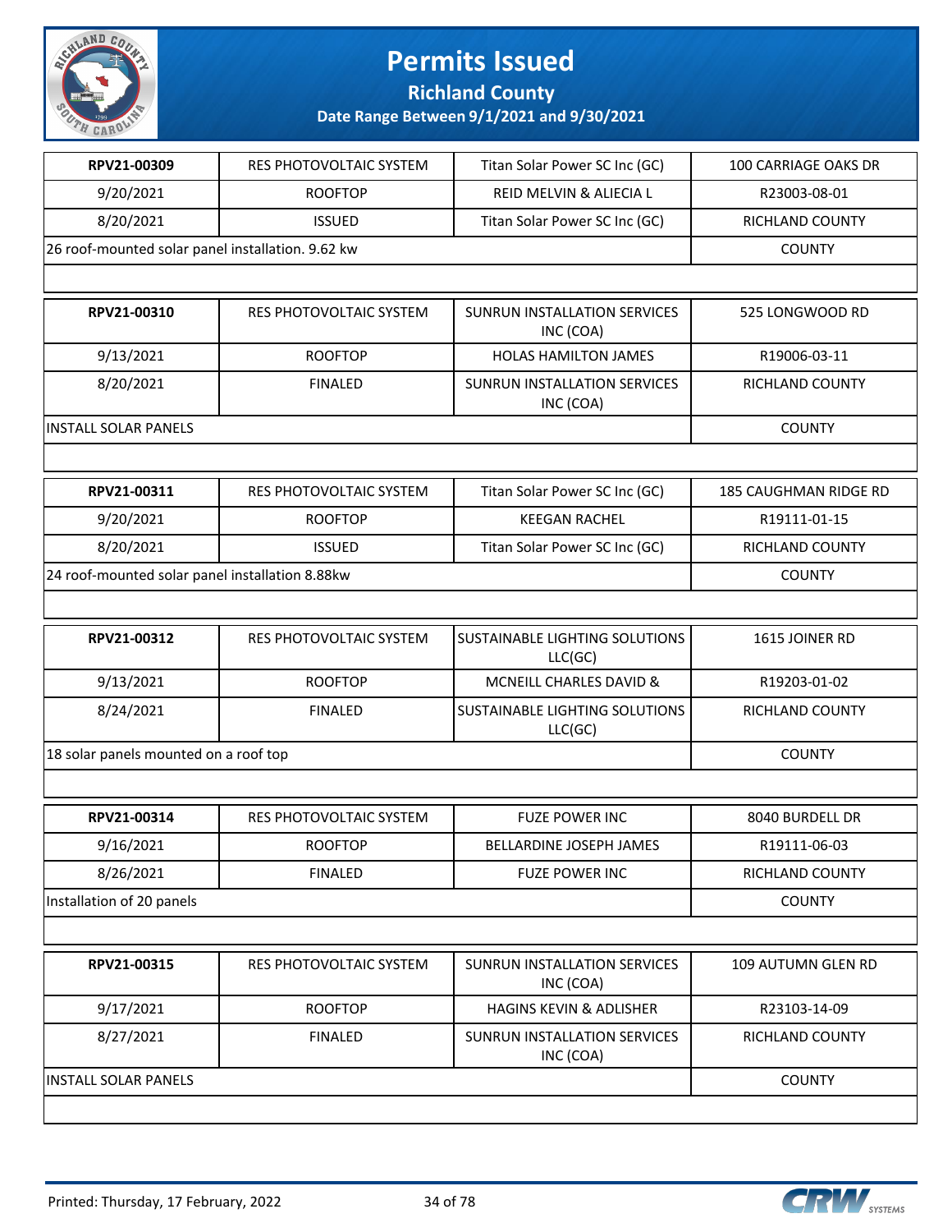# Permits Issued

## Richland County

### Date Range Between 9/1/2021 and 9/30/2021

| RPV21-00309 | RES PHOTOVOLTAIC SYSTEM | Titan Solar Power SC Inc (GC) | 100 CARRIAGE OAKS DR |
|---|---|---|---|
| 9/20/2021 | ROOFTOP | REID MELVIN & ALIECIA L | R23003-08-01 |
| 8/20/2021 | ISSUED | Titan Solar Power SC Inc (GC) | RICHLAND COUNTY |
| 26 roof-mounted solar panel installation. 9.62 kw | | | COUNTY |

| RPV21-00310 | RES PHOTOVOLTAIC SYSTEM | SUNRUN INSTALLATION SERVICES INC (COA) | 525 LONGWOOD RD |
|---|---|---|---|
| 9/13/2021 | ROOFTOP | HOLAS HAMILTON JAMES | R19006-03-11 |
| 8/20/2021 | FINALED | SUNRUN INSTALLATION SERVICES INC (COA) | RICHLAND COUNTY |
| INSTALL SOLAR PANELS | | | COUNTY |

| RPV21-00311 | RES PHOTOVOLTAIC SYSTEM | Titan Solar Power SC Inc (GC) | 185 CAUGHMAN RIDGE RD |
|---|---|---|---|
| 9/20/2021 | ROOFTOP | KEEGAN RACHEL | R19111-01-15 |
| 8/20/2021 | ISSUED | Titan Solar Power SC Inc (GC) | RICHLAND COUNTY |
| 24 roof-mounted solar panel installation 8.88kw | | | COUNTY |

| RPV21-00312 | RES PHOTOVOLTAIC SYSTEM | SUSTAINABLE LIGHTING SOLUTIONS LLC(GC) | 1615 JOINER RD |
|---|---|---|---|
| 9/13/2021 | ROOFTOP | MCNEILL CHARLES DAVID & | R19203-01-02 |
| 8/24/2021 | FINALED | SUSTAINABLE LIGHTING SOLUTIONS LLC(GC) | RICHLAND COUNTY |
| 18 solar panels mounted on a roof top | | | COUNTY |

| RPV21-00314 | RES PHOTOVOLTAIC SYSTEM | FUZE POWER INC | 8040 BURDELL DR |
|---|---|---|---|
| 9/16/2021 | ROOFTOP | BELLARDINE JOSEPH JAMES | R19111-06-03 |
| 8/26/2021 | FINALED | FUZE POWER INC | RICHLAND COUNTY |
| Installation of 20 panels | | | COUNTY |

| RPV21-00315 | RES PHOTOVOLTAIC SYSTEM | SUNRUN INSTALLATION SERVICES INC (COA) | 109 AUTUMN GLEN RD |
|---|---|---|---|
| 9/17/2021 | ROOFTOP | HAGINS KEVIN & ADLISHER | R23103-14-09 |
| 8/27/2021 | FINALED | SUNRUN INSTALLATION SERVICES INC (COA) | RICHLAND COUNTY |
| INSTALL SOLAR PANELS | | | COUNTY |

Printed: Thursday, 17 February, 2022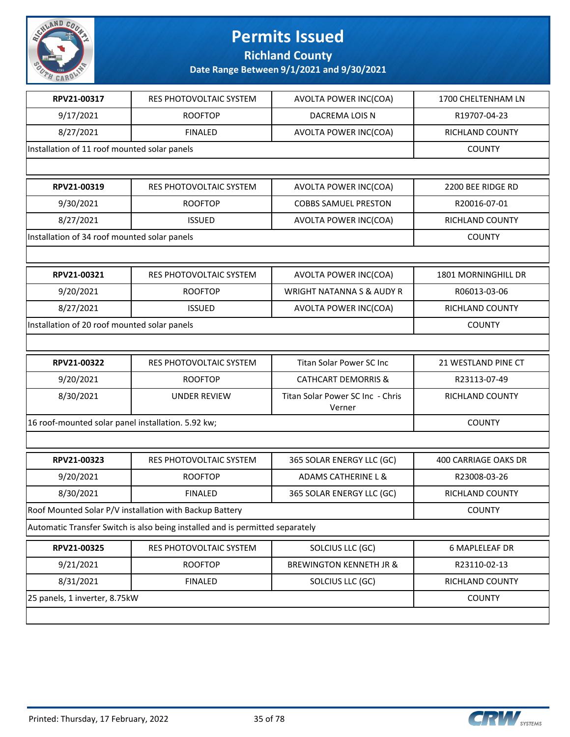# Permits Issued

## Richland County

### Date Range Between 9/1/2021 and 9/30/2021

| | | | |
|---|---|---|---|
| **RPV21-00317** | RES PHOTOVOLTAIC SYSTEM | AVOLTA POWER INC(COA) | 1700 CHELTENHAM LN |
| 9/17/2021 | ROOFTOP | DACREMA LOIS N | R19707-04-23 |
| 8/27/2021 | FINALED | AVOLTA POWER INC(COA) | RICHLAND COUNTY |
| Installation of 11 roof mounted solar panels | | | COUNTY |

| | | | |
|---|---|---|---|
| **RPV21-00319** | RES PHOTOVOLTAIC SYSTEM | AVOLTA POWER INC(COA) | 2200 BEE RIDGE RD |
| 9/30/2021 | ROOFTOP | COBBS SAMUEL PRESTON | R20016-07-01 |
| 8/27/2021 | ISSUED | AVOLTA POWER INC(COA) | RICHLAND COUNTY |
| Installation of 34 roof mounted solar panels | | | COUNTY |

| | | | |
|---|---|---|---|
| **RPV21-00321** | RES PHOTOVOLTAIC SYSTEM | AVOLTA POWER INC(COA) | 1801 MORNINGHILL DR |
| 9/20/2021 | ROOFTOP | WRIGHT NATANNA S & AUDY R | R06013-03-06 |
| 8/27/2021 | ISSUED | AVOLTA POWER INC(COA) | RICHLAND COUNTY |
| Installation of 20 roof mounted solar panels | | | COUNTY |

| | | | |
|---|---|---|---|
| **RPV21-00322** | RES PHOTOVOLTAIC SYSTEM | Titan Solar Power SC Inc | 21 WESTLAND PINE CT |
| 9/20/2021 | ROOFTOP | CATHCART DEMORRIS & | R23113-07-49 |
| 8/30/2021 | UNDER REVIEW | Titan Solar Power SC Inc - Chris Verner | RICHLAND COUNTY |
| 16 roof-mounted solar panel installation. 5.92 kw; | | | COUNTY |

| | | | |
|---|---|---|---|
| **RPV21-00323** | RES PHOTOVOLTAIC SYSTEM | 365 SOLAR ENERGY LLC (GC) | 400 CARRIAGE OAKS DR |
| 9/20/2021 | ROOFTOP | ADAMS CATHERINE L & | R23008-03-26 |
| 8/30/2021 | FINALED | 365 SOLAR ENERGY LLC (GC) | RICHLAND COUNTY |
| Roof Mounted Solar P/V installation with Backup Battery | | | COUNTY |
| Automatic Transfer Switch is also being installed and is permitted separately | | | |

| | | | |
|---|---|---|---|
| **RPV21-00325** | RES PHOTOVOLTAIC SYSTEM | SOLCIUS LLC (GC) | 6 MAPLELEAF DR |
| 9/21/2021 | ROOFTOP | BREWINGTON KENNETH JR & | R23110-02-13 |
| 8/31/2021 | FINALED | SOLCIUS LLC (GC) | RICHLAND COUNTY |
| 25 panels, 1 inverter, 8.75kW | | | COUNTY |

Printed: Thursday, 17 February, 2022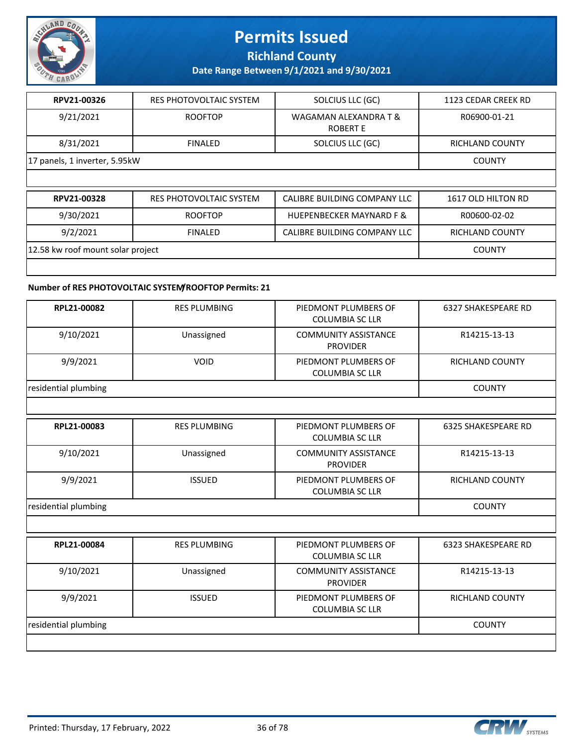# Permits Issued

## Richland County

### Date Range Between 9/1/2021 and 9/30/2021

| | | | |
|---|---|---|---|
| **RPV21-00326** | RES PHOTOVOLTAIC SYSTEM | SOLCIUS LLC (GC) | 1123 CEDAR CREEK RD |
| 9/21/2021 | ROOFTOP | WAGAMAN ALEXANDRA T & ROBERT E | R06900-01-21 |
| 8/31/2021 | FINALED | SOLCIUS LLC (GC) | RICHLAND COUNTY |
| 17 panels, 1 inverter, 5.95kW | | | COUNTY |

| | | | |
|---|---|---|---|
| **RPV21-00328** | RES PHOTOVOLTAIC SYSTEM | CALIBRE BUILDING COMPANY LLC | 1617 OLD HILTON RD |
| 9/30/2021 | ROOFTOP | HUEPENBECKER MAYNARD F & | R00600-02-02 |
| 9/2/2021 | FINALED | CALIBRE BUILDING COMPANY LLC | RICHLAND COUNTY |
| 12.58 kw roof mount solar project | | | COUNTY |

**Number of RES PHOTOVOLTAIC SYSTEM/ROOFTOP Permits: 21**

| | | | |
|---|---|---|---|
| **RPL21-00082** | RES PLUMBING | PIEDMONT PLUMBERS OF COLUMBIA SC LLR | 6327 SHAKESPEARE RD |
| 9/10/2021 | Unassigned | COMMUNITY ASSISTANCE PROVIDER | R14215-13-13 |
| 9/9/2021 | VOID | PIEDMONT PLUMBERS OF COLUMBIA SC LLR | RICHLAND COUNTY |
| residential plumbing | | | COUNTY |

| | | | |
|---|---|---|---|
| **RPL21-00083** | RES PLUMBING | PIEDMONT PLUMBERS OF COLUMBIA SC LLR | 6325 SHAKESPEARE RD |
| 9/10/2021 | Unassigned | COMMUNITY ASSISTANCE PROVIDER | R14215-13-13 |
| 9/9/2021 | ISSUED | PIEDMONT PLUMBERS OF COLUMBIA SC LLR | RICHLAND COUNTY |
| residential plumbing | | | COUNTY |

| | | | |
|---|---|---|---|
| **RPL21-00084** | RES PLUMBING | PIEDMONT PLUMBERS OF COLUMBIA SC LLR | 6323 SHAKESPEARE RD |
| 9/10/2021 | Unassigned | COMMUNITY ASSISTANCE PROVIDER | R14215-13-13 |
| 9/9/2021 | ISSUED | PIEDMONT PLUMBERS OF COLUMBIA SC LLR | RICHLAND COUNTY |
| residential plumbing | | | COUNTY |

Printed: Thursday, 17 February, 2022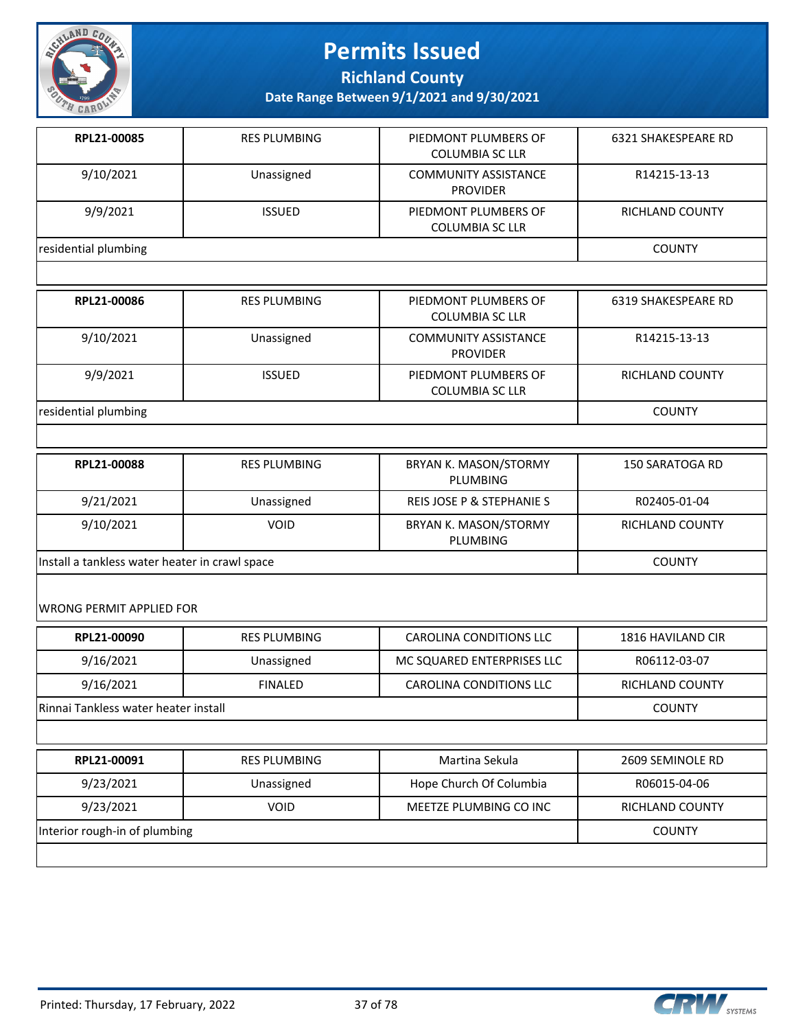# Permits Issued

**Richland County**

**Date Range Between 9/1/2021 and 9/30/2021**

| **RPL21-00085** | RES PLUMBING | PIEDMONT PLUMBERS OF COLUMBIA SC LLR | 6321 SHAKESPEARE RD |
|---|---|---|---|
| 9/10/2021 | Unassigned | COMMUNITY ASSISTANCE PROVIDER | R14215-13-13 |
| 9/9/2021 | ISSUED | PIEDMONT PLUMBERS OF COLUMBIA SC LLR | RICHLAND COUNTY |
| residential plumbing | | | COUNTY |

| **RPL21-00086** | RES PLUMBING | PIEDMONT PLUMBERS OF COLUMBIA SC LLR | 6319 SHAKESPEARE RD |
|---|---|---|---|
| 9/10/2021 | Unassigned | COMMUNITY ASSISTANCE PROVIDER | R14215-13-13 |
| 9/9/2021 | ISSUED | PIEDMONT PLUMBERS OF COLUMBIA SC LLR | RICHLAND COUNTY |
| residential plumbing | | | COUNTY |

| **RPL21-00088** | RES PLUMBING | BRYAN K. MASON/STORMY PLUMBING | 150 SARATOGA RD |
|---|---|---|---|
| 9/21/2021 | Unassigned | REIS JOSE P & STEPHANIE S | R02405-01-04 |
| 9/10/2021 | VOID | BRYAN K. MASON/STORMY PLUMBING | RICHLAND COUNTY |
| Install a tankless water heater in crawl space | | | COUNTY |

WRONG PERMIT APPLIED FOR

| **RPL21-00090** | RES PLUMBING | CAROLINA CONDITIONS LLC | 1816 HAVILAND CIR |
|---|---|---|---|
| 9/16/2021 | Unassigned | MC SQUARED ENTERPRISES LLC | R06112-03-07 |
| 9/16/2021 | FINALED | CAROLINA CONDITIONS LLC | RICHLAND COUNTY |
| Rinnai Tankless water heater install | | | COUNTY |

| **RPL21-00091** | RES PLUMBING | Martina Sekula | 2609 SEMINOLE RD |
|---|---|---|---|
| 9/23/2021 | Unassigned | Hope Church Of Columbia | R06015-04-06 |
| 9/23/2021 | VOID | MEETZE PLUMBING CO INC | RICHLAND COUNTY |
| Interior rough-in of plumbing | | | COUNTY |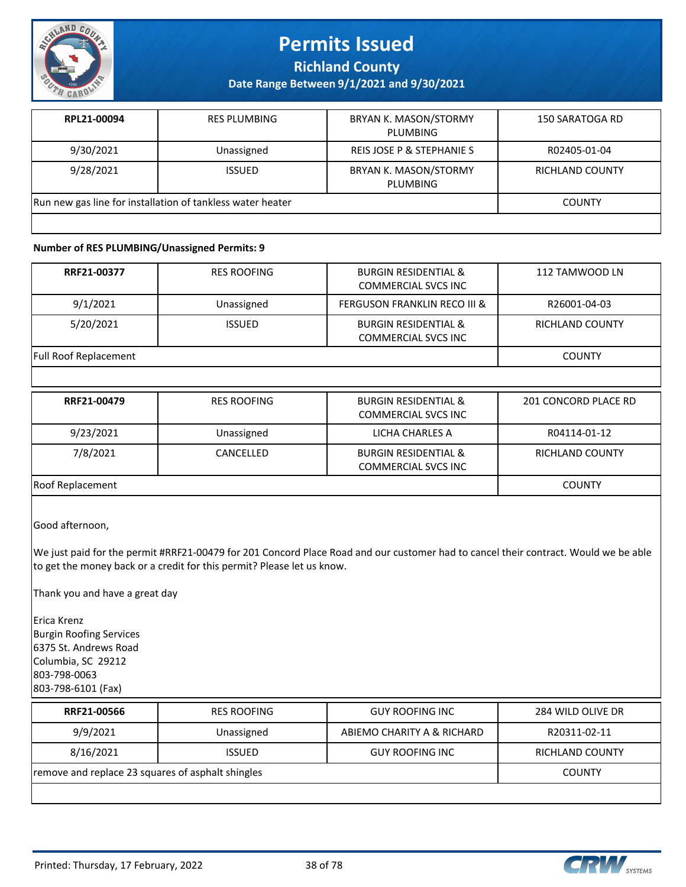# Permits Issued

**Richland County**

**Date Range Between 9/1/2021 and 9/30/2021**

| RPL21-00094 | RES PLUMBING | BRYAN K. MASON/STORMY PLUMBING | 150 SARATOGA RD |
|---|---|---|---|
| 9/30/2021 | Unassigned | REIS JOSE P & STEPHANIE S | R02405-01-04 |
| 9/28/2021 | ISSUED | BRYAN K. MASON/STORMY PLUMBING | RICHLAND COUNTY |
| Run new gas line for installation of tankless water heater | | | COUNTY |

**Number of RES PLUMBING/Unassigned Permits: 9**

| RRF21-00377 | RES ROOFING | BURGIN RESIDENTIAL & COMMERCIAL SVCS INC | 112 TAMWOOD LN |
|---|---|---|---|
| 9/1/2021 | Unassigned | FERGUSON FRANKLIN RECO III & | R26001-04-03 |
| 5/20/2021 | ISSUED | BURGIN RESIDENTIAL & COMMERCIAL SVCS INC | RICHLAND COUNTY |
| Full Roof Replacement | | | COUNTY |

| RRF21-00479 | RES ROOFING | BURGIN RESIDENTIAL & COMMERCIAL SVCS INC | 201 CONCORD PLACE RD |
|---|---|---|---|
| 9/23/2021 | Unassigned | LICHA CHARLES A | R04114-01-12 |
| 7/8/2021 | CANCELLED | BURGIN RESIDENTIAL & COMMERCIAL SVCS INC | RICHLAND COUNTY |
| Roof Replacement | | | COUNTY |

Good afternoon,

We just paid for the permit #RRF21-00479 for 201 Concord Place Road and our customer had to cancel their contract. Would we be able to get the money back or a credit for this permit? Please let us know.

Thank you and have a great day

Erica Krenz
Burgin Roofing Services
6375 St. Andrews Road
Columbia, SC 29212
803-798-0063
803-798-6101 (Fax)

| RRF21-00566 | RES ROOFING | GUY ROOFING INC | 284 WILD OLIVE DR |
|---|---|---|---|
| 9/9/2021 | Unassigned | ABIEMO CHARITY A & RICHARD | R20311-02-11 |
| 8/16/2021 | ISSUED | GUY ROOFING INC | RICHLAND COUNTY |
| remove and replace 23 squares of asphalt shingles | | | COUNTY |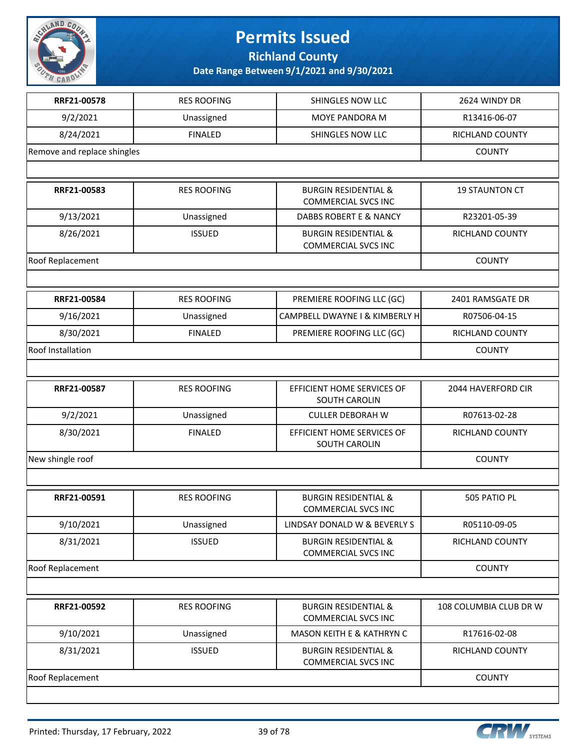# Permits Issued

## Richland County

### Date Range Between 9/1/2021 and 9/30/2021

| | | | |
|---|---|---|---|
| **RRF21-00578** | RES ROOFING | SHINGLES NOW LLC | 2624 WINDY DR |
| 9/2/2021 | Unassigned | MOYE PANDORA M | R13416-06-07 |
| 8/24/2021 | FINALED | SHINGLES NOW LLC | RICHLAND COUNTY |
| Remove and replace shingles | | | COUNTY |

| | | | |
|---|---|---|---|
| **RRF21-00583** | RES ROOFING | BURGIN RESIDENTIAL & COMMERCIAL SVCS INC | 19 STAUNTON CT |
| 9/13/2021 | Unassigned | DABBS ROBERT E & NANCY | R23201-05-39 |
| 8/26/2021 | ISSUED | BURGIN RESIDENTIAL & COMMERCIAL SVCS INC | RICHLAND COUNTY |
| Roof Replacement | | | COUNTY |

| | | | |
|---|---|---|---|
| **RRF21-00584** | RES ROOFING | PREMIERE ROOFING LLC (GC) | 2401 RAMSGATE DR |
| 9/16/2021 | Unassigned | CAMPBELL DWAYNE I & KIMBERLY H | R07506-04-15 |
| 8/30/2021 | FINALED | PREMIERE ROOFING LLC (GC) | RICHLAND COUNTY |
| Roof Installation | | | COUNTY |

| | | | |
|---|---|---|---|
| **RRF21-00587** | RES ROOFING | EFFICIENT HOME SERVICES OF SOUTH CAROLIN | 2044 HAVERFORD CIR |
| 9/2/2021 | Unassigned | CULLER DEBORAH W | R07613-02-28 |
| 8/30/2021 | FINALED | EFFICIENT HOME SERVICES OF SOUTH CAROLIN | RICHLAND COUNTY |
| New shingle roof | | | COUNTY |

| | | | |
|---|---|---|---|
| **RRF21-00591** | RES ROOFING | BURGIN RESIDENTIAL & COMMERCIAL SVCS INC | 505 PATIO PL |
| 9/10/2021 | Unassigned | LINDSAY DONALD W & BEVERLY S | R05110-09-05 |
| 8/31/2021 | ISSUED | BURGIN RESIDENTIAL & COMMERCIAL SVCS INC | RICHLAND COUNTY |
| Roof Replacement | | | COUNTY |

| | | | |
|---|---|---|---|
| **RRF21-00592** | RES ROOFING | BURGIN RESIDENTIAL & COMMERCIAL SVCS INC | 108 COLUMBIA CLUB DR W |
| 9/10/2021 | Unassigned | MASON KEITH E & KATHRYN C | R17616-02-08 |
| 8/31/2021 | ISSUED | BURGIN RESIDENTIAL & COMMERCIAL SVCS INC | RICHLAND COUNTY |
| Roof Replacement | | | COUNTY |

Printed: Thursday, 17 February, 2022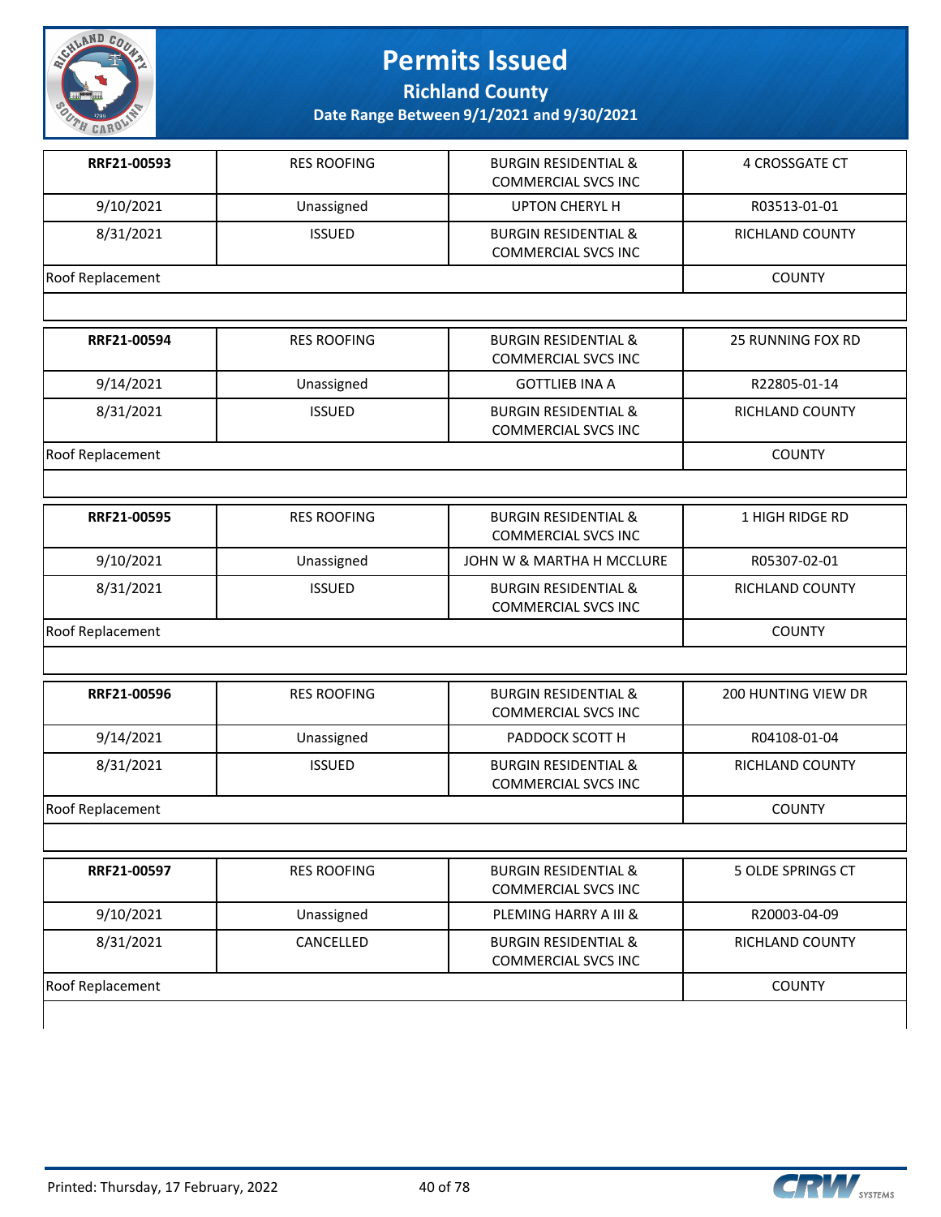# Permits Issued

## Richland County

### Date Range Between 9/1/2021 and 9/30/2021

| | | | |
|---|---|---|---|
| **RRF21-00593** | RES ROOFING | BURGIN RESIDENTIAL & COMMERCIAL SVCS INC | 4 CROSSGATE CT |
| 9/10/2021 | Unassigned | UPTON CHERYL H | R03513-01-01 |
| 8/31/2021 | ISSUED | BURGIN RESIDENTIAL & COMMERCIAL SVCS INC | RICHLAND COUNTY |
| Roof Replacement | | | COUNTY |

| | | | |
|---|---|---|---|
| **RRF21-00594** | RES ROOFING | BURGIN RESIDENTIAL & COMMERCIAL SVCS INC | 25 RUNNING FOX RD |
| 9/14/2021 | Unassigned | GOTTLIEB INA A | R22805-01-14 |
| 8/31/2021 | ISSUED | BURGIN RESIDENTIAL & COMMERCIAL SVCS INC | RICHLAND COUNTY |
| Roof Replacement | | | COUNTY |

| | | | |
|---|---|---|---|
| **RRF21-00595** | RES ROOFING | BURGIN RESIDENTIAL & COMMERCIAL SVCS INC | 1 HIGH RIDGE RD |
| 9/10/2021 | Unassigned | JOHN W & MARTHA H MCCLURE | R05307-02-01 |
| 8/31/2021 | ISSUED | BURGIN RESIDENTIAL & COMMERCIAL SVCS INC | RICHLAND COUNTY |
| Roof Replacement | | | COUNTY |

| | | | |
|---|---|---|---|
| **RRF21-00596** | RES ROOFING | BURGIN RESIDENTIAL & COMMERCIAL SVCS INC | 200 HUNTING VIEW DR |
| 9/14/2021 | Unassigned | PADDOCK SCOTT H | R04108-01-04 |
| 8/31/2021 | ISSUED | BURGIN RESIDENTIAL & COMMERCIAL SVCS INC | RICHLAND COUNTY |
| Roof Replacement | | | COUNTY |

| | | | |
|---|---|---|---|
| **RRF21-00597** | RES ROOFING | BURGIN RESIDENTIAL & COMMERCIAL SVCS INC | 5 OLDE SPRINGS CT |
| 9/10/2021 | Unassigned | PLEMING HARRY A III & | R20003-04-09 |
| 8/31/2021 | CANCELLED | BURGIN RESIDENTIAL & COMMERCIAL SVCS INC | RICHLAND COUNTY |
| Roof Replacement | | | COUNTY |

Printed: Thursday, 17 February, 2022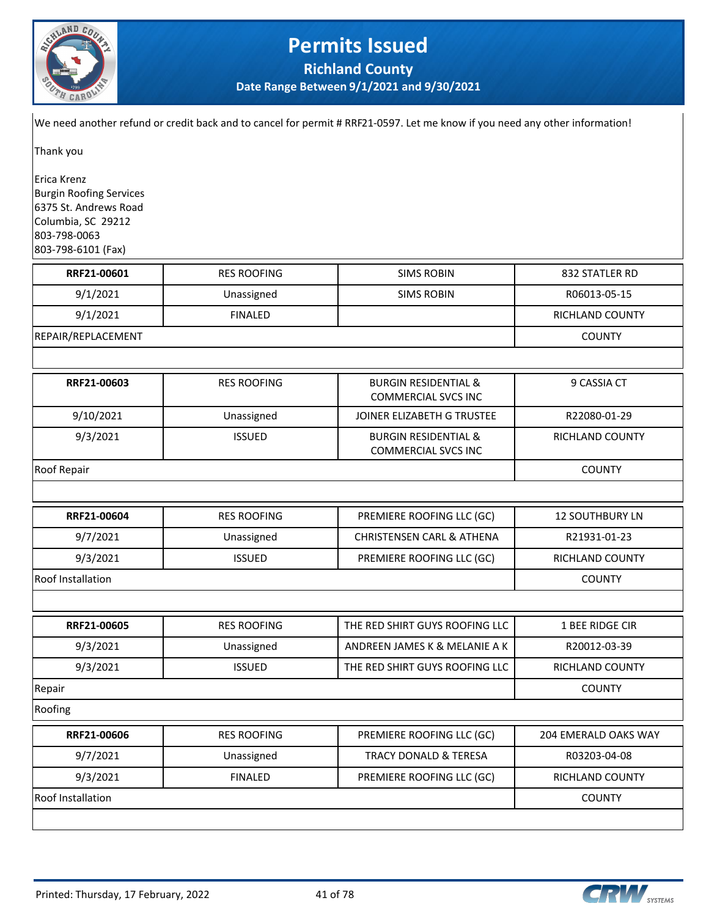We need another refund or credit back and to cancel for permit # RRF21-0597. Let me know if you need any other information!

Thank you

Erica Krenz
Burgin Roofing Services
6375 St. Andrews Road
Columbia, SC 29212
803-798-0063
803-798-6101 (Fax)

| | | | |
|---|---|---|---|
| **RRF21-00601** | RES ROOFING | SIMS ROBIN | 832 STATLER RD |
| 9/1/2021 | Unassigned | SIMS ROBIN | R06013-05-15 |
| 9/1/2021 | FINALED | | RICHLAND COUNTY |
| REPAIR/REPLACEMENT | | | COUNTY |

| | | | |
|---|---|---|---|
| **RRF21-00603** | RES ROOFING | BURGIN RESIDENTIAL & COMMERCIAL SVCS INC | 9 CASSIA CT |
| 9/10/2021 | Unassigned | JOINER ELIZABETH G TRUSTEE | R22080-01-29 |
| 9/3/2021 | ISSUED | BURGIN RESIDENTIAL & COMMERCIAL SVCS INC | RICHLAND COUNTY |
| Roof Repair | | | COUNTY |

| | | | |
|---|---|---|---|
| **RRF21-00604** | RES ROOFING | PREMIERE ROOFING LLC (GC) | 12 SOUTHBURY LN |
| 9/7/2021 | Unassigned | CHRISTENSEN CARL & ATHENA | R21931-01-23 |
| 9/3/2021 | ISSUED | PREMIERE ROOFING LLC (GC) | RICHLAND COUNTY |
| Roof Installation | | | COUNTY |

| | | | |
|---|---|---|---|
| **RRF21-00605** | RES ROOFING | THE RED SHIRT GUYS ROOFING LLC | 1 BEE RIDGE CIR |
| 9/3/2021 | Unassigned | ANDREEN JAMES K & MELANIE A K | R20012-03-39 |
| 9/3/2021 | ISSUED | THE RED SHIRT GUYS ROOFING LLC | RICHLAND COUNTY |
| Repair | | | COUNTY |
| Roofing | | | |

| | | | |
|---|---|---|---|
| **RRF21-00606** | RES ROOFING | PREMIERE ROOFING LLC (GC) | 204 EMERALD OAKS WAY |
| 9/7/2021 | Unassigned | TRACY DONALD & TERESA | R03203-04-08 |
| 9/3/2021 | FINALED | PREMIERE ROOFING LLC (GC) | RICHLAND COUNTY |
| Roof Installation | | | COUNTY |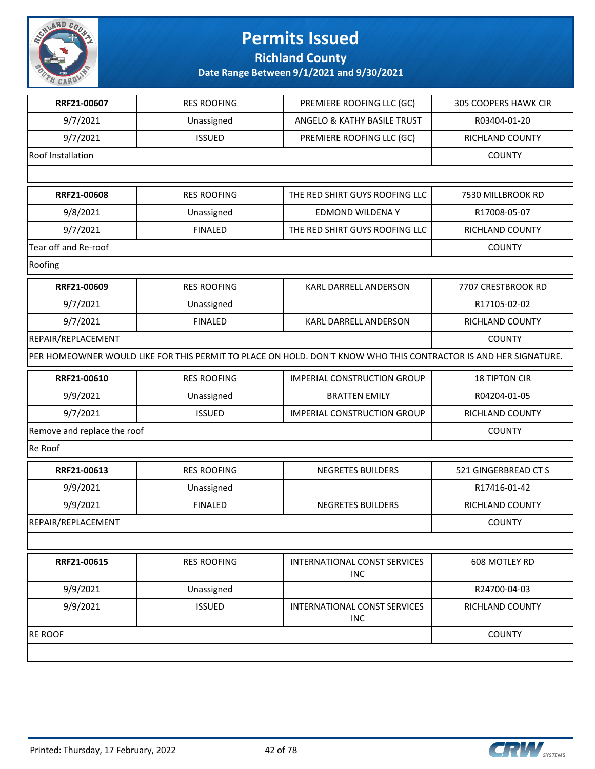# Permits Issued

## Richland County

### Date Range Between 9/1/2021 and 9/30/2021

| | | | |
|---|---|---|---|
| **RRF21-00607** | RES ROOFING | PREMIERE ROOFING LLC (GC) | 305 COOPERS HAWK CIR |
| 9/7/2021 | Unassigned | ANGELO & KATHY BASILE TRUST | R03404-01-20 |
| 9/7/2021 | ISSUED | PREMIERE ROOFING LLC (GC) | RICHLAND COUNTY |
| Roof Installation | | | COUNTY |
| | | | |

| | | | |
|---|---|---|---|
| **RRF21-00608** | RES ROOFING | THE RED SHIRT GUYS ROOFING LLC | 7530 MILLBROOK RD |
| 9/8/2021 | Unassigned | EDMOND WILDENA Y | R17008-05-07 |
| 9/7/2021 | FINALED | THE RED SHIRT GUYS ROOFING LLC | RICHLAND COUNTY |
| Tear off and Re-roof | | | COUNTY |
| Roofing | | | |

| | | | |
|---|---|---|---|
| **RRF21-00609** | RES ROOFING | KARL DARRELL ANDERSON | 7707 CRESTBROOK RD |
| 9/7/2021 | Unassigned | | R17105-02-02 |
| 9/7/2021 | FINALED | KARL DARRELL ANDERSON | RICHLAND COUNTY |
| REPAIR/REPLACEMENT | | | COUNTY |
| PER HOMEOWNER WOULD LIKE FOR THIS PERMIT TO PLACE ON HOLD. DON'T KNOW WHO THIS CONTRACTOR IS AND HER SIGNATURE. | | | |

| | | | |
|---|---|---|---|
| **RRF21-00610** | RES ROOFING | IMPERIAL CONSTRUCTION GROUP | 18 TIPTON CIR |
| 9/9/2021 | Unassigned | BRATTEN EMILY | R04204-01-05 |
| 9/7/2021 | ISSUED | IMPERIAL CONSTRUCTION GROUP | RICHLAND COUNTY |
| Remove and replace the roof | | | COUNTY |
| Re Roof | | | |

| | | | |
|---|---|---|---|
| **RRF21-00613** | RES ROOFING | NEGRETES BUILDERS | 521 GINGERBREAD CT S |
| 9/9/2021 | Unassigned | | R17416-01-42 |
| 9/9/2021 | FINALED | NEGRETES BUILDERS | RICHLAND COUNTY |
| REPAIR/REPLACEMENT | | | COUNTY |
| | | | |

| | | | |
|---|---|---|---|
| **RRF21-00615** | RES ROOFING | INTERNATIONAL CONST SERVICES INC | 608 MOTLEY RD |
| 9/9/2021 | Unassigned | | R24700-04-03 |
| 9/9/2021 | ISSUED | INTERNATIONAL CONST SERVICES INC | RICHLAND COUNTY |
| RE ROOF | | | COUNTY |
| | | | |

Printed: Thursday, 17 February, 2022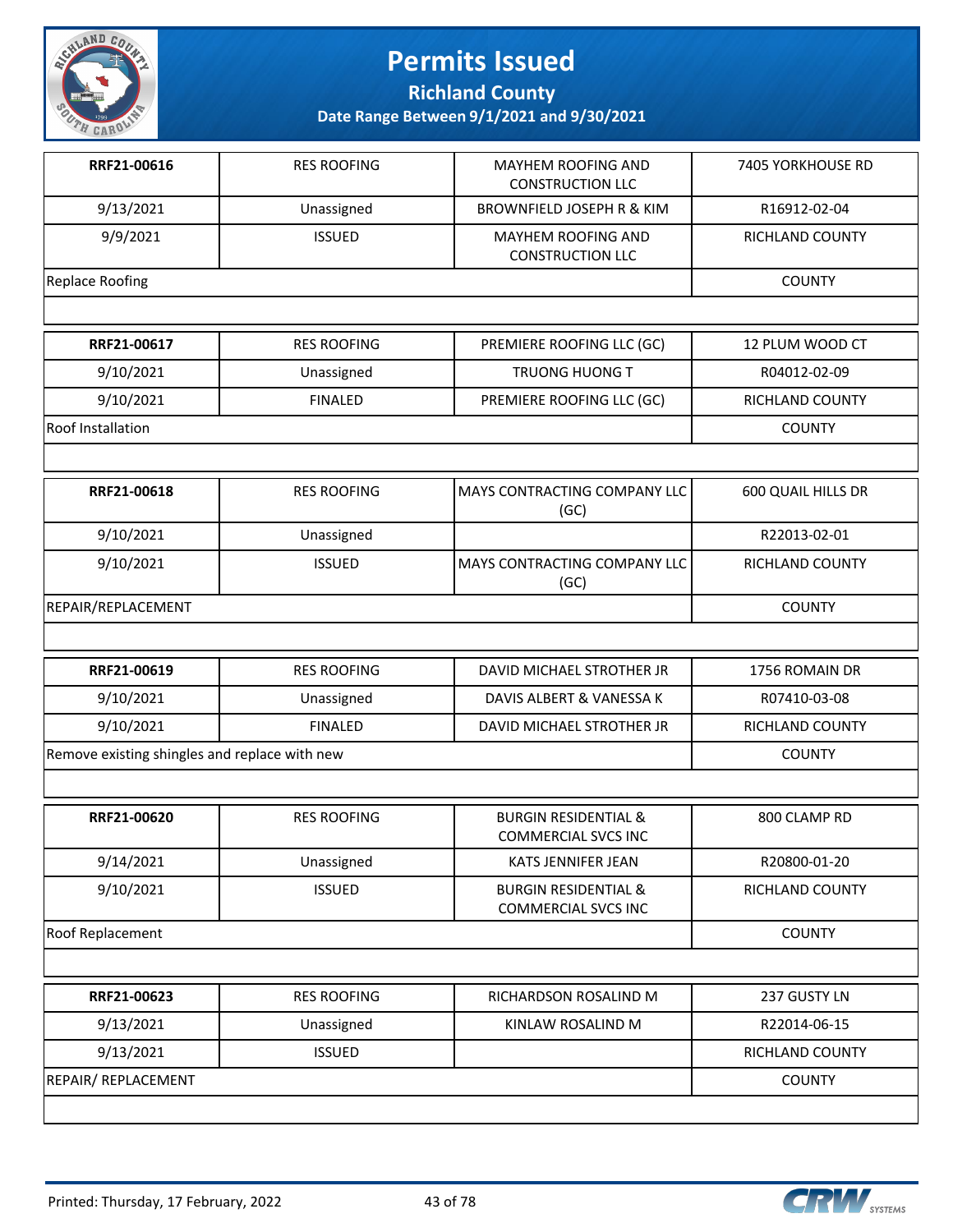# Permits Issued

**Richland County**

**Date Range Between 9/1/2021 and 9/30/2021**

| RRF21-00616 | RES ROOFING | MAYHEM ROOFING AND CONSTRUCTION LLC | 7405 YORKHOUSE RD |
|---|---|---|---|
| 9/13/2021 | Unassigned | BROWNFIELD JOSEPH R & KIM | R16912-02-04 |
| 9/9/2021 | ISSUED | MAYHEM ROOFING AND CONSTRUCTION LLC | RICHLAND COUNTY |
| Replace Roofing | | | COUNTY |

| RRF21-00617 | RES ROOFING | PREMIERE ROOFING LLC (GC) | 12 PLUM WOOD CT |
|---|---|---|---|
| 9/10/2021 | Unassigned | TRUONG HUONG T | R04012-02-09 |
| 9/10/2021 | FINALED | PREMIERE ROOFING LLC (GC) | RICHLAND COUNTY |
| Roof Installation | | | COUNTY |

| RRF21-00618 | RES ROOFING | MAYS CONTRACTING COMPANY LLC (GC) | 600 QUAIL HILLS DR |
|---|---|---|---|
| 9/10/2021 | Unassigned | | R22013-02-01 |
| 9/10/2021 | ISSUED | MAYS CONTRACTING COMPANY LLC (GC) | RICHLAND COUNTY |
| REPAIR/REPLACEMENT | | | COUNTY |

| RRF21-00619 | RES ROOFING | DAVID MICHAEL STROTHER JR | 1756 ROMAIN DR |
|---|---|---|---|
| 9/10/2021 | Unassigned | DAVIS ALBERT & VANESSA K | R07410-03-08 |
| 9/10/2021 | FINALED | DAVID MICHAEL STROTHER JR | RICHLAND COUNTY |
| Remove existing shingles and replace with new | | | COUNTY |

| RRF21-00620 | RES ROOFING | BURGIN RESIDENTIAL & COMMERCIAL SVCS INC | 800 CLAMP RD |
|---|---|---|---|
| 9/14/2021 | Unassigned | KATS JENNIFER JEAN | R20800-01-20 |
| 9/10/2021 | ISSUED | BURGIN RESIDENTIAL & COMMERCIAL SVCS INC | RICHLAND COUNTY |
| Roof Replacement | | | COUNTY |

| RRF21-00623 | RES ROOFING | RICHARDSON ROSALIND M | 237 GUSTY LN |
|---|---|---|---|
| 9/13/2021 | Unassigned | KINLAW ROSALIND M | R22014-06-15 |
| 9/13/2021 | ISSUED | | RICHLAND COUNTY |
| REPAIR/ REPLACEMENT | | | COUNTY |

Printed: Thursday, 17 February, 2022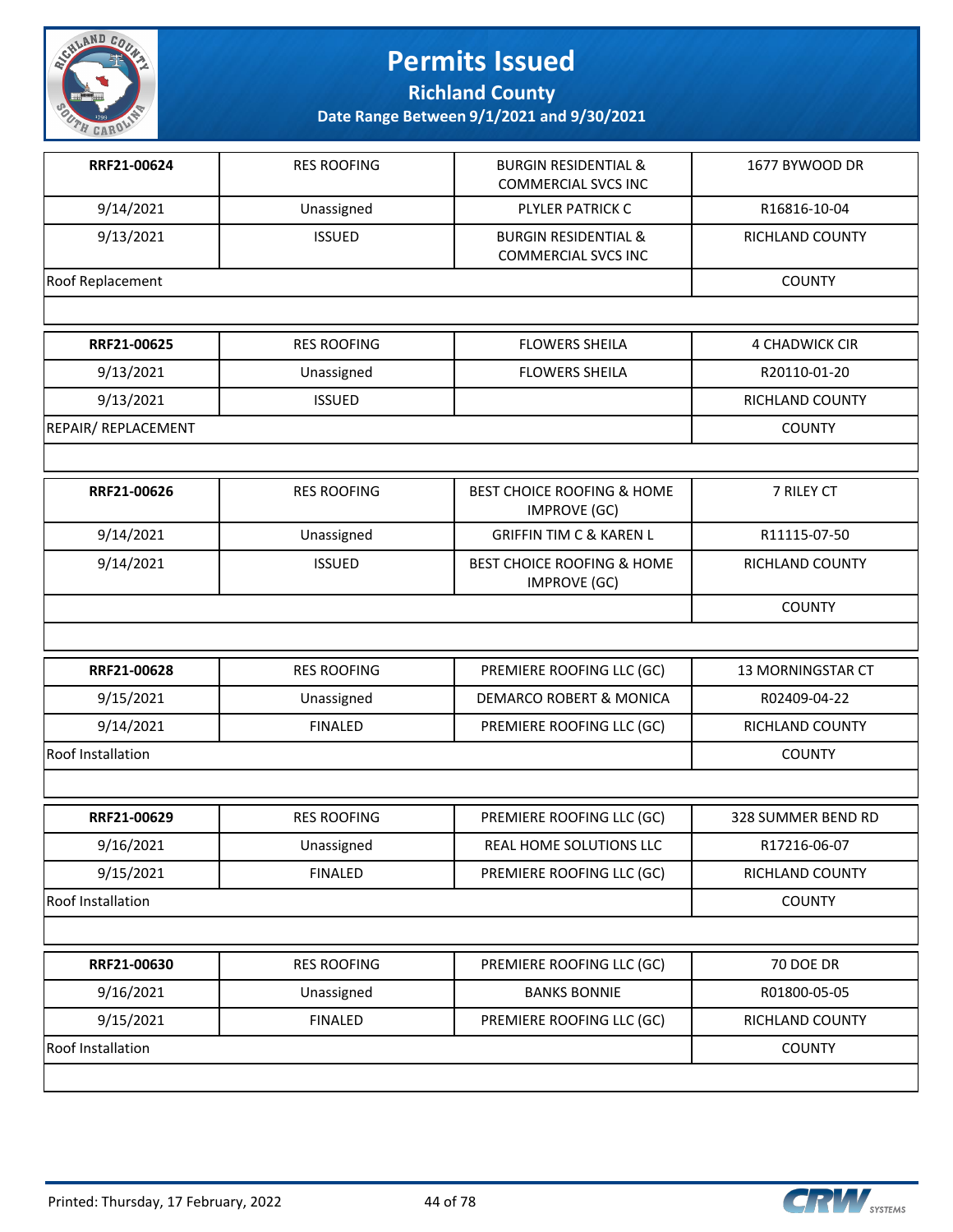# Permits Issued

**Richland County**

**Date Range Between 9/1/2021 and 9/30/2021**

| | | | |
|---|---|---|---|
| **RRF21-00624** | RES ROOFING | BURGIN RESIDENTIAL & COMMERCIAL SVCS INC | 1677 BYWOOD DR |
| 9/14/2021 | Unassigned | PLYLER PATRICK C | R16816-10-04 |
| 9/13/2021 | ISSUED | BURGIN RESIDENTIAL & COMMERCIAL SVCS INC | RICHLAND COUNTY |
| Roof Replacement | | | COUNTY |

| | | | |
|---|---|---|---|
| **RRF21-00625** | RES ROOFING | FLOWERS SHEILA | 4 CHADWICK CIR |
| 9/13/2021 | Unassigned | FLOWERS SHEILA | R20110-01-20 |
| 9/13/2021 | ISSUED | | RICHLAND COUNTY |
| REPAIR/ REPLACEMENT | | | COUNTY |

| | | | |
|---|---|---|---|
| **RRF21-00626** | RES ROOFING | BEST CHOICE ROOFING & HOME IMPROVE (GC) | 7 RILEY CT |
| 9/14/2021 | Unassigned | GRIFFIN TIM C & KAREN L | R11115-07-50 |
| 9/14/2021 | ISSUED | BEST CHOICE ROOFING & HOME IMPROVE (GC) | RICHLAND COUNTY |
| | | | COUNTY |

| | | | |
|---|---|---|---|
| **RRF21-00628** | RES ROOFING | PREMIERE ROOFING LLC (GC) | 13 MORNINGSTAR CT |
| 9/15/2021 | Unassigned | DEMARCO ROBERT & MONICA | R02409-04-22 |
| 9/14/2021 | FINALED | PREMIERE ROOFING LLC (GC) | RICHLAND COUNTY |
| Roof Installation | | | COUNTY |

| | | | |
|---|---|---|---|
| **RRF21-00629** | RES ROOFING | PREMIERE ROOFING LLC (GC) | 328 SUMMER BEND RD |
| 9/16/2021 | Unassigned | REAL HOME SOLUTIONS LLC | R17216-06-07 |
| 9/15/2021 | FINALED | PREMIERE ROOFING LLC (GC) | RICHLAND COUNTY |
| Roof Installation | | | COUNTY |

| | | | |
|---|---|---|---|
| **RRF21-00630** | RES ROOFING | PREMIERE ROOFING LLC (GC) | 70 DOE DR |
| 9/16/2021 | Unassigned | BANKS BONNIE | R01800-05-05 |
| 9/15/2021 | FINALED | PREMIERE ROOFING LLC (GC) | RICHLAND COUNTY |
| Roof Installation | | | COUNTY |

Printed: Thursday, 17 February, 2022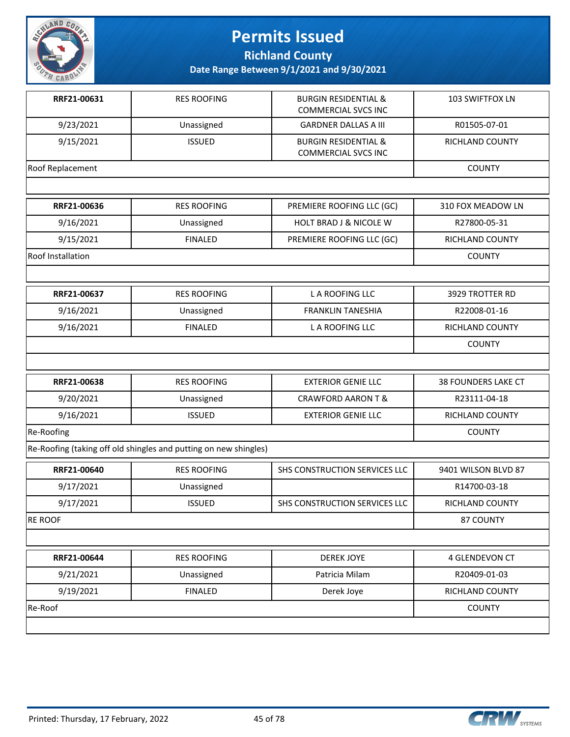# Permits Issued

## Richland County

### Date Range Between 9/1/2021 and 9/30/2021

| RRF21-00631 | RES ROOFING | BURGIN RESIDENTIAL & COMMERCIAL SVCS INC | 103 SWIFTFOX LN |
|---|---|---|---|
| 9/23/2021 | Unassigned | GARDNER DALLAS A III | R01505-07-01 |
| 9/15/2021 | ISSUED | BURGIN RESIDENTIAL & COMMERCIAL SVCS INC | RICHLAND COUNTY |
| Roof Replacement | | | COUNTY |
| | | | |

| RRF21-00636 | RES ROOFING | PREMIERE ROOFING LLC (GC) | 310 FOX MEADOW LN |
|---|---|---|---|
| 9/16/2021 | Unassigned | HOLT BRAD J & NICOLE W | R27800-05-31 |
| 9/15/2021 | FINALED | PREMIERE ROOFING LLC (GC) | RICHLAND COUNTY |
| Roof Installation | | | COUNTY |
| | | | |

| RRF21-00637 | RES ROOFING | L A ROOFING LLC | 3929 TROTTER RD |
|---|---|---|---|
| 9/16/2021 | Unassigned | FRANKLIN TANESHIA | R22008-01-16 |
| 9/16/2021 | FINALED | L A ROOFING LLC | RICHLAND COUNTY |
| | | | COUNTY |
| | | | |

| RRF21-00638 | RES ROOFING | EXTERIOR GENIE LLC | 38 FOUNDERS LAKE CT |
|---|---|---|---|
| 9/20/2021 | Unassigned | CRAWFORD AARON T & | R23111-04-18 |
| 9/16/2021 | ISSUED | EXTERIOR GENIE LLC | RICHLAND COUNTY |
| Re-Roofing | | | COUNTY |
| Re-Roofing (taking off old shingles and putting on new shingles) | | | |

| RRF21-00640 | RES ROOFING | SHS CONSTRUCTION SERVICES LLC | 9401 WILSON BLVD 87 |
|---|---|---|---|
| 9/17/2021 | Unassigned | | R14700-03-18 |
| 9/17/2021 | ISSUED | SHS CONSTRUCTION SERVICES LLC | RICHLAND COUNTY |
| RE ROOF | | | 87 COUNTY |
| | | | |

| RRF21-00644 | RES ROOFING | DEREK JOYE | 4 GLENDEVON CT |
|---|---|---|---|
| 9/21/2021 | Unassigned | Patricia Milam | R20409-01-03 |
| 9/19/2021 | FINALED | Derek Joye | RICHLAND COUNTY |
| Re-Roof | | | COUNTY |
| | | | |

Printed: Thursday, 17 February, 2022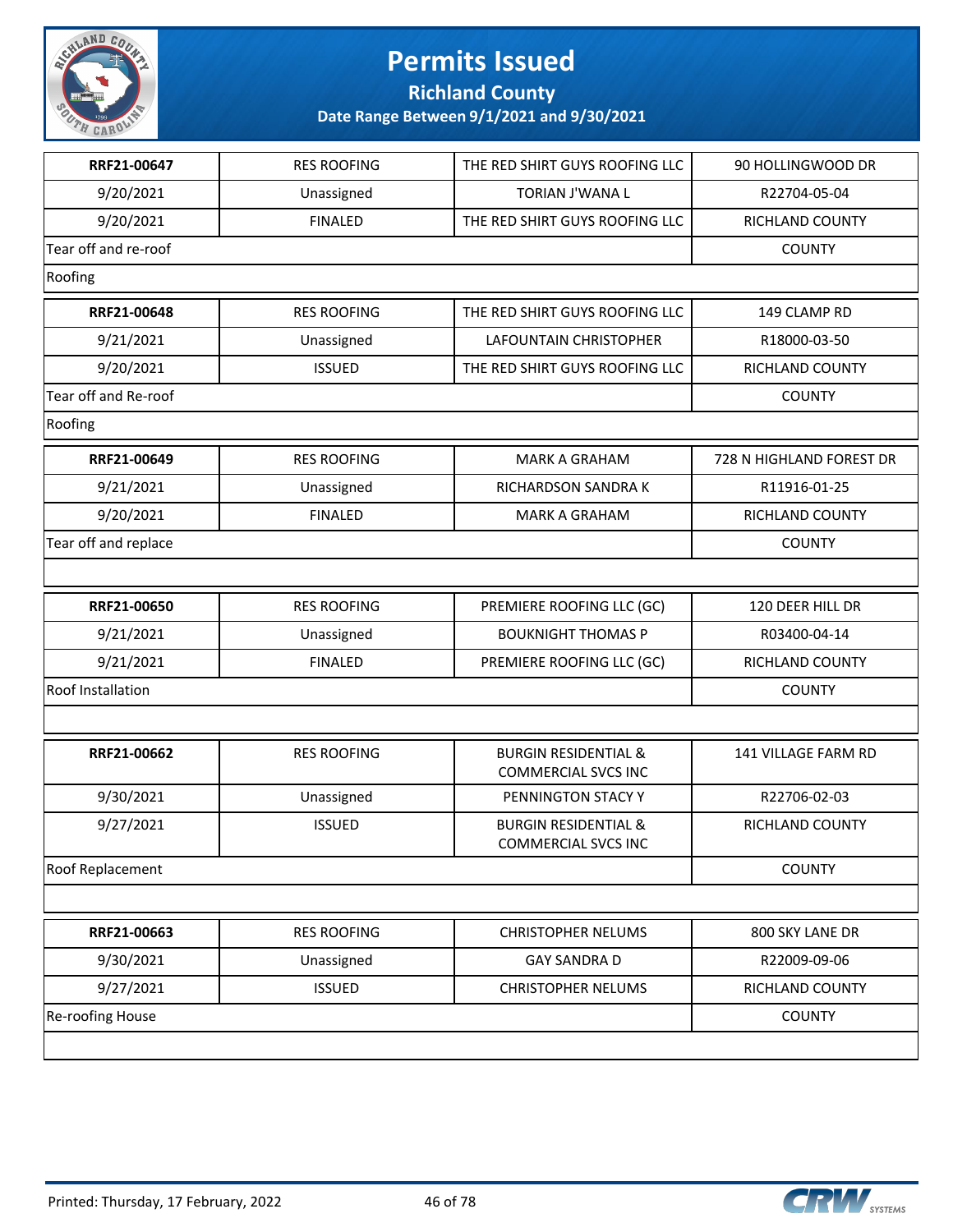# Permits Issued

## Richland County

### Date Range Between 9/1/2021 and 9/30/2021

| | | | |
|---|---|---|---|
| **RRF21-00647** | RES ROOFING | THE RED SHIRT GUYS ROOFING LLC | 90 HOLLINGWOOD DR |
| 9/20/2021 | Unassigned | TORIAN J'WANA L | R22704-05-04 |
| 9/20/2021 | FINALED | THE RED SHIRT GUYS ROOFING LLC | RICHLAND COUNTY |
| Tear off and re-roof | | | COUNTY |
| Roofing | | | |

| | | | |
|---|---|---|---|
| **RRF21-00648** | RES ROOFING | THE RED SHIRT GUYS ROOFING LLC | 149 CLAMP RD |
| 9/21/2021 | Unassigned | LAFOUNTAIN CHRISTOPHER | R18000-03-50 |
| 9/20/2021 | ISSUED | THE RED SHIRT GUYS ROOFING LLC | RICHLAND COUNTY |
| Tear off and Re-roof | | | COUNTY |
| Roofing | | | |

| | | | |
|---|---|---|---|
| **RRF21-00649** | RES ROOFING | MARK A GRAHAM | 728 N HIGHLAND FOREST DR |
| 9/21/2021 | Unassigned | RICHARDSON SANDRA K | R11916-01-25 |
| 9/20/2021 | FINALED | MARK A GRAHAM | RICHLAND COUNTY |
| Tear off and replace | | | COUNTY |
| | | | |

| | | | |
|---|---|---|---|
| **RRF21-00650** | RES ROOFING | PREMIERE ROOFING LLC (GC) | 120 DEER HILL DR |
| 9/21/2021 | Unassigned | BOUKNIGHT THOMAS P | R03400-04-14 |
| 9/21/2021 | FINALED | PREMIERE ROOFING LLC (GC) | RICHLAND COUNTY |
| Roof Installation | | | COUNTY |
| | | | |

| | | | |
|---|---|---|---|
| **RRF21-00662** | RES ROOFING | BURGIN RESIDENTIAL & COMMERCIAL SVCS INC | 141 VILLAGE FARM RD |
| 9/30/2021 | Unassigned | PENNINGTON STACY Y | R22706-02-03 |
| 9/27/2021 | ISSUED | BURGIN RESIDENTIAL & COMMERCIAL SVCS INC | RICHLAND COUNTY |
| Roof Replacement | | | COUNTY |
| | | | |

| | | | |
|---|---|---|---|
| **RRF21-00663** | RES ROOFING | CHRISTOPHER NELUMS | 800 SKY LANE DR |
| 9/30/2021 | Unassigned | GAY SANDRA D | R22009-09-06 |
| 9/27/2021 | ISSUED | CHRISTOPHER NELUMS | RICHLAND COUNTY |
| Re-roofing House | | | COUNTY |
| | | | |

Printed: Thursday, 17 February, 2022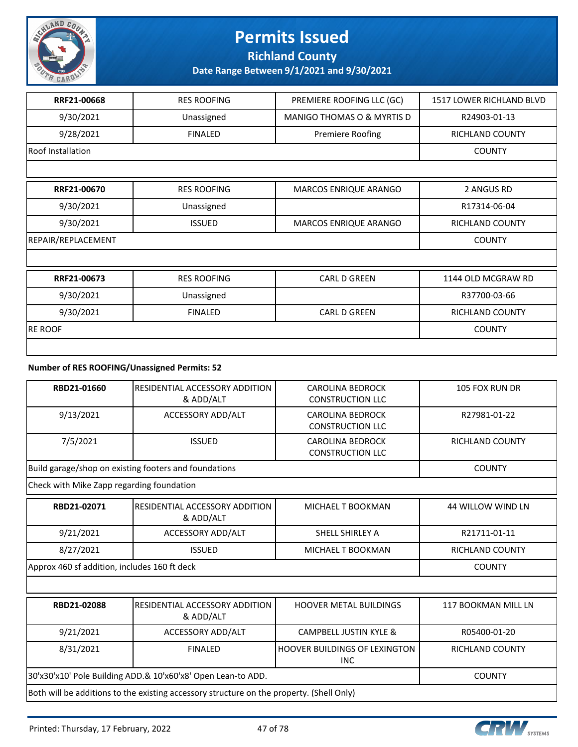| RRF21-00668 | RES ROOFING | PREMIERE ROOFING LLC (GC) | 1517 LOWER RICHLAND BLVD |
|---|---|---|---|
| 9/30/2021 | Unassigned | MANIGO THOMAS O & MYRTIS D | R24903-01-13 |
| 9/28/2021 | FINALED | Premiere Roofing | RICHLAND COUNTY |
| Roof Installation | | | COUNTY |
| | | | |

| RRF21-00670 | RES ROOFING | MARCOS ENRIQUE ARANGO | 2 ANGUS RD |
|---|---|---|---|
| 9/30/2021 | Unassigned | | R17314-06-04 |
| 9/30/2021 | ISSUED | MARCOS ENRIQUE ARANGO | RICHLAND COUNTY |
| REPAIR/REPLACEMENT | | | COUNTY |
| | | | |

| RRF21-00673 | RES ROOFING | CARL D GREEN | 1144 OLD MCGRAW RD |
|---|---|---|---|
| 9/30/2021 | Unassigned | | R37700-03-66 |
| 9/30/2021 | FINALED | CARL D GREEN | RICHLAND COUNTY |
| RE ROOF | | | COUNTY |
| | | | |

**Number of RES ROOFING/Unassigned Permits: 52**

| RBD21-01660 | RESIDENTIAL ACCESSORY ADDITION & ADD/ALT | CAROLINA BEDROCK CONSTRUCTION LLC | 105 FOX RUN DR |
|---|---|---|---|
| 9/13/2021 | ACCESSORY ADD/ALT | CAROLINA BEDROCK CONSTRUCTION LLC | R27981-01-22 |
| 7/5/2021 | ISSUED | CAROLINA BEDROCK CONSTRUCTION LLC | RICHLAND COUNTY |
| Build garage/shop on existing footers and foundations | | | COUNTY |
| Check with Mike Zapp regarding foundation | | | |

| RBD21-02071 | RESIDENTIAL ACCESSORY ADDITION & ADD/ALT | MICHAEL T BOOKMAN | 44 WILLOW WIND LN |
|---|---|---|---|
| 9/21/2021 | ACCESSORY ADD/ALT | SHELL SHIRLEY A | R21711-01-11 |
| 8/27/2021 | ISSUED | MICHAEL T BOOKMAN | RICHLAND COUNTY |
| Approx 460 sf addition, includes 160 ft deck | | | COUNTY |
| | | | |

| RBD21-02088 | RESIDENTIAL ACCESSORY ADDITION & ADD/ALT | HOOVER METAL BUILDINGS | 117 BOOKMAN MILL LN |
|---|---|---|---|
| 9/21/2021 | ACCESSORY ADD/ALT | CAMPBELL JUSTIN KYLE & | R05400-01-20 |
| 8/31/2021 | FINALED | HOOVER BUILDINGS OF LEXINGTON INC | RICHLAND COUNTY |
| 30'x30'x10' Pole Building ADD.& 10'x60'x8' Open Lean-to ADD. | | | COUNTY |
| Both will be additions to the existing accessory structure on the property. (Shell Only) | | | |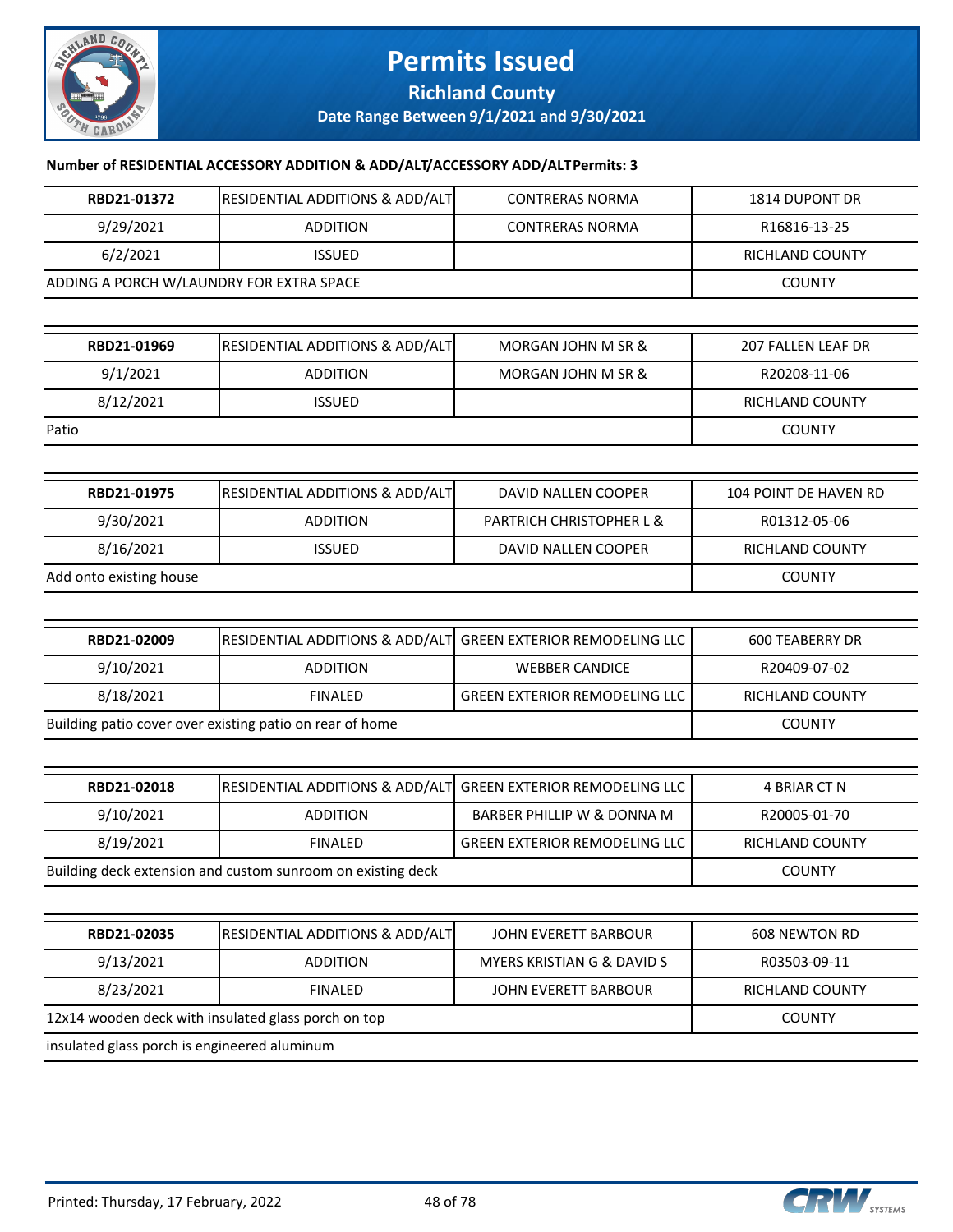**Number of RESIDENTIAL ACCESSORY ADDITION & ADD/ALT/ACCESSORY ADD/ALT Permits: 3**

| | | | |
|---|---|---|---|
| **RBD21-01372** | RESIDENTIAL ADDITIONS & ADD/ALT | CONTRERAS NORMA | 1814 DUPONT DR |
| 9/29/2021 | ADDITION | CONTRERAS NORMA | R16816-13-25 |
| 6/2/2021 | ISSUED | | RICHLAND COUNTY |
| ADDING A PORCH W/LAUNDRY FOR EXTRA SPACE | | | COUNTY |
| | | | |
| **RBD21-01969** | RESIDENTIAL ADDITIONS & ADD/ALT | MORGAN JOHN M SR & | 207 FALLEN LEAF DR |
| 9/1/2021 | ADDITION | MORGAN JOHN M SR & | R20208-11-06 |
| 8/12/2021 | ISSUED | | RICHLAND COUNTY |
| Patio | | | COUNTY |
| | | | |
| **RBD21-01975** | RESIDENTIAL ADDITIONS & ADD/ALT | DAVID NALLEN COOPER | 104 POINT DE HAVEN RD |
| 9/30/2021 | ADDITION | PARTRICH CHRISTOPHER L & | R01312-05-06 |
| 8/16/2021 | ISSUED | DAVID NALLEN COOPER | RICHLAND COUNTY |
| Add onto existing house | | | COUNTY |
| | | | |
| **RBD21-02009** | RESIDENTIAL ADDITIONS & ADD/ALT | GREEN EXTERIOR REMODELING LLC | 600 TEABERRY DR |
| 9/10/2021 | ADDITION | WEBBER CANDICE | R20409-07-02 |
| 8/18/2021 | FINALED | GREEN EXTERIOR REMODELING LLC | RICHLAND COUNTY |
| Building patio cover over existing patio on rear of home | | | COUNTY |
| | | | |
| **RBD21-02018** | RESIDENTIAL ADDITIONS & ADD/ALT | GREEN EXTERIOR REMODELING LLC | 4 BRIAR CT N |
| 9/10/2021 | ADDITION | BARBER PHILLIP W & DONNA M | R20005-01-70 |
| 8/19/2021 | FINALED | GREEN EXTERIOR REMODELING LLC | RICHLAND COUNTY |
| Building deck extension and custom sunroom on existing deck | | | COUNTY |
| | | | |
| **RBD21-02035** | RESIDENTIAL ADDITIONS & ADD/ALT | JOHN EVERETT BARBOUR | 608 NEWTON RD |
| 9/13/2021 | ADDITION | MYERS KRISTIAN G & DAVID S | R03503-09-11 |
| 8/23/2021 | FINALED | JOHN EVERETT BARBOUR | RICHLAND COUNTY |
| 12x14 wooden deck with insulated glass porch on top | | | COUNTY |
| insulated glass porch is engineered aluminum | | | |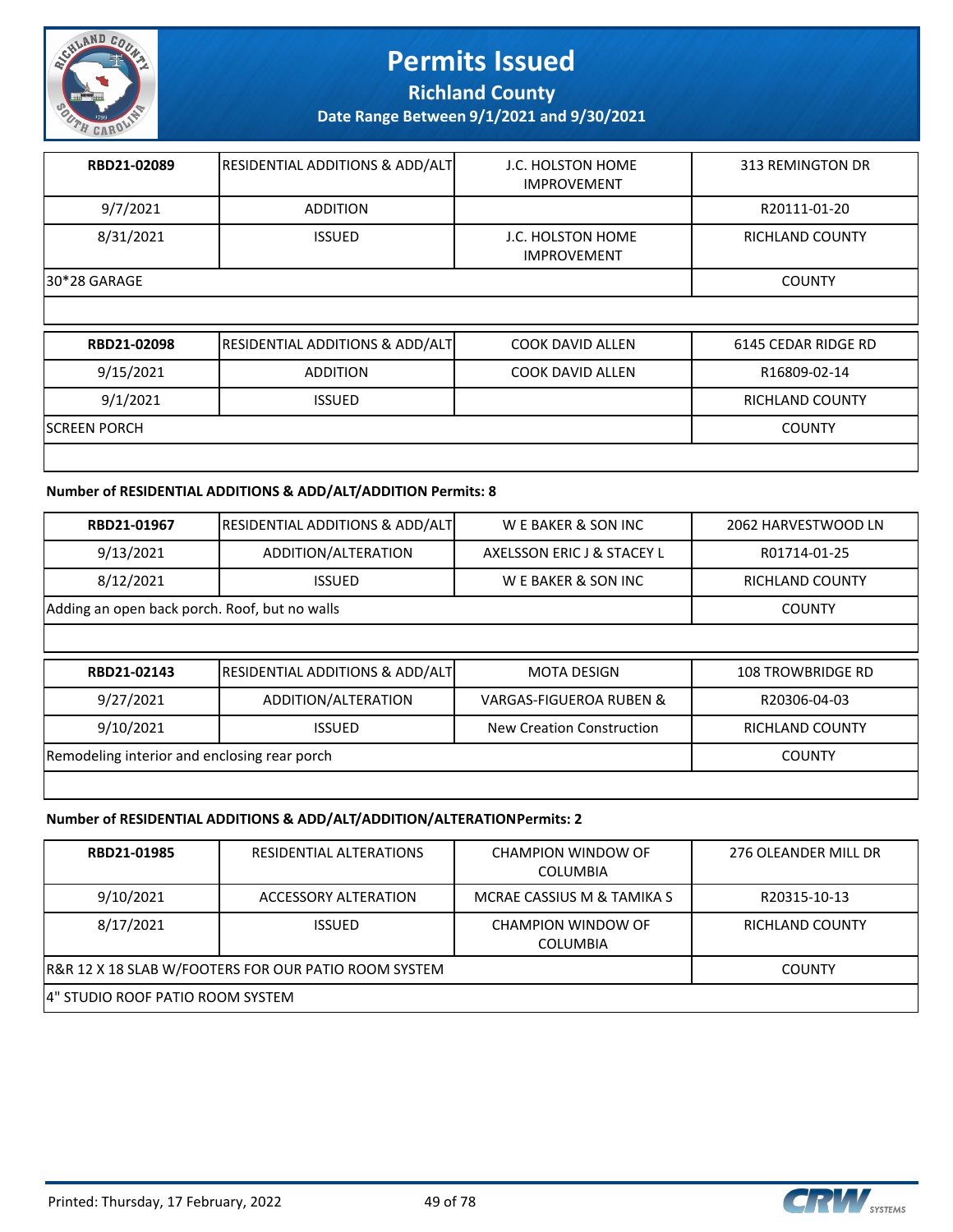# Permits Issued

## Richland County

### Date Range Between 9/1/2021 and 9/30/2021

| | | | |
|---|---|---|---|
| **RBD21-02089** | RESIDENTIAL ADDITIONS & ADD/ALT | J.C. HOLSTON HOME IMPROVEMENT | 313 REMINGTON DR |
| 9/7/2021 | ADDITION | | R20111-01-20 |
| 8/31/2021 | ISSUED | J.C. HOLSTON HOME IMPROVEMENT | RICHLAND COUNTY |
| 30*28 GARAGE | | | COUNTY |

| | | | |
|---|---|---|---|
| **RBD21-02098** | RESIDENTIAL ADDITIONS & ADD/ALT | COOK DAVID ALLEN | 6145 CEDAR RIDGE RD |
| 9/15/2021 | ADDITION | COOK DAVID ALLEN | R16809-02-14 |
| 9/1/2021 | ISSUED | | RICHLAND COUNTY |
| SCREEN PORCH | | | COUNTY |

**Number of RESIDENTIAL ADDITIONS & ADD/ALT/ADDITION Permits: 8**

| | | | |
|---|---|---|---|
| **RBD21-01967** | RESIDENTIAL ADDITIONS & ADD/ALT | W E BAKER & SON INC | 2062 HARVESTWOOD LN |
| 9/13/2021 | ADDITION/ALTERATION | AXELSSON ERIC J & STACEY L | R01714-01-25 |
| 8/12/2021 | ISSUED | W E BAKER & SON INC | RICHLAND COUNTY |
| Adding an open back porch. Roof, but no walls | | | COUNTY |

| | | | |
|---|---|---|---|
| **RBD21-02143** | RESIDENTIAL ADDITIONS & ADD/ALT | MOTA DESIGN | 108 TROWBRIDGE RD |
| 9/27/2021 | ADDITION/ALTERATION | VARGAS-FIGUEROA RUBEN & | R20306-04-03 |
| 9/10/2021 | ISSUED | New Creation Construction | RICHLAND COUNTY |
| Remodeling interior and enclosing rear porch | | | COUNTY |

**Number of RESIDENTIAL ADDITIONS & ADD/ALT/ADDITION/ALTERATIONPermits: 2**

| | | | |
|---|---|---|---|
| **RBD21-01985** | RESIDENTIAL ALTERATIONS | CHAMPION WINDOW OF COLUMBIA | 276 OLEANDER MILL DR |
| 9/10/2021 | ACCESSORY ALTERATION | MCRAE CASSIUS M & TAMIKA S | R20315-10-13 |
| 8/17/2021 | ISSUED | CHAMPION WINDOW OF COLUMBIA | RICHLAND COUNTY |
| R&R 12 X 18 SLAB W/FOOTERS FOR OUR PATIO ROOM SYSTEM | | | COUNTY |
| 4" STUDIO ROOF PATIO ROOM SYSTEM | | | |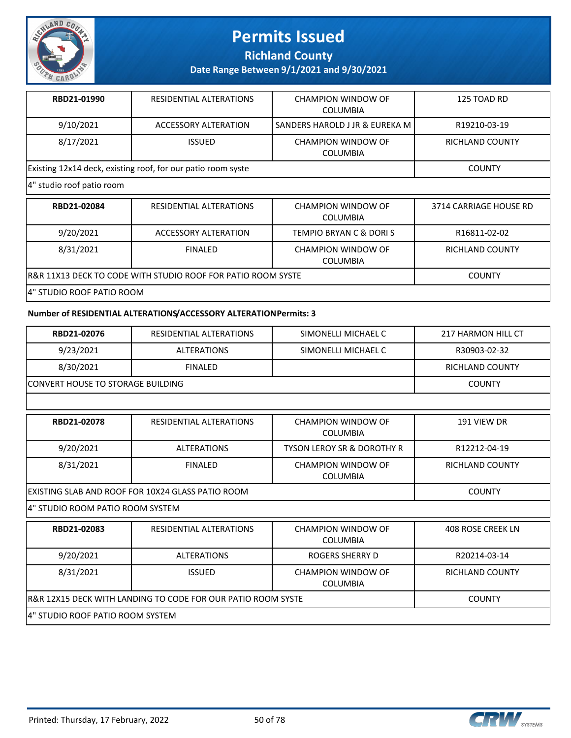# Permits Issued

**Richland County**

**Date Range Between 9/1/2021 and 9/30/2021**

| | | | |
|---|---|---|---|
| **RBD21-01990** | RESIDENTIAL ALTERATIONS | CHAMPION WINDOW OF COLUMBIA | 125 TOAD RD |
| 9/10/2021 | ACCESSORY ALTERATION | SANDERS HAROLD J JR & EUREKA M | R19210-03-19 |
| 8/17/2021 | ISSUED | CHAMPION WINDOW OF COLUMBIA | RICHLAND COUNTY |
| Existing 12x14 deck, existing roof, for our patio room syste | | | COUNTY |
| 4" studio roof patio room | | | |

| | | | |
|---|---|---|---|
| **RBD21-02084** | RESIDENTIAL ALTERATIONS | CHAMPION WINDOW OF COLUMBIA | 3714 CARRIAGE HOUSE RD |
| 9/20/2021 | ACCESSORY ALTERATION | TEMPIO BRYAN C & DORI S | R16811-02-02 |
| 8/31/2021 | FINALED | CHAMPION WINDOW OF COLUMBIA | RICHLAND COUNTY |
| R&R 11X13 DECK TO CODE WITH STUDIO ROOF FOR PATIO ROOM SYSTE | | | COUNTY |
| 4" STUDIO ROOF PATIO ROOM | | | |

**Number of RESIDENTIAL ALTERATIONS/ACCESSORY ALTERATION Permits: 3**

| | | | |
|---|---|---|---|
| **RBD21-02076** | RESIDENTIAL ALTERATIONS | SIMONELLI MICHAEL C | 217 HARMON HILL CT |
| 9/23/2021 | ALTERATIONS | SIMONELLI MICHAEL C | R30903-02-32 |
| 8/30/2021 | FINALED | | RICHLAND COUNTY |
| CONVERT HOUSE TO STORAGE BUILDING | | | COUNTY |
| | | | |

| | | | |
|---|---|---|---|
| **RBD21-02078** | RESIDENTIAL ALTERATIONS | CHAMPION WINDOW OF COLUMBIA | 191 VIEW DR |
| 9/20/2021 | ALTERATIONS | TYSON LEROY SR & DOROTHY R | R12212-04-19 |
| 8/31/2021 | FINALED | CHAMPION WINDOW OF COLUMBIA | RICHLAND COUNTY |
| EXISTING SLAB AND ROOF FOR 10X24 GLASS PATIO ROOM | | | COUNTY |
| 4" STUDIO ROOM PATIO ROOM SYSTEM | | | |

| | | | |
|---|---|---|---|
| **RBD21-02083** | RESIDENTIAL ALTERATIONS | CHAMPION WINDOW OF COLUMBIA | 408 ROSE CREEK LN |
| 9/20/2021 | ALTERATIONS | ROGERS SHERRY D | R20214-03-14 |
| 8/31/2021 | ISSUED | CHAMPION WINDOW OF COLUMBIA | RICHLAND COUNTY |
| R&R 12X15 DECK WITH LANDING TO CODE FOR OUR PATIO ROOM SYSTE | | | COUNTY |
| 4" STUDIO ROOF PATIO ROOM SYSTEM | | | |

Printed: Thursday, 17 February, 2022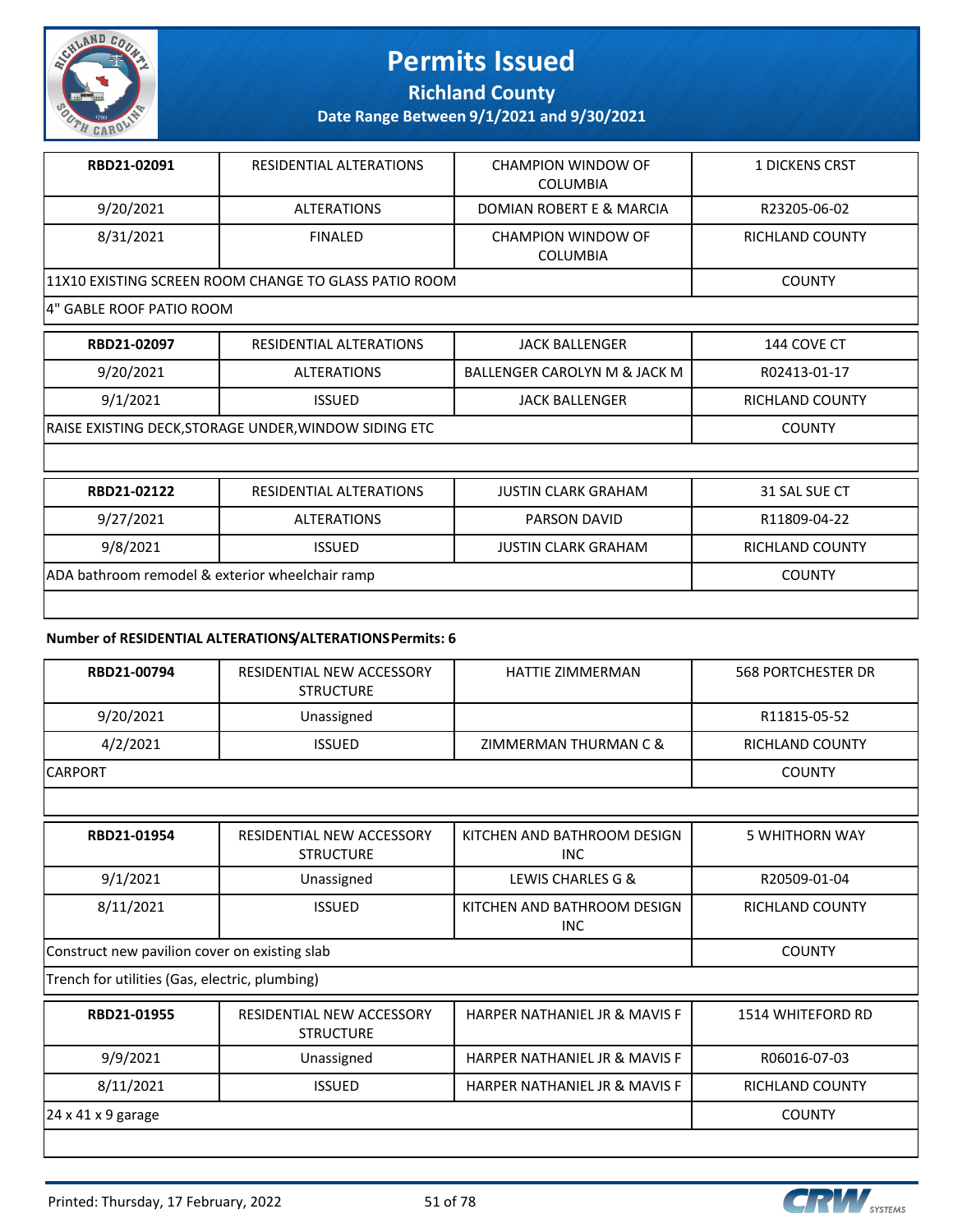# Permits Issued

**Richland County**

**Date Range Between 9/1/2021 and 9/30/2021**

| **RBD21-02091** | RESIDENTIAL ALTERATIONS | CHAMPION WINDOW OF COLUMBIA | 1 DICKENS CRST |
|---|---|---|---|
| 9/20/2021 | ALTERATIONS | DOMIAN ROBERT E & MARCIA | R23205-06-02 |
| 8/31/2021 | FINALED | CHAMPION WINDOW OF COLUMBIA | RICHLAND COUNTY |
| 11X10 EXISTING SCREEN ROOM CHANGE TO GLASS PATIO ROOM | | | COUNTY |
| 4" GABLE ROOF PATIO ROOM | | | |

| **RBD21-02097** | RESIDENTIAL ALTERATIONS | JACK BALLENGER | 144 COVE CT |
|---|---|---|---|
| 9/20/2021 | ALTERATIONS | BALLENGER CAROLYN M & JACK M | R02413-01-17 |
| 9/1/2021 | ISSUED | JACK BALLENGER | RICHLAND COUNTY |
| RAISE EXISTING DECK,STORAGE UNDER,WINDOW SIDING ETC | | | COUNTY |

| **RBD21-02122** | RESIDENTIAL ALTERATIONS | JUSTIN CLARK GRAHAM | 31 SAL SUE CT |
|---|---|---|---|
| 9/27/2021 | ALTERATIONS | PARSON DAVID | R11809-04-22 |
| 9/8/2021 | ISSUED | JUSTIN CLARK GRAHAM | RICHLAND COUNTY |
| ADA bathroom remodel & exterior wheelchair ramp | | | COUNTY |

**Number of RESIDENTIAL ALTERATIONS/ALTERATIONS Permits: 6**

| **RBD21-00794** | RESIDENTIAL NEW ACCESSORY STRUCTURE | HATTIE ZIMMERMAN | 568 PORTCHESTER DR |
|---|---|---|---|
| 9/20/2021 | Unassigned | | R11815-05-52 |
| 4/2/2021 | ISSUED | ZIMMERMAN THURMAN C & | RICHLAND COUNTY |
| CARPORT | | | COUNTY |

| **RBD21-01954** | RESIDENTIAL NEW ACCESSORY STRUCTURE | KITCHEN AND BATHROOM DESIGN INC | 5 WHITHORN WAY |
|---|---|---|---|
| 9/1/2021 | Unassigned | LEWIS CHARLES G & | R20509-01-04 |
| 8/11/2021 | ISSUED | KITCHEN AND BATHROOM DESIGN INC | RICHLAND COUNTY |
| Construct new pavilion cover on existing slab | | | COUNTY |
| Trench for utilities (Gas, electric, plumbing) | | | |

| **RBD21-01955** | RESIDENTIAL NEW ACCESSORY STRUCTURE | HARPER NATHANIEL JR & MAVIS F | 1514 WHITEFORD RD |
|---|---|---|---|
| 9/9/2021 | Unassigned | HARPER NATHANIEL JR & MAVIS F | R06016-07-03 |
| 8/11/2021 | ISSUED | HARPER NATHANIEL JR & MAVIS F | RICHLAND COUNTY |
| 24 x 41 x 9 garage | | | COUNTY |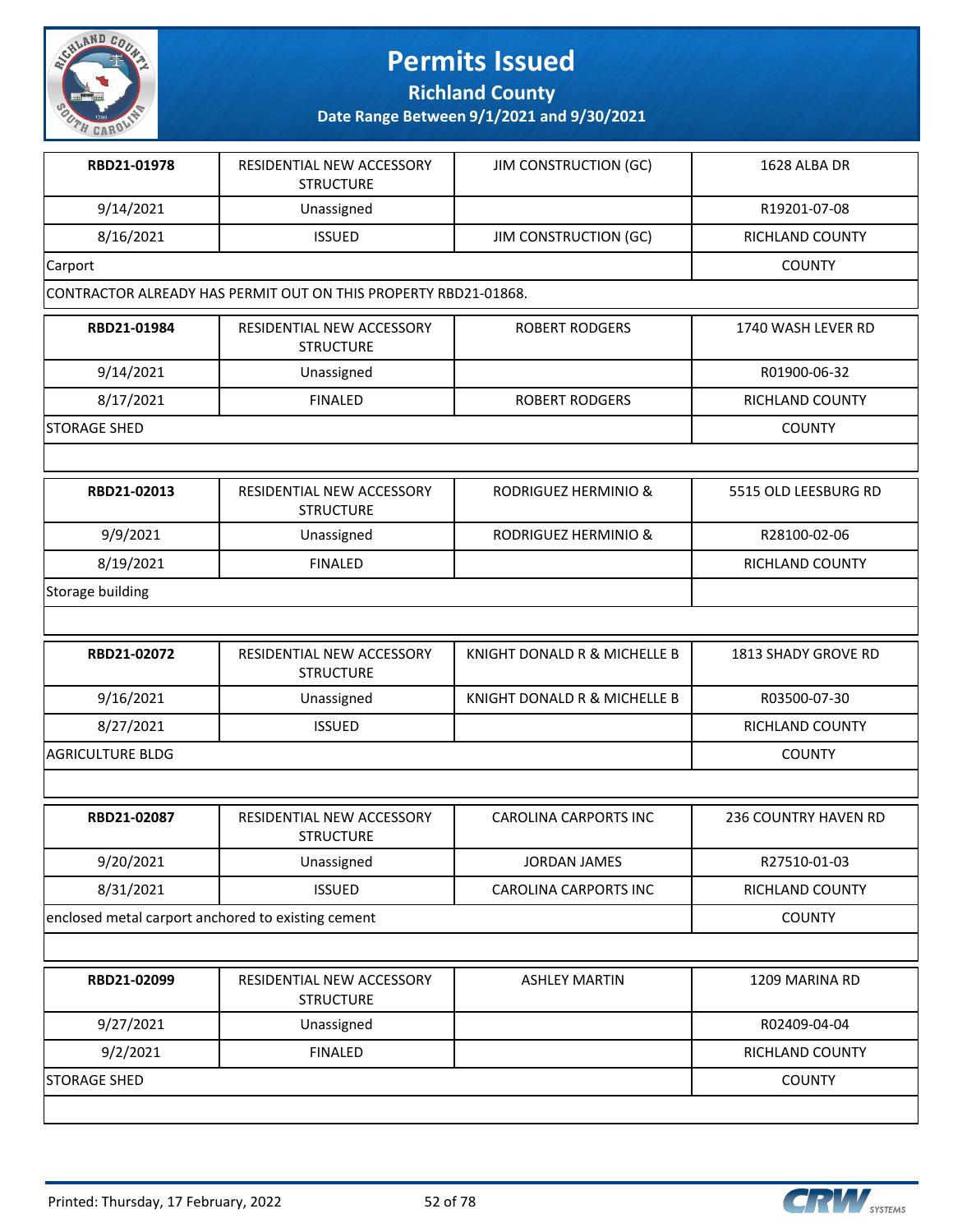# Permits Issued

## Richland County

### Date Range Between 9/1/2021 and 9/30/2021

| RBD21-01978 | RESIDENTIAL NEW ACCESSORY STRUCTURE | JIM CONSTRUCTION (GC) | 1628 ALBA DR |
|---|---|---|---|
| 9/14/2021 | Unassigned | | R19201-07-08 |
| 8/16/2021 | ISSUED | JIM CONSTRUCTION (GC) | RICHLAND COUNTY |
| Carport | | | COUNTY |
| CONTRACTOR ALREADY HAS PERMIT OUT ON THIS PROPERTY RBD21-01868. | | | |

| RBD21-01984 | RESIDENTIAL NEW ACCESSORY STRUCTURE | ROBERT RODGERS | 1740 WASH LEVER RD |
|---|---|---|---|
| 9/14/2021 | Unassigned | | R01900-06-32 |
| 8/17/2021 | FINALED | ROBERT RODGERS | RICHLAND COUNTY |
| STORAGE SHED | | | COUNTY |
| | | | |

| RBD21-02013 | RESIDENTIAL NEW ACCESSORY STRUCTURE | RODRIGUEZ HERMINIO & | 5515 OLD LEESBURG RD |
|---|---|---|---|
| 9/9/2021 | Unassigned | RODRIGUEZ HERMINIO & | R28100-02-06 |
| 8/19/2021 | FINALED | | RICHLAND COUNTY |
| Storage building | | | |
| | | | |

| RBD21-02072 | RESIDENTIAL NEW ACCESSORY STRUCTURE | KNIGHT DONALD R & MICHELLE B | 1813 SHADY GROVE RD |
|---|---|---|---|
| 9/16/2021 | Unassigned | KNIGHT DONALD R & MICHELLE B | R03500-07-30 |
| 8/27/2021 | ISSUED | | RICHLAND COUNTY |
| AGRICULTURE BLDG | | | COUNTY |
| | | | |

| RBD21-02087 | RESIDENTIAL NEW ACCESSORY STRUCTURE | CAROLINA CARPORTS INC | 236 COUNTRY HAVEN RD |
|---|---|---|---|
| 9/20/2021 | Unassigned | JORDAN JAMES | R27510-01-03 |
| 8/31/2021 | ISSUED | CAROLINA CARPORTS INC | RICHLAND COUNTY |
| enclosed metal carport anchored to existing cement | | | COUNTY |
| | | | |

| RBD21-02099 | RESIDENTIAL NEW ACCESSORY STRUCTURE | ASHLEY MARTIN | 1209 MARINA RD |
|---|---|---|---|
| 9/27/2021 | Unassigned | | R02409-04-04 |
| 9/2/2021 | FINALED | | RICHLAND COUNTY |
| STORAGE SHED | | | COUNTY |
| | | | |

Printed: Thursday, 17 February, 2022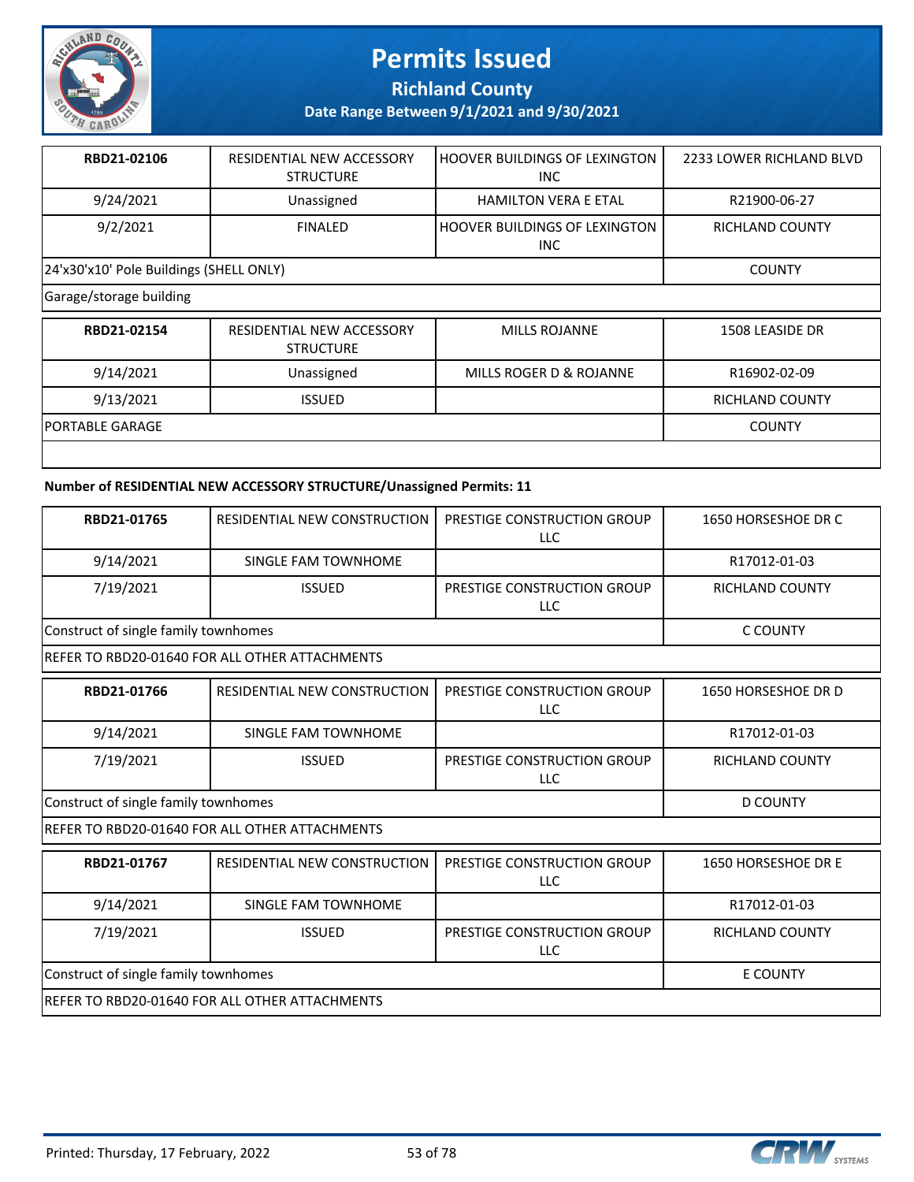# Permits Issued

**Richland County**

**Date Range Between 9/1/2021 and 9/30/2021**

| RBD21-02106 | RESIDENTIAL NEW ACCESSORY STRUCTURE | HOOVER BUILDINGS OF LEXINGTON INC | 2233 LOWER RICHLAND BLVD |
|---|---|---|---|
| 9/24/2021 | Unassigned | HAMILTON VERA E ETAL | R21900-06-27 |
| 9/2/2021 | FINALED | HOOVER BUILDINGS OF LEXINGTON INC | RICHLAND COUNTY |
| 24'x30'x10' Pole Buildings (SHELL ONLY) | | | COUNTY |
| Garage/storage building | | | |

| RBD21-02154 | RESIDENTIAL NEW ACCESSORY STRUCTURE | MILLS ROJANNE | 1508 LEASIDE DR |
|---|---|---|---|
| 9/14/2021 | Unassigned | MILLS ROGER D & ROJANNE | R16902-02-09 |
| 9/13/2021 | ISSUED | | RICHLAND COUNTY |
| PORTABLE GARAGE | | | COUNTY |
| | | | |

**Number of RESIDENTIAL NEW ACCESSORY STRUCTURE/Unassigned Permits: 11**

| RBD21-01765 | RESIDENTIAL NEW CONSTRUCTION | PRESTIGE CONSTRUCTION GROUP LLC | 1650 HORSESHOE DR C |
|---|---|---|---|
| 9/14/2021 | SINGLE FAM TOWNHOME | | R17012-01-03 |
| 7/19/2021 | ISSUED | PRESTIGE CONSTRUCTION GROUP LLC | RICHLAND COUNTY |
| Construct of single family townhomes | | | C COUNTY |
| REFER TO RBD20-01640 FOR ALL OTHER ATTACHMENTS | | | |

| RBD21-01766 | RESIDENTIAL NEW CONSTRUCTION | PRESTIGE CONSTRUCTION GROUP LLC | 1650 HORSESHOE DR D |
|---|---|---|---|
| 9/14/2021 | SINGLE FAM TOWNHOME | | R17012-01-03 |
| 7/19/2021 | ISSUED | PRESTIGE CONSTRUCTION GROUP LLC | RICHLAND COUNTY |
| Construct of single family townhomes | | | D COUNTY |
| REFER TO RBD20-01640 FOR ALL OTHER ATTACHMENTS | | | |

| RBD21-01767 | RESIDENTIAL NEW CONSTRUCTION | PRESTIGE CONSTRUCTION GROUP LLC | 1650 HORSESHOE DR E |
|---|---|---|---|
| 9/14/2021 | SINGLE FAM TOWNHOME | | R17012-01-03 |
| 7/19/2021 | ISSUED | PRESTIGE CONSTRUCTION GROUP LLC | RICHLAND COUNTY |
| Construct of single family townhomes | | | E COUNTY |
| REFER TO RBD20-01640 FOR ALL OTHER ATTACHMENTS | | | |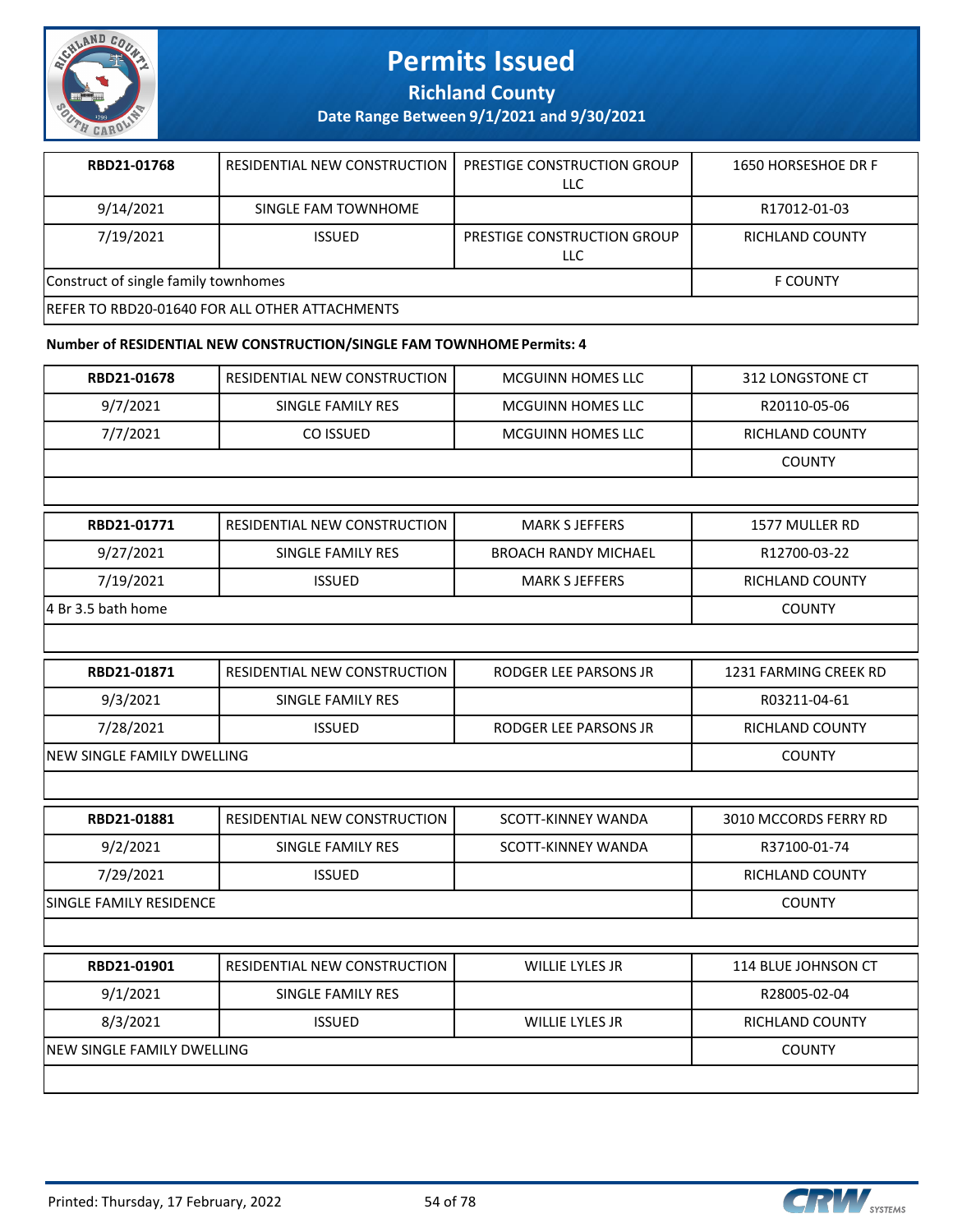| RBD21-01768 | RESIDENTIAL NEW CONSTRUCTION | PRESTIGE CONSTRUCTION GROUP LLC | 1650 HORSESHOE DR F |
|---|---|---|---|
| 9/14/2021 | SINGLE FAM TOWNHOME | | R17012-01-03 |
| 7/19/2021 | ISSUED | PRESTIGE CONSTRUCTION GROUP LLC | RICHLAND COUNTY |
| Construct of single family townhomes | | | F COUNTY |
| REFER TO RBD20-01640 FOR ALL OTHER ATTACHMENTS | | | |

**Number of RESIDENTIAL NEW CONSTRUCTION/SINGLE FAM TOWNHOME Permits: 4**

| RBD21-01678 | RESIDENTIAL NEW CONSTRUCTION | MCGUINN HOMES LLC | 312 LONGSTONE CT |
|---|---|---|---|
| 9/7/2021 | SINGLE FAMILY RES | MCGUINN HOMES LLC | R20110-05-06 |
| 7/7/2021 | CO ISSUED | MCGUINN HOMES LLC | RICHLAND COUNTY |
| | | | COUNTY |

| RBD21-01771 | RESIDENTIAL NEW CONSTRUCTION | MARK S JEFFERS | 1577 MULLER RD |
|---|---|---|---|
| 9/27/2021 | SINGLE FAMILY RES | BROACH RANDY MICHAEL | R12700-03-22 |
| 7/19/2021 | ISSUED | MARK S JEFFERS | RICHLAND COUNTY |
| 4 Br 3.5 bath home | | | COUNTY |

| RBD21-01871 | RESIDENTIAL NEW CONSTRUCTION | RODGER LEE PARSONS JR | 1231 FARMING CREEK RD |
|---|---|---|---|
| 9/3/2021 | SINGLE FAMILY RES | | R03211-04-61 |
| 7/28/2021 | ISSUED | RODGER LEE PARSONS JR | RICHLAND COUNTY |
| NEW SINGLE FAMILY DWELLING | | | COUNTY |

| RBD21-01881 | RESIDENTIAL NEW CONSTRUCTION | SCOTT-KINNEY WANDA | 3010 MCCORDS FERRY RD |
|---|---|---|---|
| 9/2/2021 | SINGLE FAMILY RES | SCOTT-KINNEY WANDA | R37100-01-74 |
| 7/29/2021 | ISSUED | | RICHLAND COUNTY |
| SINGLE FAMILY RESIDENCE | | | COUNTY |

| RBD21-01901 | RESIDENTIAL NEW CONSTRUCTION | WILLIE LYLES JR | 114 BLUE JOHNSON CT |
|---|---|---|---|
| 9/1/2021 | SINGLE FAMILY RES | | R28005-02-04 |
| 8/3/2021 | ISSUED | WILLIE LYLES JR | RICHLAND COUNTY |
| NEW SINGLE FAMILY DWELLING | | | COUNTY |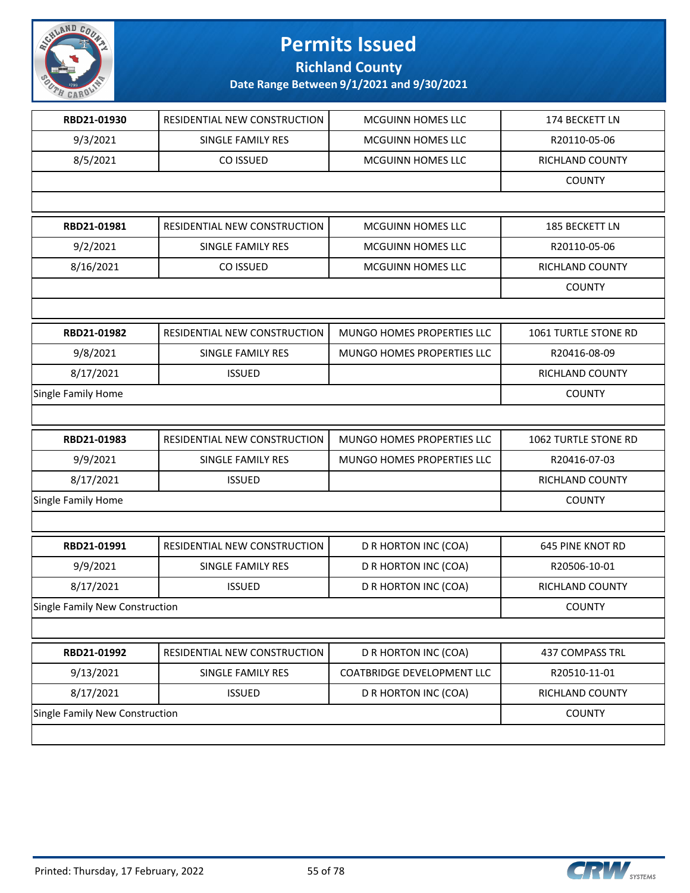# Permits Issued

## Richland County

**Date Range Between 9/1/2021 and 9/30/2021**

| **RBD21-01930** | RESIDENTIAL NEW CONSTRUCTION | MCGUINN HOMES LLC | 174 BECKETT LN |
|---|---|---|---|
| 9/3/2021 | SINGLE FAMILY RES | MCGUINN HOMES LLC | R20110-05-06 |
| 8/5/2021 | CO ISSUED | MCGUINN HOMES LLC | RICHLAND COUNTY |
| | | | COUNTY |

| **RBD21-01981** | RESIDENTIAL NEW CONSTRUCTION | MCGUINN HOMES LLC | 185 BECKETT LN |
|---|---|---|---|
| 9/2/2021 | SINGLE FAMILY RES | MCGUINN HOMES LLC | R20110-05-06 |
| 8/16/2021 | CO ISSUED | MCGUINN HOMES LLC | RICHLAND COUNTY |
| | | | COUNTY |

| **RBD21-01982** | RESIDENTIAL NEW CONSTRUCTION | MUNGO HOMES PROPERTIES LLC | 1061 TURTLE STONE RD |
|---|---|---|---|
| 9/8/2021 | SINGLE FAMILY RES | MUNGO HOMES PROPERTIES LLC | R20416-08-09 |
| 8/17/2021 | ISSUED | | RICHLAND COUNTY |
| Single Family Home | | | COUNTY |

| **RBD21-01983** | RESIDENTIAL NEW CONSTRUCTION | MUNGO HOMES PROPERTIES LLC | 1062 TURTLE STONE RD |
|---|---|---|---|
| 9/9/2021 | SINGLE FAMILY RES | MUNGO HOMES PROPERTIES LLC | R20416-07-03 |
| 8/17/2021 | ISSUED | | RICHLAND COUNTY |
| Single Family Home | | | COUNTY |

| **RBD21-01991** | RESIDENTIAL NEW CONSTRUCTION | D R HORTON INC (COA) | 645 PINE KNOT RD |
|---|---|---|---|
| 9/9/2021 | SINGLE FAMILY RES | D R HORTON INC (COA) | R20506-10-01 |
| 8/17/2021 | ISSUED | D R HORTON INC (COA) | RICHLAND COUNTY |
| Single Family New Construction | | | COUNTY |

| **RBD21-01992** | RESIDENTIAL NEW CONSTRUCTION | D R HORTON INC (COA) | 437 COMPASS TRL |
|---|---|---|---|
| 9/13/2021 | SINGLE FAMILY RES | COATBRIDGE DEVELOPMENT LLC | R20510-11-01 |
| 8/17/2021 | ISSUED | D R HORTON INC (COA) | RICHLAND COUNTY |
| Single Family New Construction | | | COUNTY |

Printed: Thursday, 17 February, 2022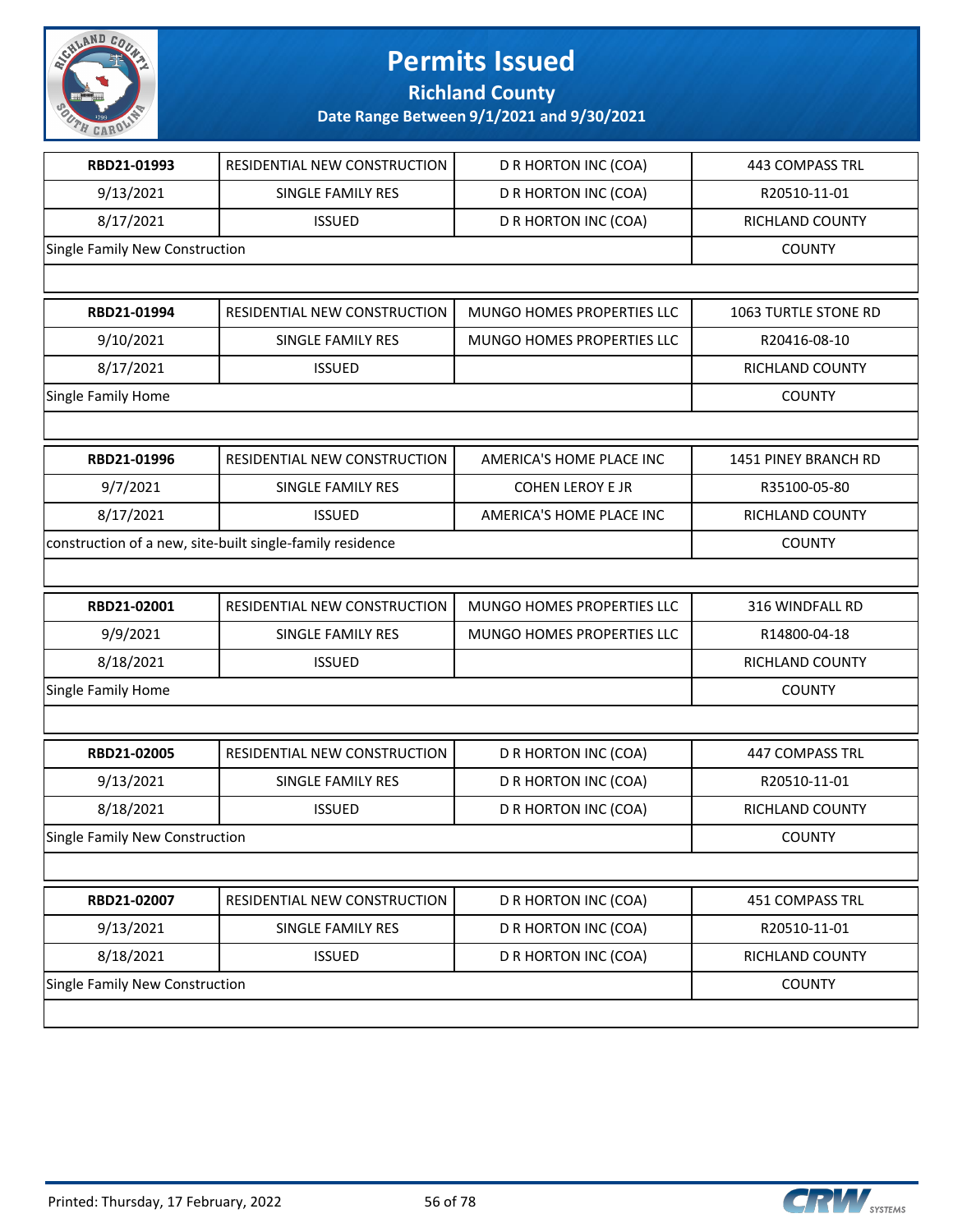# Permits Issued

## Richland County

### Date Range Between 9/1/2021 and 9/30/2021

| RBD21-01993 | RESIDENTIAL NEW CONSTRUCTION | D R HORTON INC (COA) | 443 COMPASS TRL |
|---|---|---|---|
| 9/13/2021 | SINGLE FAMILY RES | D R HORTON INC (COA) | R20510-11-01 |
| 8/17/2021 | ISSUED | D R HORTON INC (COA) | RICHLAND COUNTY |
| Single Family New Construction | | | COUNTY |

| RBD21-01994 | RESIDENTIAL NEW CONSTRUCTION | MUNGO HOMES PROPERTIES LLC | 1063 TURTLE STONE RD |
|---|---|---|---|
| 9/10/2021 | SINGLE FAMILY RES | MUNGO HOMES PROPERTIES LLC | R20416-08-10 |
| 8/17/2021 | ISSUED | | RICHLAND COUNTY |
| Single Family Home | | | COUNTY |

| RBD21-01996 | RESIDENTIAL NEW CONSTRUCTION | AMERICA'S HOME PLACE INC | 1451 PINEY BRANCH RD |
|---|---|---|---|
| 9/7/2021 | SINGLE FAMILY RES | COHEN LEROY E JR | R35100-05-80 |
| 8/17/2021 | ISSUED | AMERICA'S HOME PLACE INC | RICHLAND COUNTY |
| construction of a new, site-built single-family residence | | | COUNTY |

| RBD21-02001 | RESIDENTIAL NEW CONSTRUCTION | MUNGO HOMES PROPERTIES LLC | 316 WINDFALL RD |
|---|---|---|---|
| 9/9/2021 | SINGLE FAMILY RES | MUNGO HOMES PROPERTIES LLC | R14800-04-18 |
| 8/18/2021 | ISSUED | | RICHLAND COUNTY |
| Single Family Home | | | COUNTY |

| RBD21-02005 | RESIDENTIAL NEW CONSTRUCTION | D R HORTON INC (COA) | 447 COMPASS TRL |
|---|---|---|---|
| 9/13/2021 | SINGLE FAMILY RES | D R HORTON INC (COA) | R20510-11-01 |
| 8/18/2021 | ISSUED | D R HORTON INC (COA) | RICHLAND COUNTY |
| Single Family New Construction | | | COUNTY |

| RBD21-02007 | RESIDENTIAL NEW CONSTRUCTION | D R HORTON INC (COA) | 451 COMPASS TRL |
|---|---|---|---|
| 9/13/2021 | SINGLE FAMILY RES | D R HORTON INC (COA) | R20510-11-01 |
| 8/18/2021 | ISSUED | D R HORTON INC (COA) | RICHLAND COUNTY |
| Single Family New Construction | | | COUNTY |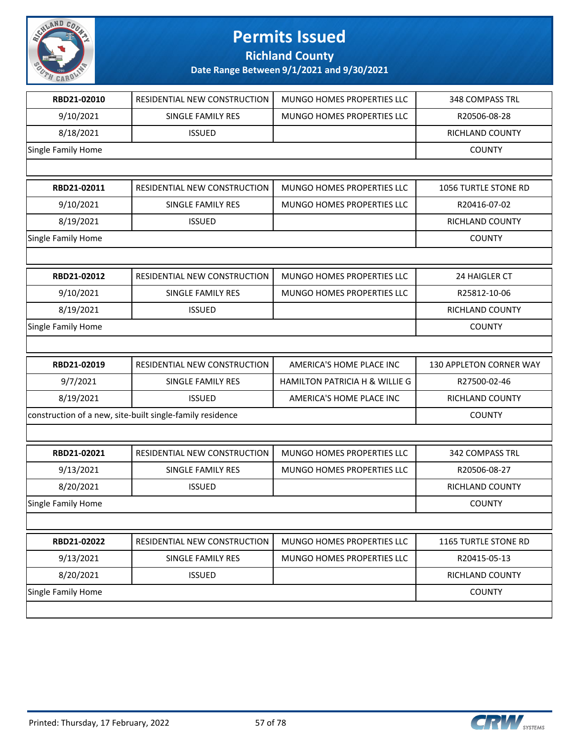# Permits Issued

## Richland County

### Date Range Between 9/1/2021 and 9/30/2021

| RBD21-02010 | RESIDENTIAL NEW CONSTRUCTION | MUNGO HOMES PROPERTIES LLC | 348 COMPASS TRL |
|---|---|---|---|
| 9/10/2021 | SINGLE FAMILY RES | MUNGO HOMES PROPERTIES LLC | R20506-08-28 |
| 8/18/2021 | ISSUED | | RICHLAND COUNTY |
| Single Family Home | | | COUNTY |

| RBD21-02011 | RESIDENTIAL NEW CONSTRUCTION | MUNGO HOMES PROPERTIES LLC | 1056 TURTLE STONE RD |
|---|---|---|---|
| 9/10/2021 | SINGLE FAMILY RES | MUNGO HOMES PROPERTIES LLC | R20416-07-02 |
| 8/19/2021 | ISSUED | | RICHLAND COUNTY |
| Single Family Home | | | COUNTY |

| RBD21-02012 | RESIDENTIAL NEW CONSTRUCTION | MUNGO HOMES PROPERTIES LLC | 24 HAIGLER CT |
|---|---|---|---|
| 9/10/2021 | SINGLE FAMILY RES | MUNGO HOMES PROPERTIES LLC | R25812-10-06 |
| 8/19/2021 | ISSUED | | RICHLAND COUNTY |
| Single Family Home | | | COUNTY |

| RBD21-02019 | RESIDENTIAL NEW CONSTRUCTION | AMERICA'S HOME PLACE INC | 130 APPLETON CORNER WAY |
|---|---|---|---|
| 9/7/2021 | SINGLE FAMILY RES | HAMILTON PATRICIA H & WILLIE G | R27500-02-46 |
| 8/19/2021 | ISSUED | AMERICA'S HOME PLACE INC | RICHLAND COUNTY |
| construction of a new, site-built single-family residence | | | COUNTY |

| RBD21-02021 | RESIDENTIAL NEW CONSTRUCTION | MUNGO HOMES PROPERTIES LLC | 342 COMPASS TRL |
|---|---|---|---|
| 9/13/2021 | SINGLE FAMILY RES | MUNGO HOMES PROPERTIES LLC | R20506-08-27 |
| 8/20/2021 | ISSUED | | RICHLAND COUNTY |
| Single Family Home | | | COUNTY |

| RBD21-02022 | RESIDENTIAL NEW CONSTRUCTION | MUNGO HOMES PROPERTIES LLC | 1165 TURTLE STONE RD |
|---|---|---|---|
| 9/13/2021 | SINGLE FAMILY RES | MUNGO HOMES PROPERTIES LLC | R20415-05-13 |
| 8/20/2021 | ISSUED | | RICHLAND COUNTY |
| Single Family Home | | | COUNTY |

Printed: Thursday, 17 February, 2022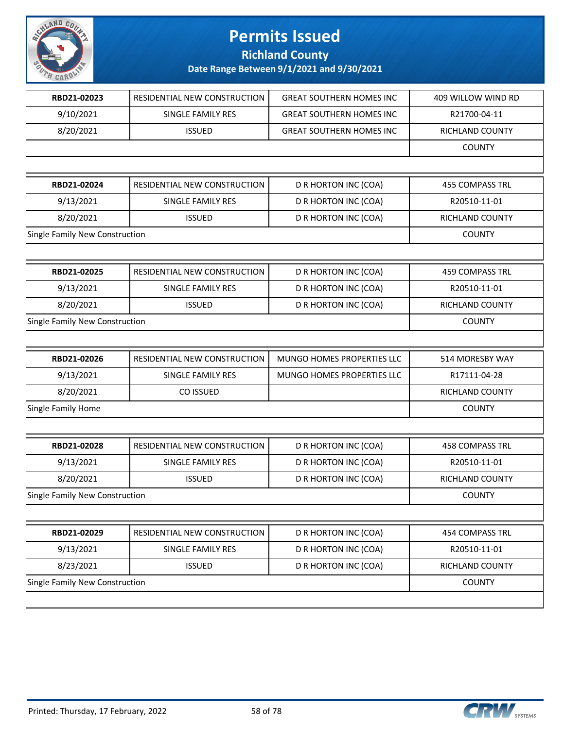# Permits Issued

## Richland County

### Date Range Between 9/1/2021 and 9/30/2021

| RBD21-02023 | RESIDENTIAL NEW CONSTRUCTION | GREAT SOUTHERN HOMES INC | 409 WILLOW WIND RD |
|---|---|---|---|
| 9/10/2021 | SINGLE FAMILY RES | GREAT SOUTHERN HOMES INC | R21700-04-11 |
| 8/20/2021 | ISSUED | GREAT SOUTHERN HOMES INC | RICHLAND COUNTY |
| | | | COUNTY |

| RBD21-02024 | RESIDENTIAL NEW CONSTRUCTION | D R HORTON INC (COA) | 455 COMPASS TRL |
|---|---|---|---|
| 9/13/2021 | SINGLE FAMILY RES | D R HORTON INC (COA) | R20510-11-01 |
| 8/20/2021 | ISSUED | D R HORTON INC (COA) | RICHLAND COUNTY |
| Single Family New Construction | | | COUNTY |

| RBD21-02025 | RESIDENTIAL NEW CONSTRUCTION | D R HORTON INC (COA) | 459 COMPASS TRL |
|---|---|---|---|
| 9/13/2021 | SINGLE FAMILY RES | D R HORTON INC (COA) | R20510-11-01 |
| 8/20/2021 | ISSUED | D R HORTON INC (COA) | RICHLAND COUNTY |
| Single Family New Construction | | | COUNTY |

| RBD21-02026 | RESIDENTIAL NEW CONSTRUCTION | MUNGO HOMES PROPERTIES LLC | 514 MORESBY WAY |
|---|---|---|---|
| 9/13/2021 | SINGLE FAMILY RES | MUNGO HOMES PROPERTIES LLC | R17111-04-28 |
| 8/20/2021 | CO ISSUED | | RICHLAND COUNTY |
| Single Family Home | | | COUNTY |

| RBD21-02028 | RESIDENTIAL NEW CONSTRUCTION | D R HORTON INC (COA) | 458 COMPASS TRL |
|---|---|---|---|
| 9/13/2021 | SINGLE FAMILY RES | D R HORTON INC (COA) | R20510-11-01 |
| 8/20/2021 | ISSUED | D R HORTON INC (COA) | RICHLAND COUNTY |
| Single Family New Construction | | | COUNTY |

| RBD21-02029 | RESIDENTIAL NEW CONSTRUCTION | D R HORTON INC (COA) | 454 COMPASS TRL |
|---|---|---|---|
| 9/13/2021 | SINGLE FAMILY RES | D R HORTON INC (COA) | R20510-11-01 |
| 8/23/2021 | ISSUED | D R HORTON INC (COA) | RICHLAND COUNTY |
| Single Family New Construction | | | COUNTY |

Printed: Thursday, 17 February, 2022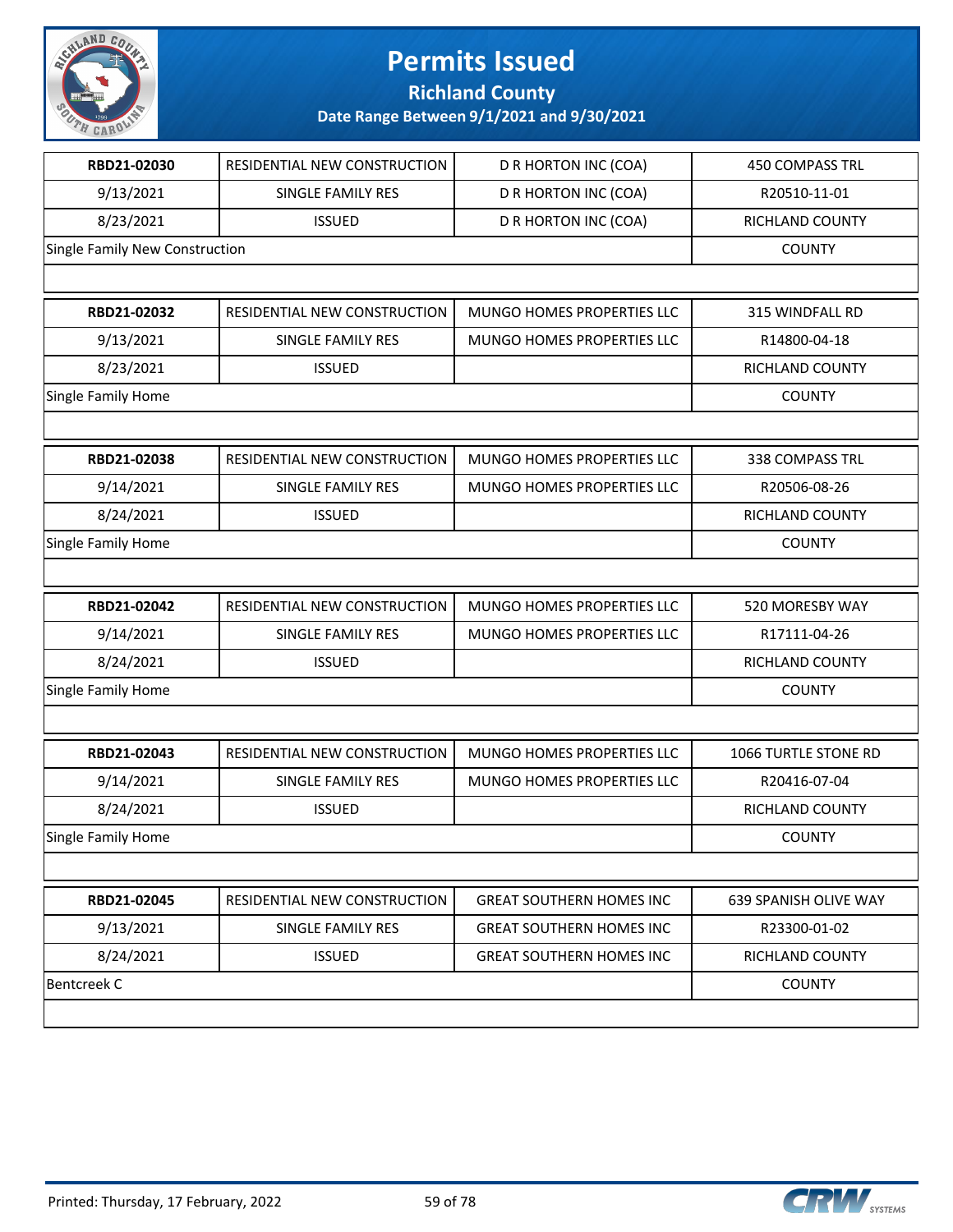# Permits Issued

## Richland County

### Date Range Between 9/1/2021 and 9/30/2021

| RBD21-02030 | RESIDENTIAL NEW CONSTRUCTION | D R HORTON INC (COA) | 450 COMPASS TRL |
|---|---|---|---|
| 9/13/2021 | SINGLE FAMILY RES | D R HORTON INC (COA) | R20510-11-01 |
| 8/23/2021 | ISSUED | D R HORTON INC (COA) | RICHLAND COUNTY |
| Single Family New Construction | | | COUNTY |

| RBD21-02032 | RESIDENTIAL NEW CONSTRUCTION | MUNGO HOMES PROPERTIES LLC | 315 WINDFALL RD |
|---|---|---|---|
| 9/13/2021 | SINGLE FAMILY RES | MUNGO HOMES PROPERTIES LLC | R14800-04-18 |
| 8/23/2021 | ISSUED | | RICHLAND COUNTY |
| Single Family Home | | | COUNTY |

| RBD21-02038 | RESIDENTIAL NEW CONSTRUCTION | MUNGO HOMES PROPERTIES LLC | 338 COMPASS TRL |
|---|---|---|---|
| 9/14/2021 | SINGLE FAMILY RES | MUNGO HOMES PROPERTIES LLC | R20506-08-26 |
| 8/24/2021 | ISSUED | | RICHLAND COUNTY |
| Single Family Home | | | COUNTY |

| RBD21-02042 | RESIDENTIAL NEW CONSTRUCTION | MUNGO HOMES PROPERTIES LLC | 520 MORESBY WAY |
|---|---|---|---|
| 9/14/2021 | SINGLE FAMILY RES | MUNGO HOMES PROPERTIES LLC | R17111-04-26 |
| 8/24/2021 | ISSUED | | RICHLAND COUNTY |
| Single Family Home | | | COUNTY |

| RBD21-02043 | RESIDENTIAL NEW CONSTRUCTION | MUNGO HOMES PROPERTIES LLC | 1066 TURTLE STONE RD |
|---|---|---|---|
| 9/14/2021 | SINGLE FAMILY RES | MUNGO HOMES PROPERTIES LLC | R20416-07-04 |
| 8/24/2021 | ISSUED | | RICHLAND COUNTY |
| Single Family Home | | | COUNTY |

| RBD21-02045 | RESIDENTIAL NEW CONSTRUCTION | GREAT SOUTHERN HOMES INC | 639 SPANISH OLIVE WAY |
|---|---|---|---|
| 9/13/2021 | SINGLE FAMILY RES | GREAT SOUTHERN HOMES INC | R23300-01-02 |
| 8/24/2021 | ISSUED | GREAT SOUTHERN HOMES INC | RICHLAND COUNTY |
| Bentcreek C | | | COUNTY |

Printed: Thursday, 17 February, 2022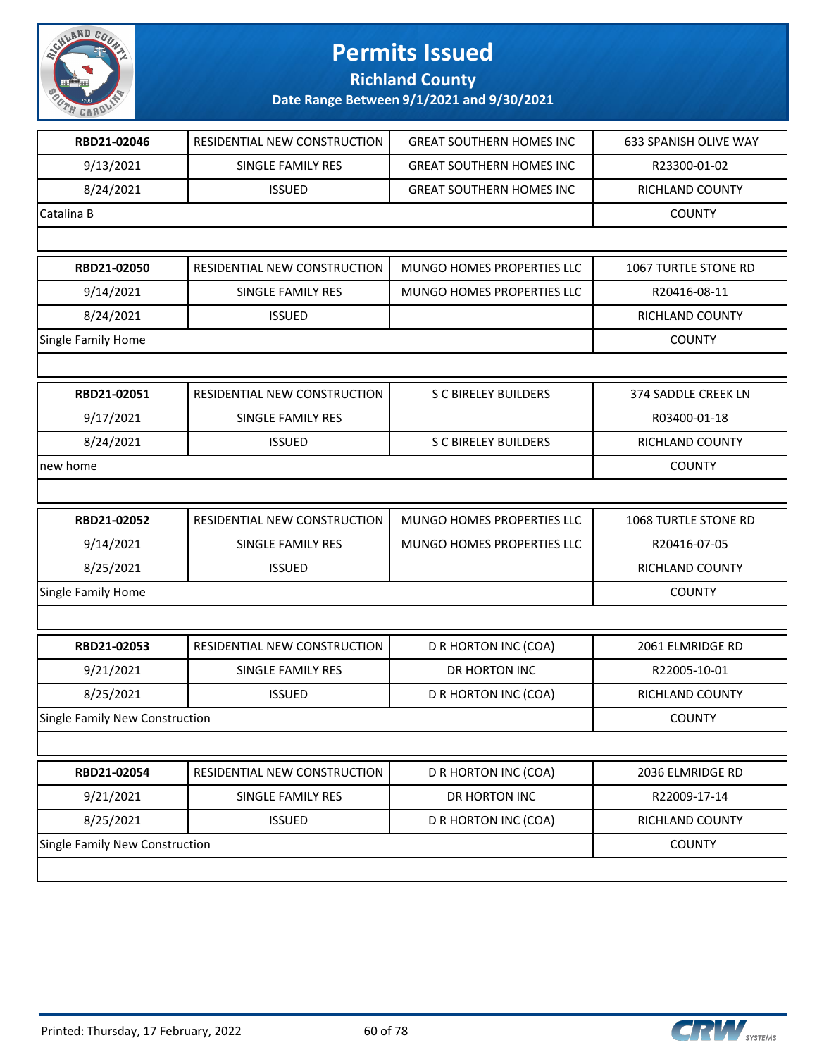# Permits Issued

## Richland County

### Date Range Between 9/1/2021 and 9/30/2021

| | | | |
|---|---|---|---|
| **RBD21-02046** | RESIDENTIAL NEW CONSTRUCTION | GREAT SOUTHERN HOMES INC | 633 SPANISH OLIVE WAY |
| 9/13/2021 | SINGLE FAMILY RES | GREAT SOUTHERN HOMES INC | R23300-01-02 |
| 8/24/2021 | ISSUED | GREAT SOUTHERN HOMES INC | RICHLAND COUNTY |
| Catalina B | | | COUNTY |

| | | | |
|---|---|---|---|
| **RBD21-02050** | RESIDENTIAL NEW CONSTRUCTION | MUNGO HOMES PROPERTIES LLC | 1067 TURTLE STONE RD |
| 9/14/2021 | SINGLE FAMILY RES | MUNGO HOMES PROPERTIES LLC | R20416-08-11 |
| 8/24/2021 | ISSUED | | RICHLAND COUNTY |
| Single Family Home | | | COUNTY |

| | | | |
|---|---|---|---|
| **RBD21-02051** | RESIDENTIAL NEW CONSTRUCTION | S C BIRELEY BUILDERS | 374 SADDLE CREEK LN |
| 9/17/2021 | SINGLE FAMILY RES | | R03400-01-18 |
| 8/24/2021 | ISSUED | S C BIRELEY BUILDERS | RICHLAND COUNTY |
| new home | | | COUNTY |

| | | | |
|---|---|---|---|
| **RBD21-02052** | RESIDENTIAL NEW CONSTRUCTION | MUNGO HOMES PROPERTIES LLC | 1068 TURTLE STONE RD |
| 9/14/2021 | SINGLE FAMILY RES | MUNGO HOMES PROPERTIES LLC | R20416-07-05 |
| 8/25/2021 | ISSUED | | RICHLAND COUNTY |
| Single Family Home | | | COUNTY |

| | | | |
|---|---|---|---|
| **RBD21-02053** | RESIDENTIAL NEW CONSTRUCTION | D R HORTON INC (COA) | 2061 ELMRIDGE RD |
| 9/21/2021 | SINGLE FAMILY RES | DR HORTON INC | R22005-10-01 |
| 8/25/2021 | ISSUED | D R HORTON INC (COA) | RICHLAND COUNTY |
| Single Family New Construction | | | COUNTY |

| | | | |
|---|---|---|---|
| **RBD21-02054** | RESIDENTIAL NEW CONSTRUCTION | D R HORTON INC (COA) | 2036 ELMRIDGE RD |
| 9/21/2021 | SINGLE FAMILY RES | DR HORTON INC | R22009-17-14 |
| 8/25/2021 | ISSUED | D R HORTON INC (COA) | RICHLAND COUNTY |
| Single Family New Construction | | | COUNTY |

Printed: Thursday, 17 February, 2022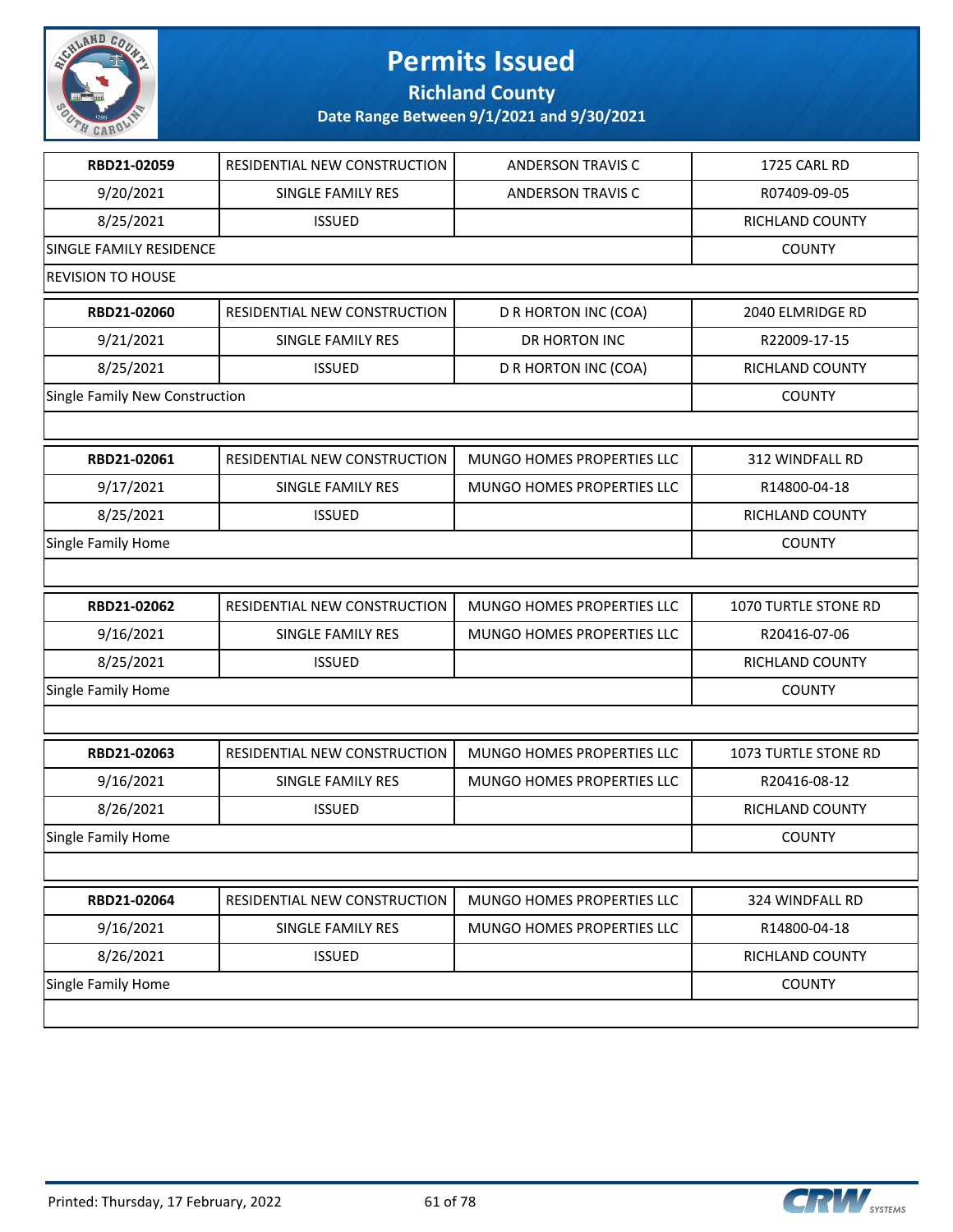# Permits Issued

## Richland County

### Date Range Between 9/1/2021 and 9/30/2021

| | | | |
|---|---|---|---|
| **RBD21-02059** | RESIDENTIAL NEW CONSTRUCTION | ANDERSON TRAVIS C | 1725 CARL RD |
| 9/20/2021 | SINGLE FAMILY RES | ANDERSON TRAVIS C | R07409-09-05 |
| 8/25/2021 | ISSUED | | RICHLAND COUNTY |
| SINGLE FAMILY RESIDENCE | | | COUNTY |
| REVISION TO HOUSE | | | |

| | | | |
|---|---|---|---|
| **RBD21-02060** | RESIDENTIAL NEW CONSTRUCTION | D R HORTON INC (COA) | 2040 ELMRIDGE RD |
| 9/21/2021 | SINGLE FAMILY RES | DR HORTON INC | R22009-17-15 |
| 8/25/2021 | ISSUED | D R HORTON INC (COA) | RICHLAND COUNTY |
| Single Family New Construction | | | COUNTY |
| | | | |

| | | | |
|---|---|---|---|
| **RBD21-02061** | RESIDENTIAL NEW CONSTRUCTION | MUNGO HOMES PROPERTIES LLC | 312 WINDFALL RD |
| 9/17/2021 | SINGLE FAMILY RES | MUNGO HOMES PROPERTIES LLC | R14800-04-18 |
| 8/25/2021 | ISSUED | | RICHLAND COUNTY |
| Single Family Home | | | COUNTY |
| | | | |

| | | | |
|---|---|---|---|
| **RBD21-02062** | RESIDENTIAL NEW CONSTRUCTION | MUNGO HOMES PROPERTIES LLC | 1070 TURTLE STONE RD |
| 9/16/2021 | SINGLE FAMILY RES | MUNGO HOMES PROPERTIES LLC | R20416-07-06 |
| 8/25/2021 | ISSUED | | RICHLAND COUNTY |
| Single Family Home | | | COUNTY |
| | | | |

| | | | |
|---|---|---|---|
| **RBD21-02063** | RESIDENTIAL NEW CONSTRUCTION | MUNGO HOMES PROPERTIES LLC | 1073 TURTLE STONE RD |
| 9/16/2021 | SINGLE FAMILY RES | MUNGO HOMES PROPERTIES LLC | R20416-08-12 |
| 8/26/2021 | ISSUED | | RICHLAND COUNTY |
| Single Family Home | | | COUNTY |
| | | | |

| | | | |
|---|---|---|---|
| **RBD21-02064** | RESIDENTIAL NEW CONSTRUCTION | MUNGO HOMES PROPERTIES LLC | 324 WINDFALL RD |
| 9/16/2021 | SINGLE FAMILY RES | MUNGO HOMES PROPERTIES LLC | R14800-04-18 |
| 8/26/2021 | ISSUED | | RICHLAND COUNTY |
| Single Family Home | | | COUNTY |
| | | | |

Printed: Thursday, 17 February, 2022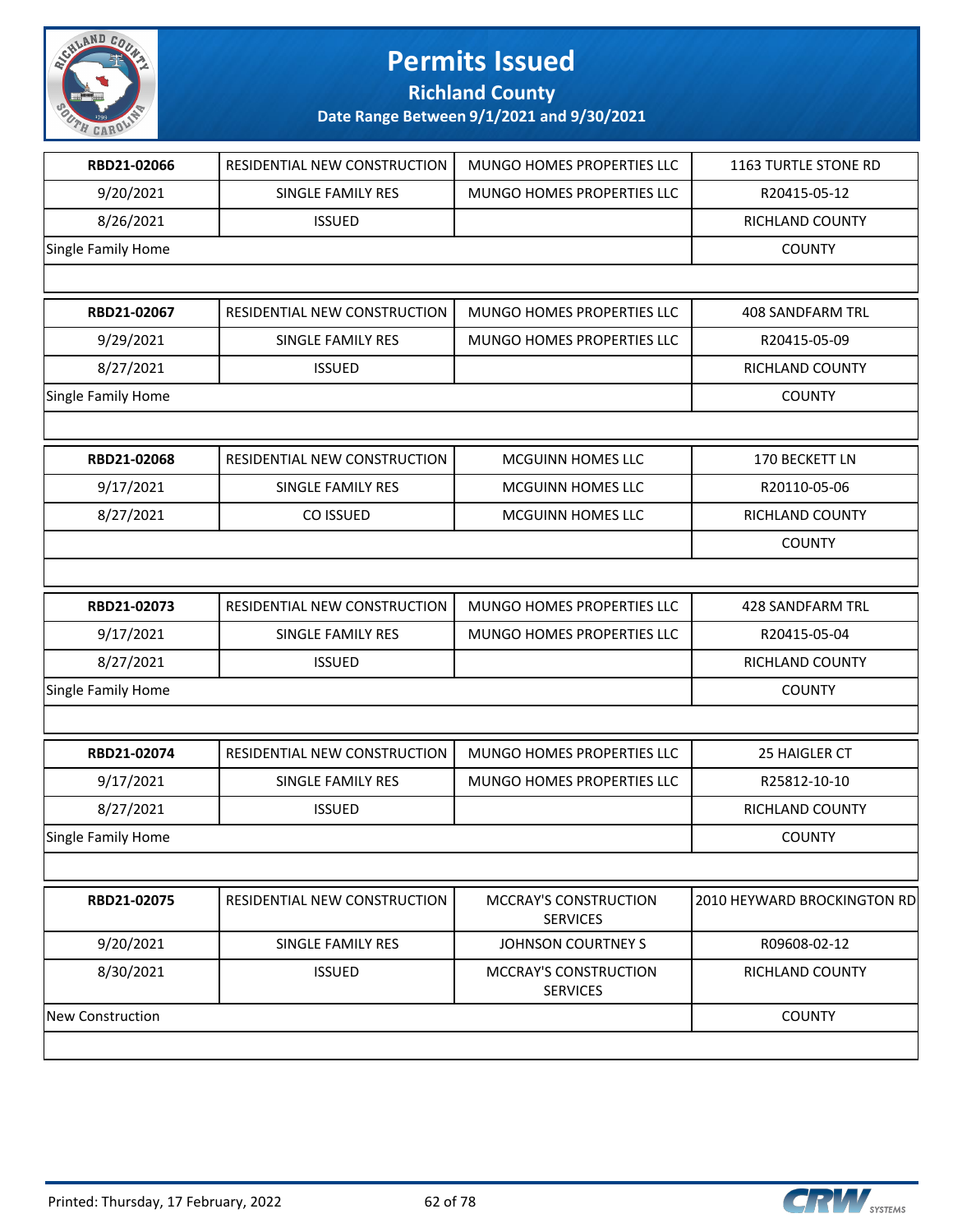# Permits Issued

**Richland County**

**Date Range Between 9/1/2021 and 9/30/2021**

| | | | |
|---|---|---|---|
| **RBD21-02066** | RESIDENTIAL NEW CONSTRUCTION | MUNGO HOMES PROPERTIES LLC | 1163 TURTLE STONE RD |
| 9/20/2021 | SINGLE FAMILY RES | MUNGO HOMES PROPERTIES LLC | R20415-05-12 |
| 8/26/2021 | ISSUED | | RICHLAND COUNTY |
| Single Family Home | | | COUNTY |

| | | | |
|---|---|---|---|
| **RBD21-02067** | RESIDENTIAL NEW CONSTRUCTION | MUNGO HOMES PROPERTIES LLC | 408 SANDFARM TRL |
| 9/29/2021 | SINGLE FAMILY RES | MUNGO HOMES PROPERTIES LLC | R20415-05-09 |
| 8/27/2021 | ISSUED | | RICHLAND COUNTY |
| Single Family Home | | | COUNTY |

| | | | |
|---|---|---|---|
| **RBD21-02068** | RESIDENTIAL NEW CONSTRUCTION | MCGUINN HOMES LLC | 170 BECKETT LN |
| 9/17/2021 | SINGLE FAMILY RES | MCGUINN HOMES LLC | R20110-05-06 |
| 8/27/2021 | CO ISSUED | MCGUINN HOMES LLC | RICHLAND COUNTY |
| | | | COUNTY |

| | | | |
|---|---|---|---|
| **RBD21-02073** | RESIDENTIAL NEW CONSTRUCTION | MUNGO HOMES PROPERTIES LLC | 428 SANDFARM TRL |
| 9/17/2021 | SINGLE FAMILY RES | MUNGO HOMES PROPERTIES LLC | R20415-05-04 |
| 8/27/2021 | ISSUED | | RICHLAND COUNTY |
| Single Family Home | | | COUNTY |

| | | | |
|---|---|---|---|
| **RBD21-02074** | RESIDENTIAL NEW CONSTRUCTION | MUNGO HOMES PROPERTIES LLC | 25 HAIGLER CT |
| 9/17/2021 | SINGLE FAMILY RES | MUNGO HOMES PROPERTIES LLC | R25812-10-10 |
| 8/27/2021 | ISSUED | | RICHLAND COUNTY |
| Single Family Home | | | COUNTY |

| | | | |
|---|---|---|---|
| **RBD21-02075** | RESIDENTIAL NEW CONSTRUCTION | MCCRAY'S CONSTRUCTION SERVICES | 2010 HEYWARD BROCKINGTON RD |
| 9/20/2021 | SINGLE FAMILY RES | JOHNSON COURTNEY S | R09608-02-12 |
| 8/30/2021 | ISSUED | MCCRAY'S CONSTRUCTION SERVICES | RICHLAND COUNTY |
| New Construction | | | COUNTY |

Printed: Thursday, 17 February, 2022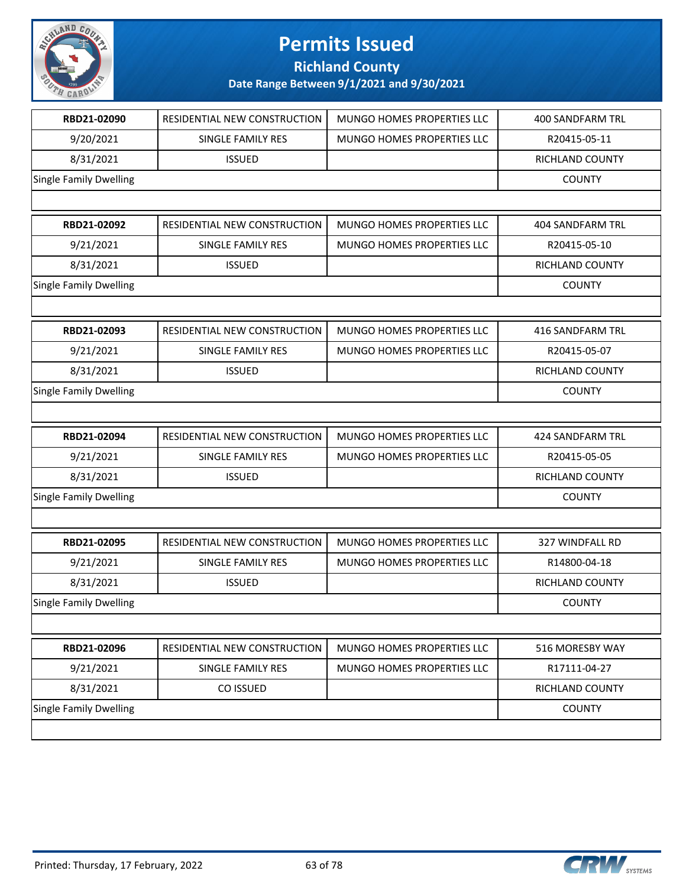# Permits Issued

**Richland County**

**Date Range Between 9/1/2021 and 9/30/2021**

| RBD21-02090 | RESIDENTIAL NEW CONSTRUCTION | MUNGO HOMES PROPERTIES LLC | 400 SANDFARM TRL |
|---|---|---|---|
| 9/20/2021 | SINGLE FAMILY RES | MUNGO HOMES PROPERTIES LLC | R20415-05-11 |
| 8/31/2021 | ISSUED | | RICHLAND COUNTY |
| Single Family Dwelling | | | COUNTY |

| RBD21-02092 | RESIDENTIAL NEW CONSTRUCTION | MUNGO HOMES PROPERTIES LLC | 404 SANDFARM TRL |
|---|---|---|---|
| 9/21/2021 | SINGLE FAMILY RES | MUNGO HOMES PROPERTIES LLC | R20415-05-10 |
| 8/31/2021 | ISSUED | | RICHLAND COUNTY |
| Single Family Dwelling | | | COUNTY |

| RBD21-02093 | RESIDENTIAL NEW CONSTRUCTION | MUNGO HOMES PROPERTIES LLC | 416 SANDFARM TRL |
|---|---|---|---|
| 9/21/2021 | SINGLE FAMILY RES | MUNGO HOMES PROPERTIES LLC | R20415-05-07 |
| 8/31/2021 | ISSUED | | RICHLAND COUNTY |
| Single Family Dwelling | | | COUNTY |

| RBD21-02094 | RESIDENTIAL NEW CONSTRUCTION | MUNGO HOMES PROPERTIES LLC | 424 SANDFARM TRL |
|---|---|---|---|
| 9/21/2021 | SINGLE FAMILY RES | MUNGO HOMES PROPERTIES LLC | R20415-05-05 |
| 8/31/2021 | ISSUED | | RICHLAND COUNTY |
| Single Family Dwelling | | | COUNTY |

| RBD21-02095 | RESIDENTIAL NEW CONSTRUCTION | MUNGO HOMES PROPERTIES LLC | 327 WINDFALL RD |
|---|---|---|---|
| 9/21/2021 | SINGLE FAMILY RES | MUNGO HOMES PROPERTIES LLC | R14800-04-18 |
| 8/31/2021 | ISSUED | | RICHLAND COUNTY |
| Single Family Dwelling | | | COUNTY |

| RBD21-02096 | RESIDENTIAL NEW CONSTRUCTION | MUNGO HOMES PROPERTIES LLC | 516 MORESBY WAY |
|---|---|---|---|
| 9/21/2021 | SINGLE FAMILY RES | MUNGO HOMES PROPERTIES LLC | R17111-04-27 |
| 8/31/2021 | CO ISSUED | | RICHLAND COUNTY |
| Single Family Dwelling | | | COUNTY |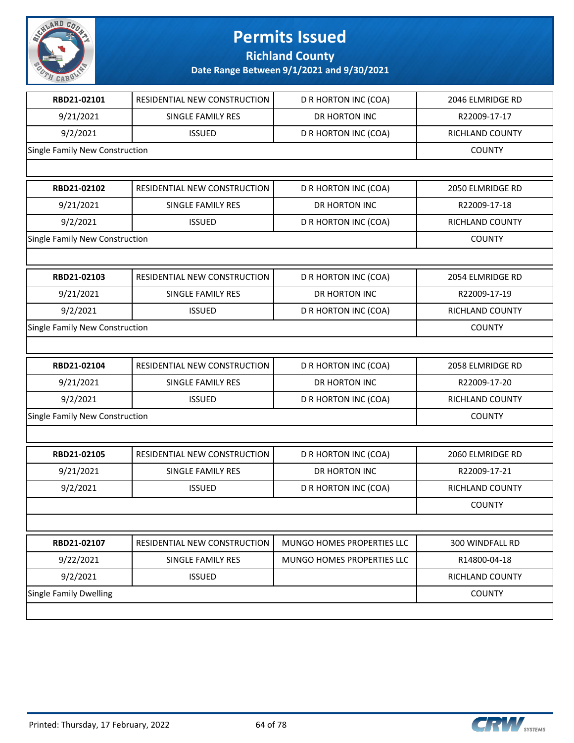# Permits Issued

**Richland County**

**Date Range Between 9/1/2021 and 9/30/2021**

| **RBD21-02101** | RESIDENTIAL NEW CONSTRUCTION | D R HORTON INC (COA) | 2046 ELMRIDGE RD |
|---|---|---|---|
| 9/21/2021 | SINGLE FAMILY RES | DR HORTON INC | R22009-17-17 |
| 9/2/2021 | ISSUED | D R HORTON INC (COA) | RICHLAND COUNTY |
| Single Family New Construction | | | COUNTY |

| **RBD21-02102** | RESIDENTIAL NEW CONSTRUCTION | D R HORTON INC (COA) | 2050 ELMRIDGE RD |
|---|---|---|---|
| 9/21/2021 | SINGLE FAMILY RES | DR HORTON INC | R22009-17-18 |
| 9/2/2021 | ISSUED | D R HORTON INC (COA) | RICHLAND COUNTY |
| Single Family New Construction | | | COUNTY |

| **RBD21-02103** | RESIDENTIAL NEW CONSTRUCTION | D R HORTON INC (COA) | 2054 ELMRIDGE RD |
|---|---|---|---|
| 9/21/2021 | SINGLE FAMILY RES | DR HORTON INC | R22009-17-19 |
| 9/2/2021 | ISSUED | D R HORTON INC (COA) | RICHLAND COUNTY |
| Single Family New Construction | | | COUNTY |

| **RBD21-02104** | RESIDENTIAL NEW CONSTRUCTION | D R HORTON INC (COA) | 2058 ELMRIDGE RD |
|---|---|---|---|
| 9/21/2021 | SINGLE FAMILY RES | DR HORTON INC | R22009-17-20 |
| 9/2/2021 | ISSUED | D R HORTON INC (COA) | RICHLAND COUNTY |
| Single Family New Construction | | | COUNTY |

| **RBD21-02105** | RESIDENTIAL NEW CONSTRUCTION | D R HORTON INC (COA) | 2060 ELMRIDGE RD |
|---|---|---|---|
| 9/21/2021 | SINGLE FAMILY RES | DR HORTON INC | R22009-17-21 |
| 9/2/2021 | ISSUED | D R HORTON INC (COA) | RICHLAND COUNTY |
| | | | COUNTY |

| **RBD21-02107** | RESIDENTIAL NEW CONSTRUCTION | MUNGO HOMES PROPERTIES LLC | 300 WINDFALL RD |
|---|---|---|---|
| 9/22/2021 | SINGLE FAMILY RES | MUNGO HOMES PROPERTIES LLC | R14800-04-18 |
| 9/2/2021 | ISSUED | | RICHLAND COUNTY |
| Single Family Dwelling | | | COUNTY |

Printed: Thursday, 17 February, 2022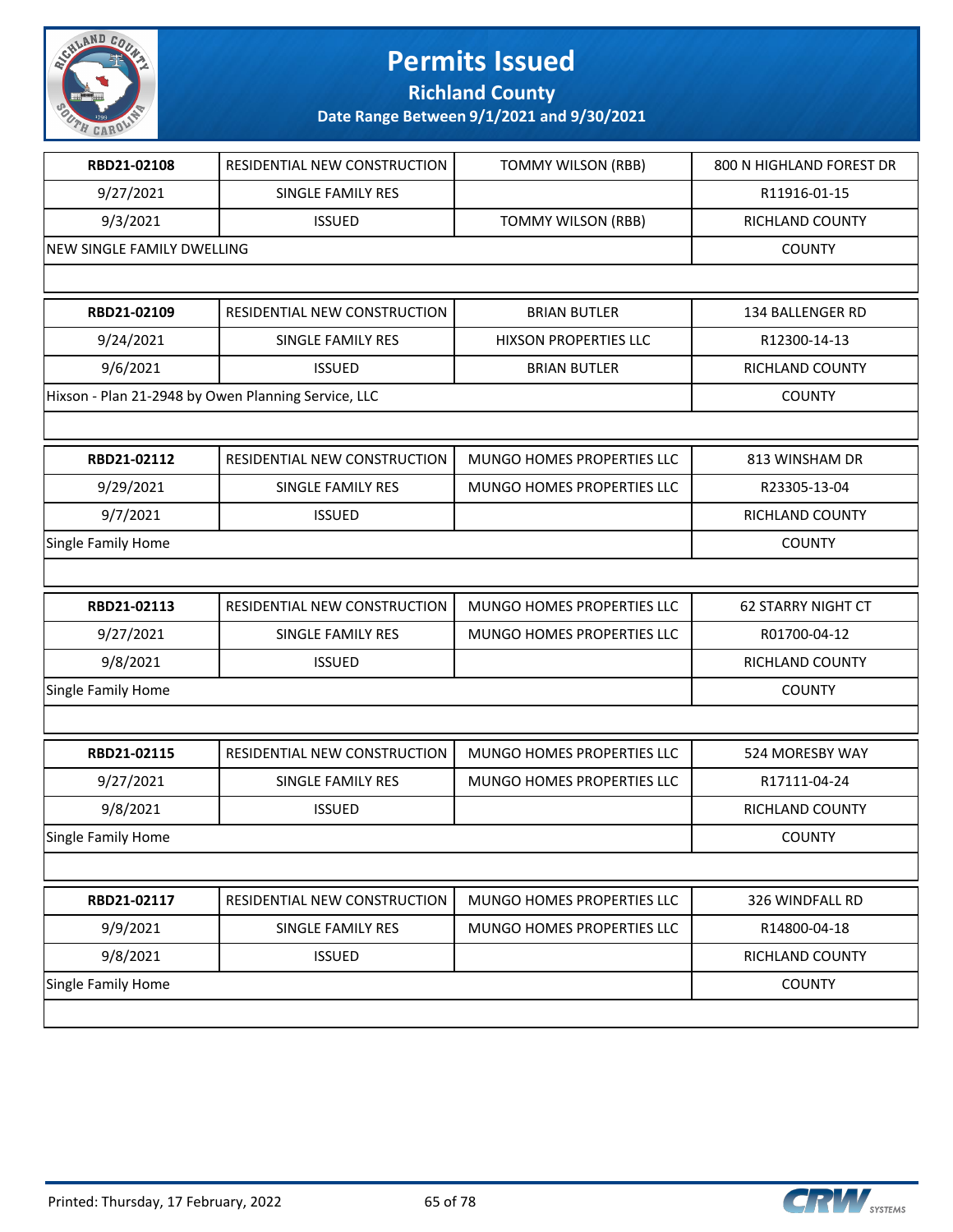# Permits Issued

## Richland County

### Date Range Between 9/1/2021 and 9/30/2021

| | | | |
|---|---|---|---|
| **RBD21-02108** | RESIDENTIAL NEW CONSTRUCTION | TOMMY WILSON (RBB) | 800 N HIGHLAND FOREST DR |
| 9/27/2021 | SINGLE FAMILY RES | | R11916-01-15 |
| 9/3/2021 | ISSUED | TOMMY WILSON (RBB) | RICHLAND COUNTY |
| NEW SINGLE FAMILY DWELLING | | | COUNTY |

| | | | |
|---|---|---|---|
| **RBD21-02109** | RESIDENTIAL NEW CONSTRUCTION | BRIAN BUTLER | 134 BALLENGER RD |
| 9/24/2021 | SINGLE FAMILY RES | HIXSON PROPERTIES LLC | R12300-14-13 |
| 9/6/2021 | ISSUED | BRIAN BUTLER | RICHLAND COUNTY |
| Hixson - Plan 21-2948 by Owen Planning Service, LLC | | | COUNTY |

| | | | |
|---|---|---|---|
| **RBD21-02112** | RESIDENTIAL NEW CONSTRUCTION | MUNGO HOMES PROPERTIES LLC | 813 WINSHAM DR |
| 9/29/2021 | SINGLE FAMILY RES | MUNGO HOMES PROPERTIES LLC | R23305-13-04 |
| 9/7/2021 | ISSUED | | RICHLAND COUNTY |
| Single Family Home | | | COUNTY |

| | | | |
|---|---|---|---|
| **RBD21-02113** | RESIDENTIAL NEW CONSTRUCTION | MUNGO HOMES PROPERTIES LLC | 62 STARRY NIGHT CT |
| 9/27/2021 | SINGLE FAMILY RES | MUNGO HOMES PROPERTIES LLC | R01700-04-12 |
| 9/8/2021 | ISSUED | | RICHLAND COUNTY |
| Single Family Home | | | COUNTY |

| | | | |
|---|---|---|---|
| **RBD21-02115** | RESIDENTIAL NEW CONSTRUCTION | MUNGO HOMES PROPERTIES LLC | 524 MORESBY WAY |
| 9/27/2021 | SINGLE FAMILY RES | MUNGO HOMES PROPERTIES LLC | R17111-04-24 |
| 9/8/2021 | ISSUED | | RICHLAND COUNTY |
| Single Family Home | | | COUNTY |

| | | | |
|---|---|---|---|
| **RBD21-02117** | RESIDENTIAL NEW CONSTRUCTION | MUNGO HOMES PROPERTIES LLC | 326 WINDFALL RD |
| 9/9/2021 | SINGLE FAMILY RES | MUNGO HOMES PROPERTIES LLC | R14800-04-18 |
| 9/8/2021 | ISSUED | | RICHLAND COUNTY |
| Single Family Home | | | COUNTY |

Printed: Thursday, 17 February, 2022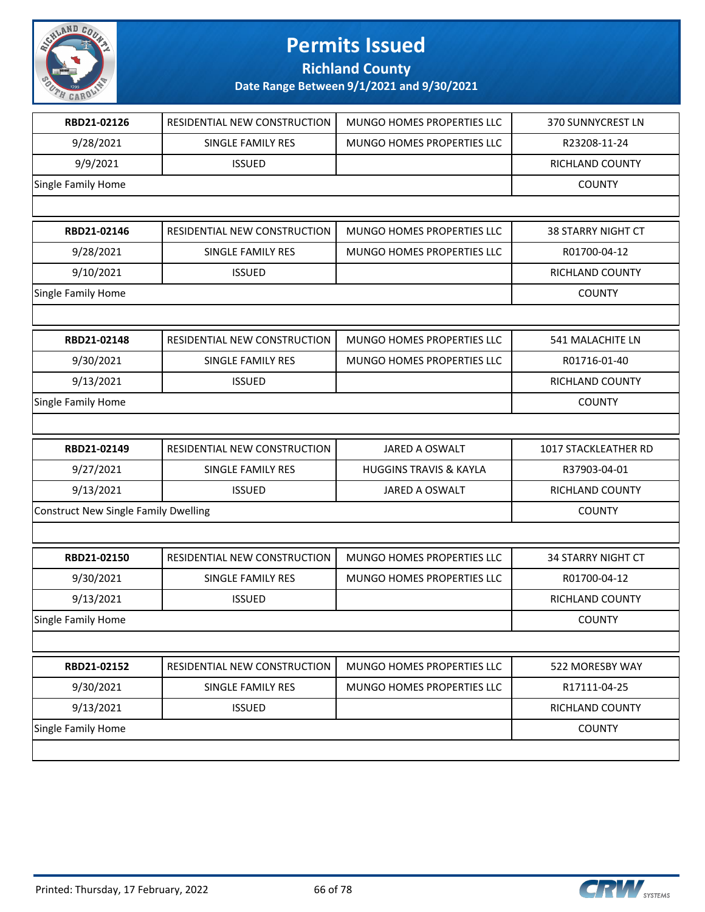# Permits Issued

## Richland County

### Date Range Between 9/1/2021 and 9/30/2021

| RBD21-02126 | RESIDENTIAL NEW CONSTRUCTION | MUNGO HOMES PROPERTIES LLC | 370 SUNNYCREST LN |
|---|---|---|---|
| 9/28/2021 | SINGLE FAMILY RES | MUNGO HOMES PROPERTIES LLC | R23208-11-24 |
| 9/9/2021 | ISSUED | | RICHLAND COUNTY |
| Single Family Home | | | COUNTY |

| RBD21-02146 | RESIDENTIAL NEW CONSTRUCTION | MUNGO HOMES PROPERTIES LLC | 38 STARRY NIGHT CT |
|---|---|---|---|
| 9/28/2021 | SINGLE FAMILY RES | MUNGO HOMES PROPERTIES LLC | R01700-04-12 |
| 9/10/2021 | ISSUED | | RICHLAND COUNTY |
| Single Family Home | | | COUNTY |

| RBD21-02148 | RESIDENTIAL NEW CONSTRUCTION | MUNGO HOMES PROPERTIES LLC | 541 MALACHITE LN |
|---|---|---|---|
| 9/30/2021 | SINGLE FAMILY RES | MUNGO HOMES PROPERTIES LLC | R01716-01-40 |
| 9/13/2021 | ISSUED | | RICHLAND COUNTY |
| Single Family Home | | | COUNTY |

| RBD21-02149 | RESIDENTIAL NEW CONSTRUCTION | JARED A OSWALT | 1017 STACKLEATHER RD |
|---|---|---|---|
| 9/27/2021 | SINGLE FAMILY RES | HUGGINS TRAVIS & KAYLA | R37903-04-01 |
| 9/13/2021 | ISSUED | JARED A OSWALT | RICHLAND COUNTY |
| Construct New Single Family Dwelling | | | COUNTY |

| RBD21-02150 | RESIDENTIAL NEW CONSTRUCTION | MUNGO HOMES PROPERTIES LLC | 34 STARRY NIGHT CT |
|---|---|---|---|
| 9/30/2021 | SINGLE FAMILY RES | MUNGO HOMES PROPERTIES LLC | R01700-04-12 |
| 9/13/2021 | ISSUED | | RICHLAND COUNTY |
| Single Family Home | | | COUNTY |

| RBD21-02152 | RESIDENTIAL NEW CONSTRUCTION | MUNGO HOMES PROPERTIES LLC | 522 MORESBY WAY |
|---|---|---|---|
| 9/30/2021 | SINGLE FAMILY RES | MUNGO HOMES PROPERTIES LLC | R17111-04-25 |
| 9/13/2021 | ISSUED | | RICHLAND COUNTY |
| Single Family Home | | | COUNTY |

Printed: Thursday, 17 February, 2022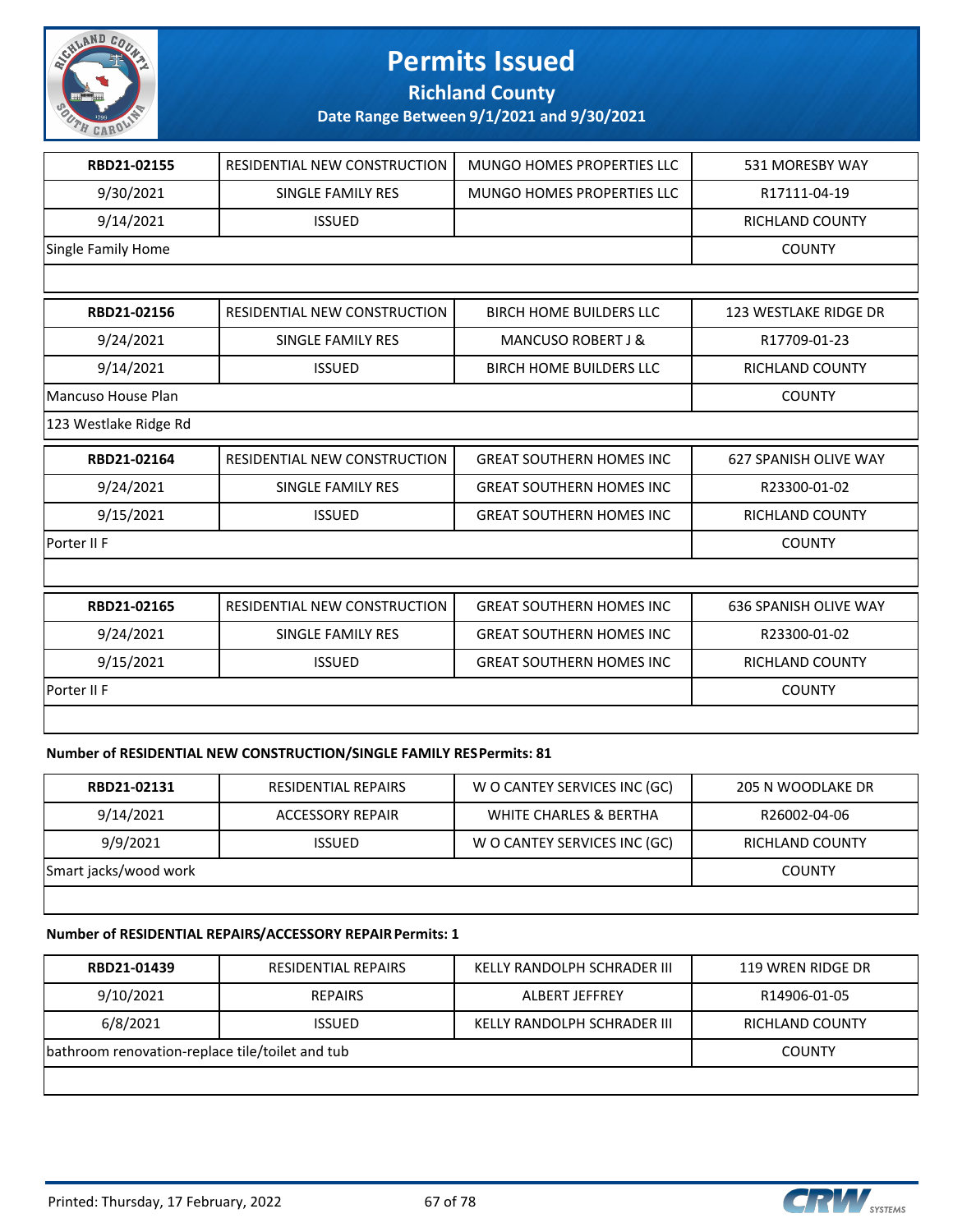# Permits Issued

**Richland County**

**Date Range Between 9/1/2021 and 9/30/2021**

| RBD21-02155 | RESIDENTIAL NEW CONSTRUCTION | MUNGO HOMES PROPERTIES LLC | 531 MORESBY WAY |
|---|---|---|---|
| 9/30/2021 | SINGLE FAMILY RES | MUNGO HOMES PROPERTIES LLC | R17111-04-19 |
| 9/14/2021 | ISSUED | | RICHLAND COUNTY |
| Single Family Home | | | COUNTY |
| | | | |

| RBD21-02156 | RESIDENTIAL NEW CONSTRUCTION | BIRCH HOME BUILDERS LLC | 123 WESTLAKE RIDGE DR |
|---|---|---|---|
| 9/24/2021 | SINGLE FAMILY RES | MANCUSO ROBERT J & | R17709-01-23 |
| 9/14/2021 | ISSUED | BIRCH HOME BUILDERS LLC | RICHLAND COUNTY |
| Mancuso House Plan | | | COUNTY |
| 123 Westlake Ridge Rd | | | |

| RBD21-02164 | RESIDENTIAL NEW CONSTRUCTION | GREAT SOUTHERN HOMES INC | 627 SPANISH OLIVE WAY |
|---|---|---|---|
| 9/24/2021 | SINGLE FAMILY RES | GREAT SOUTHERN HOMES INC | R23300-01-02 |
| 9/15/2021 | ISSUED | GREAT SOUTHERN HOMES INC | RICHLAND COUNTY |
| Porter II F | | | COUNTY |
| | | | |

| RBD21-02165 | RESIDENTIAL NEW CONSTRUCTION | GREAT SOUTHERN HOMES INC | 636 SPANISH OLIVE WAY |
|---|---|---|---|
| 9/24/2021 | SINGLE FAMILY RES | GREAT SOUTHERN HOMES INC | R23300-01-02 |
| 9/15/2021 | ISSUED | GREAT SOUTHERN HOMES INC | RICHLAND COUNTY |
| Porter II F | | | COUNTY |
| | | | |

**Number of RESIDENTIAL NEW CONSTRUCTION/SINGLE FAMILY RES Permits: 81**

| RBD21-02131 | RESIDENTIAL REPAIRS | W O CANTEY SERVICES INC (GC) | 205 N WOODLAKE DR |
|---|---|---|---|
| 9/14/2021 | ACCESSORY REPAIR | WHITE CHARLES & BERTHA | R26002-04-06 |
| 9/9/2021 | ISSUED | W O CANTEY SERVICES INC (GC) | RICHLAND COUNTY |
| Smart jacks/wood work | | | COUNTY |
| | | | |

**Number of RESIDENTIAL REPAIRS/ACCESSORY REPAIR Permits: 1**

| RBD21-01439 | RESIDENTIAL REPAIRS | KELLY RANDOLPH SCHRADER III | 119 WREN RIDGE DR |
|---|---|---|---|
| 9/10/2021 | REPAIRS | ALBERT JEFFREY | R14906-01-05 |
| 6/8/2021 | ISSUED | KELLY RANDOLPH SCHRADER III | RICHLAND COUNTY |
| bathroom renovation-replace tile/toilet and tub | | | COUNTY |
| | | | |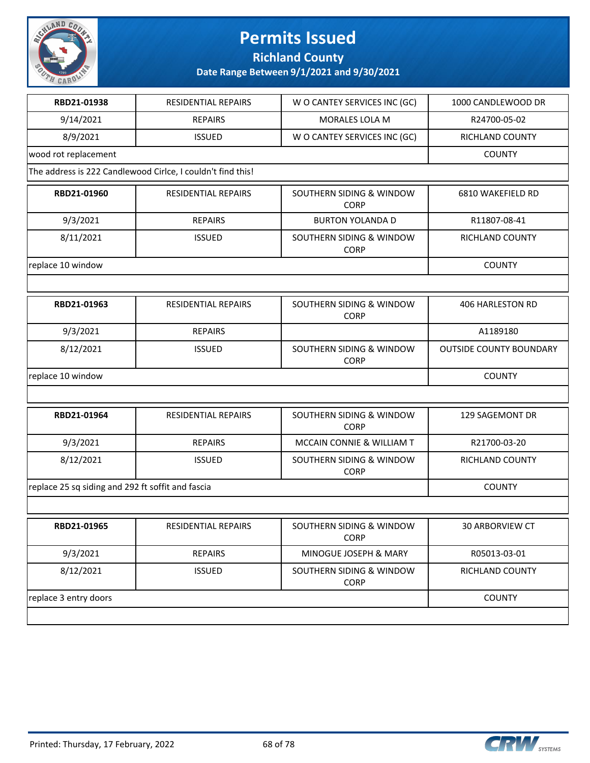# Permits Issued

## Richland County

### Date Range Between 9/1/2021 and 9/30/2021

| RBD21-01938 | RESIDENTIAL REPAIRS | W O CANTEY SERVICES INC (GC) | 1000 CANDLEWOOD DR |
|---|---|---|---|
| 9/14/2021 | REPAIRS | MORALES LOLA M | R24700-05-02 |
| 8/9/2021 | ISSUED | W O CANTEY SERVICES INC (GC) | RICHLAND COUNTY |
| wood rot replacement | | | COUNTY |
| The address is 222 Candlewood Cirlce, I couldn't find this! | | | |

| RBD21-01960 | RESIDENTIAL REPAIRS | SOUTHERN SIDING & WINDOW CORP | 6810 WAKEFIELD RD |
|---|---|---|---|
| 9/3/2021 | REPAIRS | BURTON YOLANDA D | R11807-08-41 |
| 8/11/2021 | ISSUED | SOUTHERN SIDING & WINDOW CORP | RICHLAND COUNTY |
| replace 10 window | | | COUNTY |

| RBD21-01963 | RESIDENTIAL REPAIRS | SOUTHERN SIDING & WINDOW CORP | 406 HARLESTON RD |
|---|---|---|---|
| 9/3/2021 | REPAIRS | | A1189180 |
| 8/12/2021 | ISSUED | SOUTHERN SIDING & WINDOW CORP | OUTSIDE COUNTY BOUNDARY |
| replace 10 window | | | COUNTY |

| RBD21-01964 | RESIDENTIAL REPAIRS | SOUTHERN SIDING & WINDOW CORP | 129 SAGEMONT DR |
|---|---|---|---|
| 9/3/2021 | REPAIRS | MCCAIN CONNIE & WILLIAM T | R21700-03-20 |
| 8/12/2021 | ISSUED | SOUTHERN SIDING & WINDOW CORP | RICHLAND COUNTY |
| replace 25 sq siding and 292 ft soffit and fascia | | | COUNTY |

| RBD21-01965 | RESIDENTIAL REPAIRS | SOUTHERN SIDING & WINDOW CORP | 30 ARBORVIEW CT |
|---|---|---|---|
| 9/3/2021 | REPAIRS | MINOGUE JOSEPH & MARY | R05013-03-01 |
| 8/12/2021 | ISSUED | SOUTHERN SIDING & WINDOW CORP | RICHLAND COUNTY |
| replace 3 entry doors | | | COUNTY |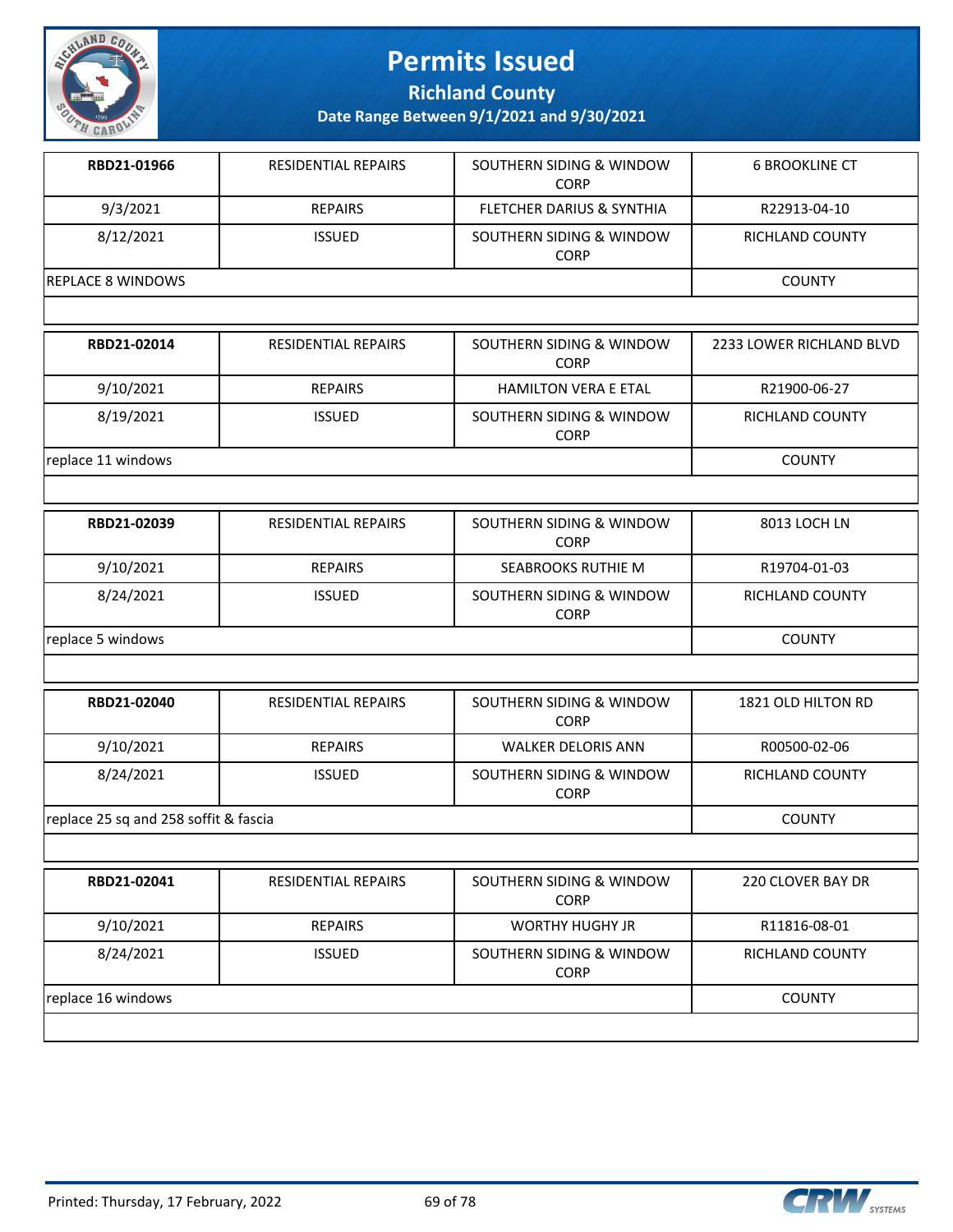# Permits Issued

**Richland County**

**Date Range Between 9/1/2021 and 9/30/2021**

| RBD21-01966 | RESIDENTIAL REPAIRS | SOUTHERN SIDING & WINDOW CORP | 6 BROOKLINE CT |
|---|---|---|---|
| 9/3/2021 | REPAIRS | FLETCHER DARIUS & SYNTHIA | R22913-04-10 |
| 8/12/2021 | ISSUED | SOUTHERN SIDING & WINDOW CORP | RICHLAND COUNTY |
| REPLACE 8 WINDOWS | | | COUNTY |

| RBD21-02014 | RESIDENTIAL REPAIRS | SOUTHERN SIDING & WINDOW CORP | 2233 LOWER RICHLAND BLVD |
|---|---|---|---|
| 9/10/2021 | REPAIRS | HAMILTON VERA E ETAL | R21900-06-27 |
| 8/19/2021 | ISSUED | SOUTHERN SIDING & WINDOW CORP | RICHLAND COUNTY |
| replace 11 windows | | | COUNTY |

| RBD21-02039 | RESIDENTIAL REPAIRS | SOUTHERN SIDING & WINDOW CORP | 8013 LOCH LN |
|---|---|---|---|
| 9/10/2021 | REPAIRS | SEABROOKS RUTHIE M | R19704-01-03 |
| 8/24/2021 | ISSUED | SOUTHERN SIDING & WINDOW CORP | RICHLAND COUNTY |
| replace 5 windows | | | COUNTY |

| RBD21-02040 | RESIDENTIAL REPAIRS | SOUTHERN SIDING & WINDOW CORP | 1821 OLD HILTON RD |
|---|---|---|---|
| 9/10/2021 | REPAIRS | WALKER DELORIS ANN | R00500-02-06 |
| 8/24/2021 | ISSUED | SOUTHERN SIDING & WINDOW CORP | RICHLAND COUNTY |
| replace 25 sq and 258 soffit & fascia | | | COUNTY |

| RBD21-02041 | RESIDENTIAL REPAIRS | SOUTHERN SIDING & WINDOW CORP | 220 CLOVER BAY DR |
|---|---|---|---|
| 9/10/2021 | REPAIRS | WORTHY HUGHY JR | R11816-08-01 |
| 8/24/2021 | ISSUED | SOUTHERN SIDING & WINDOW CORP | RICHLAND COUNTY |
| replace 16 windows | | | COUNTY |

Printed: Thursday, 17 February, 2022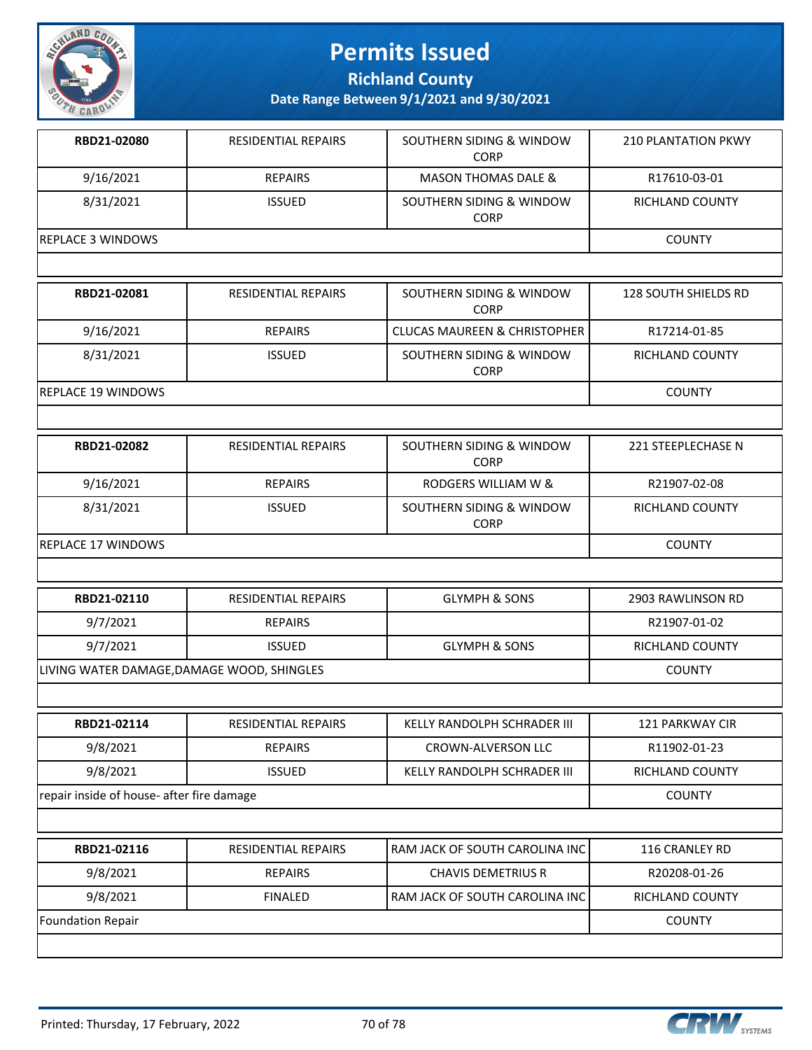# Permits Issued

**Richland County**

**Date Range Between 9/1/2021 and 9/30/2021**

| | | | |
|---|---|---|---|
| **RBD21-02080** | RESIDENTIAL REPAIRS | SOUTHERN SIDING & WINDOW CORP | 210 PLANTATION PKWY |
| 9/16/2021 | REPAIRS | MASON THOMAS DALE & | R17610-03-01 |
| 8/31/2021 | ISSUED | SOUTHERN SIDING & WINDOW CORP | RICHLAND COUNTY |
| REPLACE 3 WINDOWS | | | COUNTY |

| | | | |
|---|---|---|---|
| **RBD21-02081** | RESIDENTIAL REPAIRS | SOUTHERN SIDING & WINDOW CORP | 128 SOUTH SHIELDS RD |
| 9/16/2021 | REPAIRS | CLUCAS MAUREEN & CHRISTOPHER | R17214-01-85 |
| 8/31/2021 | ISSUED | SOUTHERN SIDING & WINDOW CORP | RICHLAND COUNTY |
| REPLACE 19 WINDOWS | | | COUNTY |

| | | | |
|---|---|---|---|
| **RBD21-02082** | RESIDENTIAL REPAIRS | SOUTHERN SIDING & WINDOW CORP | 221 STEEPLECHASE N |
| 9/16/2021 | REPAIRS | RODGERS WILLIAM W & | R21907-02-08 |
| 8/31/2021 | ISSUED | SOUTHERN SIDING & WINDOW CORP | RICHLAND COUNTY |
| REPLACE 17 WINDOWS | | | COUNTY |

| | | | |
|---|---|---|---|
| **RBD21-02110** | RESIDENTIAL REPAIRS | GLYMPH & SONS | 2903 RAWLINSON RD |
| 9/7/2021 | REPAIRS | | R21907-01-02 |
| 9/7/2021 | ISSUED | GLYMPH & SONS | RICHLAND COUNTY |
| LIVING WATER DAMAGE,DAMAGE WOOD, SHINGLES | | | COUNTY |

| | | | |
|---|---|---|---|
| **RBD21-02114** | RESIDENTIAL REPAIRS | KELLY RANDOLPH SCHRADER III | 121 PARKWAY CIR |
| 9/8/2021 | REPAIRS | CROWN-ALVERSON LLC | R11902-01-23 |
| 9/8/2021 | ISSUED | KELLY RANDOLPH SCHRADER III | RICHLAND COUNTY |
| repair inside of house- after fire damage | | | COUNTY |

| | | | |
|---|---|---|---|
| **RBD21-02116** | RESIDENTIAL REPAIRS | RAM JACK OF SOUTH CAROLINA INC | 116 CRANLEY RD |
| 9/8/2021 | REPAIRS | CHAVIS DEMETRIUS R | R20208-01-26 |
| 9/8/2021 | FINALED | RAM JACK OF SOUTH CAROLINA INC | RICHLAND COUNTY |
| Foundation Repair | | | COUNTY |

Printed: Thursday, 17 February, 2022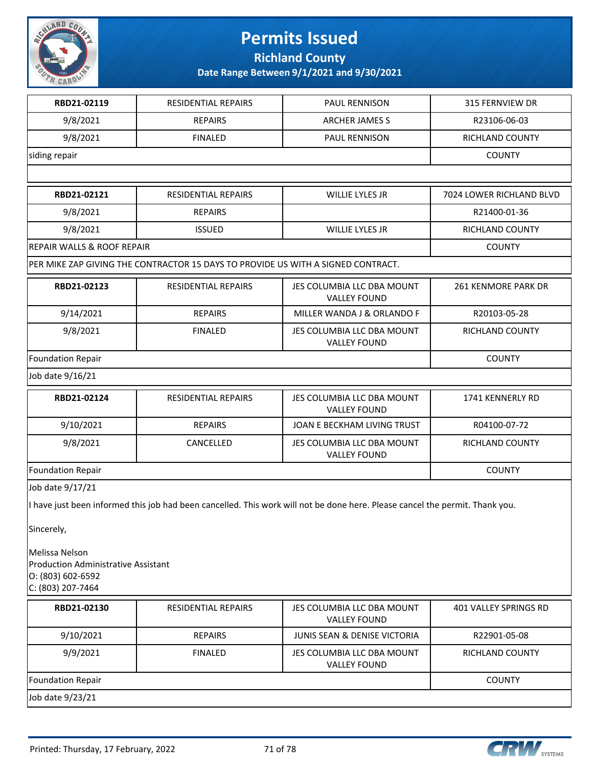# Permits Issued

## Richland County

### Date Range Between 9/1/2021 and 9/30/2021

| RBD21-02119 | RESIDENTIAL REPAIRS | PAUL RENNISON | 315 FERNVIEW DR |
|---|---|---|---|
| 9/8/2021 | REPAIRS | ARCHER JAMES S | R23106-06-03 |
| 9/8/2021 | FINALED | PAUL RENNISON | RICHLAND COUNTY |
| siding repair | | | COUNTY |

| RBD21-02121 | RESIDENTIAL REPAIRS | WILLIE LYLES JR | 7024 LOWER RICHLAND BLVD |
|---|---|---|---|
| 9/8/2021 | REPAIRS | | R21400-01-36 |
| 9/8/2021 | ISSUED | WILLIE LYLES JR | RICHLAND COUNTY |
| REPAIR WALLS & ROOF REPAIR | | | COUNTY |

PER MIKE ZAP GIVING THE CONTRACTOR 15 DAYS TO PROVIDE US WITH A SIGNED CONTRACT.

| RBD21-02123 | RESIDENTIAL REPAIRS | JES COLUMBIA LLC DBA MOUNT VALLEY FOUND | 261 KENMORE PARK DR |
|---|---|---|---|
| 9/14/2021 | REPAIRS | MILLER WANDA J & ORLANDO F | R20103-05-28 |
| 9/8/2021 | FINALED | JES COLUMBIA LLC DBA MOUNT VALLEY FOUND | RICHLAND COUNTY |
| Foundation Repair | | | COUNTY |

Job date 9/16/21

| RBD21-02124 | RESIDENTIAL REPAIRS | JES COLUMBIA LLC DBA MOUNT VALLEY FOUND | 1741 KENNERLY RD |
|---|---|---|---|
| 9/10/2021 | REPAIRS | JOAN E BECKHAM LIVING TRUST | R04100-07-72 |
| 9/8/2021 | CANCELLED | JES COLUMBIA LLC DBA MOUNT VALLEY FOUND | RICHLAND COUNTY |
| Foundation Repair | | | COUNTY |

Job date 9/17/21

I have just been informed this job had been cancelled. This work will not be done here. Please cancel the permit. Thank you.

Sincerely,

Melissa Nelson
Production Administrative Assistant
O: (803) 602-6592
C: (803) 207-7464

| RBD21-02130 | RESIDENTIAL REPAIRS | JES COLUMBIA LLC DBA MOUNT VALLEY FOUND | 401 VALLEY SPRINGS RD |
|---|---|---|---|
| 9/10/2021 | REPAIRS | JUNIS SEAN & DENISE VICTORIA | R22901-05-08 |
| 9/9/2021 | FINALED | JES COLUMBIA LLC DBA MOUNT VALLEY FOUND | RICHLAND COUNTY |
| Foundation Repair | | | COUNTY |

Job date 9/23/21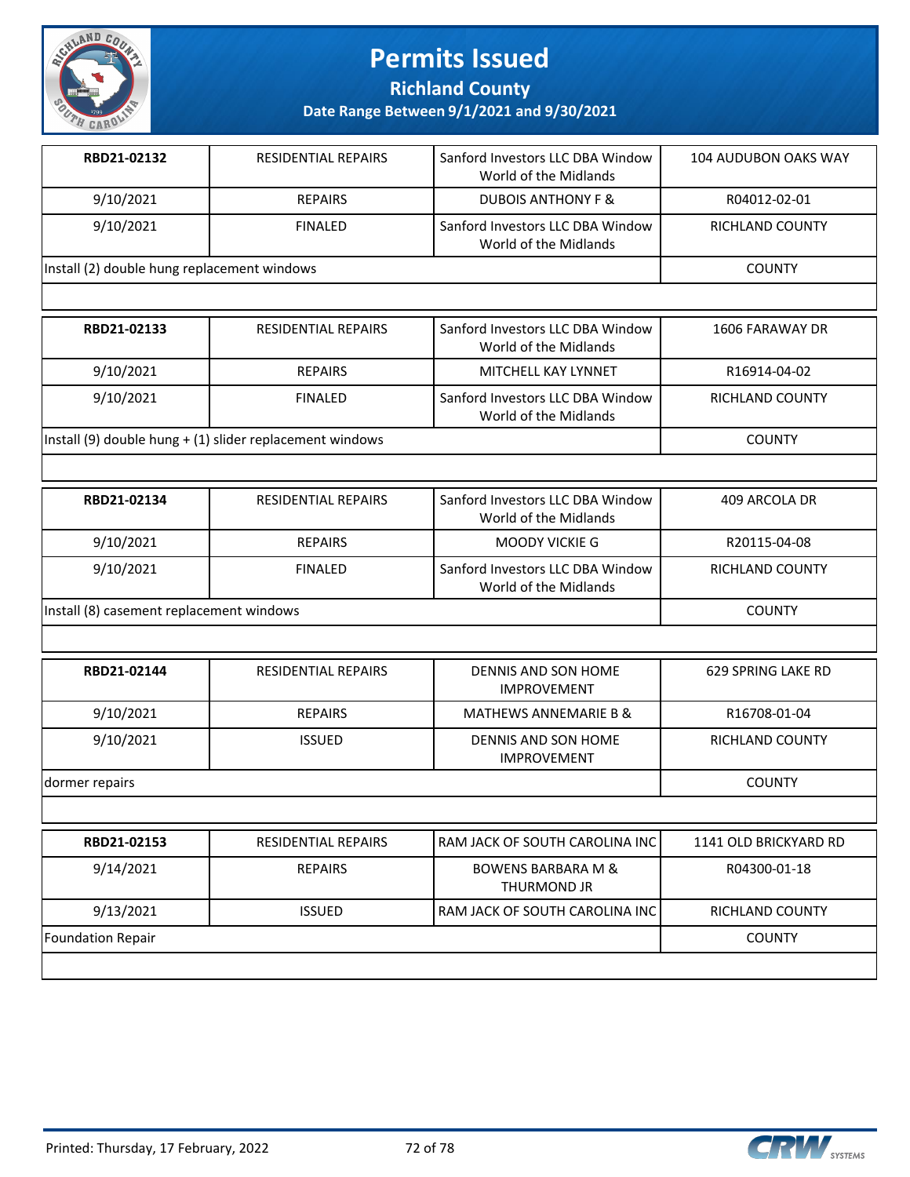# Permits Issued

## Richland County

### Date Range Between 9/1/2021 and 9/30/2021

| | | | |
|---|---|---|---|
| **RBD21-02132** | RESIDENTIAL REPAIRS | Sanford Investors LLC DBA Window World of the Midlands | 104 AUDUBON OAKS WAY |
| 9/10/2021 | REPAIRS | DUBOIS ANTHONY F & | R04012-02-01 |
| 9/10/2021 | FINALED | Sanford Investors LLC DBA Window World of the Midlands | RICHLAND COUNTY |
| Install (2) double hung replacement windows | | | COUNTY |

| | | | |
|---|---|---|---|
| **RBD21-02133** | RESIDENTIAL REPAIRS | Sanford Investors LLC DBA Window World of the Midlands | 1606 FARAWAY DR |
| 9/10/2021 | REPAIRS | MITCHELL KAY LYNNET | R16914-04-02 |
| 9/10/2021 | FINALED | Sanford Investors LLC DBA Window World of the Midlands | RICHLAND COUNTY |
| Install (9) double hung + (1) slider replacement windows | | | COUNTY |

| | | | |
|---|---|---|---|
| **RBD21-02134** | RESIDENTIAL REPAIRS | Sanford Investors LLC DBA Window World of the Midlands | 409 ARCOLA DR |
| 9/10/2021 | REPAIRS | MOODY VICKIE G | R20115-04-08 |
| 9/10/2021 | FINALED | Sanford Investors LLC DBA Window World of the Midlands | RICHLAND COUNTY |
| Install (8) casement replacement windows | | | COUNTY |

| | | | |
|---|---|---|---|
| **RBD21-02144** | RESIDENTIAL REPAIRS | DENNIS AND SON HOME IMPROVEMENT | 629 SPRING LAKE RD |
| 9/10/2021 | REPAIRS | MATHEWS ANNEMARIE B & | R16708-01-04 |
| 9/10/2021 | ISSUED | DENNIS AND SON HOME IMPROVEMENT | RICHLAND COUNTY |
| dormer repairs | | | COUNTY |

| | | | |
|---|---|---|---|
| **RBD21-02153** | RESIDENTIAL REPAIRS | RAM JACK OF SOUTH CAROLINA INC | 1141 OLD BRICKYARD RD |
| 9/14/2021 | REPAIRS | BOWENS BARBARA M & THURMOND JR | R04300-01-18 |
| 9/13/2021 | ISSUED | RAM JACK OF SOUTH CAROLINA INC | RICHLAND COUNTY |
| Foundation Repair | | | COUNTY |

Printed: Thursday, 17 February, 2022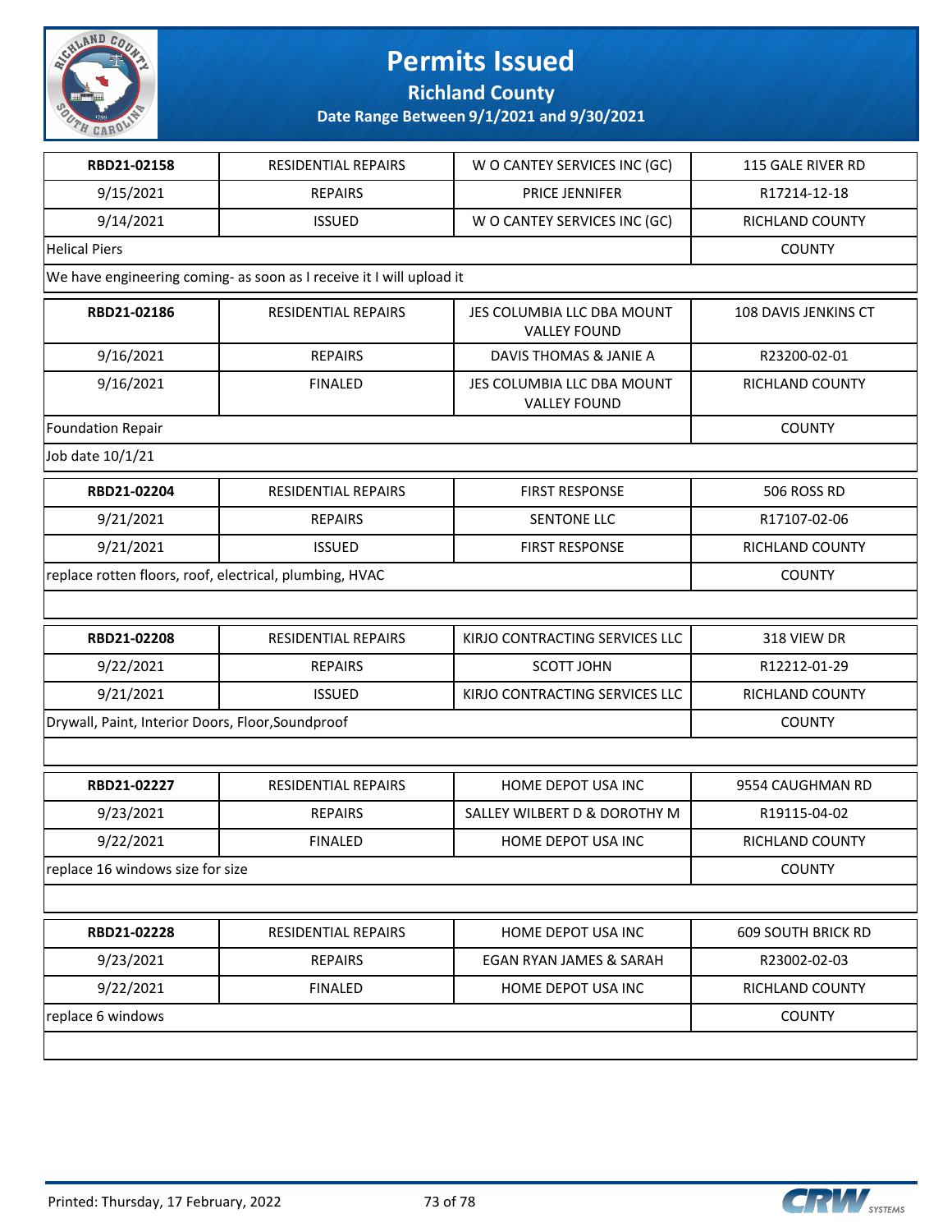# Permits Issued

**Richland County**

**Date Range Between 9/1/2021 and 9/30/2021**

| | | | |
|---|---|---|---|
| **RBD21-02158** | RESIDENTIAL REPAIRS | W O CANTEY SERVICES INC (GC) | 115 GALE RIVER RD |
| 9/15/2021 | REPAIRS | PRICE JENNIFER | R17214-12-18 |
| 9/14/2021 | ISSUED | W O CANTEY SERVICES INC (GC) | RICHLAND COUNTY |
| Helical Piers | | | COUNTY |
| We have engineering coming- as soon as I receive it I will upload it | | | |

| | | | |
|---|---|---|---|
| **RBD21-02186** | RESIDENTIAL REPAIRS | JES COLUMBIA LLC DBA MOUNT VALLEY FOUND | 108 DAVIS JENKINS CT |
| 9/16/2021 | REPAIRS | DAVIS THOMAS & JANIE A | R23200-02-01 |
| 9/16/2021 | FINALED | JES COLUMBIA LLC DBA MOUNT VALLEY FOUND | RICHLAND COUNTY |
| Foundation Repair | | | COUNTY |
| Job date 10/1/21 | | | |

| | | | |
|---|---|---|---|
| **RBD21-02204** | RESIDENTIAL REPAIRS | FIRST RESPONSE | 506 ROSS RD |
| 9/21/2021 | REPAIRS | SENTONE LLC | R17107-02-06 |
| 9/21/2021 | ISSUED | FIRST RESPONSE | RICHLAND COUNTY |
| replace rotten floors, roof, electrical, plumbing, HVAC | | | COUNTY |

| | | | |
|---|---|---|---|
| **RBD21-02208** | RESIDENTIAL REPAIRS | KIRJO CONTRACTING SERVICES LLC | 318 VIEW DR |
| 9/22/2021 | REPAIRS | SCOTT JOHN | R12212-01-29 |
| 9/21/2021 | ISSUED | KIRJO CONTRACTING SERVICES LLC | RICHLAND COUNTY |
| Drywall, Paint, Interior Doors, Floor,Soundproof | | | COUNTY |

| | | | |
|---|---|---|---|
| **RBD21-02227** | RESIDENTIAL REPAIRS | HOME DEPOT USA INC | 9554 CAUGHMAN RD |
| 9/23/2021 | REPAIRS | SALLEY WILBERT D & DOROTHY M | R19115-04-02 |
| 9/22/2021 | FINALED | HOME DEPOT USA INC | RICHLAND COUNTY |
| replace 16 windows size for size | | | COUNTY |

| | | | |
|---|---|---|---|
| **RBD21-02228** | RESIDENTIAL REPAIRS | HOME DEPOT USA INC | 609 SOUTH BRICK RD |
| 9/23/2021 | REPAIRS | EGAN RYAN JAMES & SARAH | R23002-02-03 |
| 9/22/2021 | FINALED | HOME DEPOT USA INC | RICHLAND COUNTY |
| replace 6 windows | | | COUNTY |

Printed: Thursday, 17 February, 2022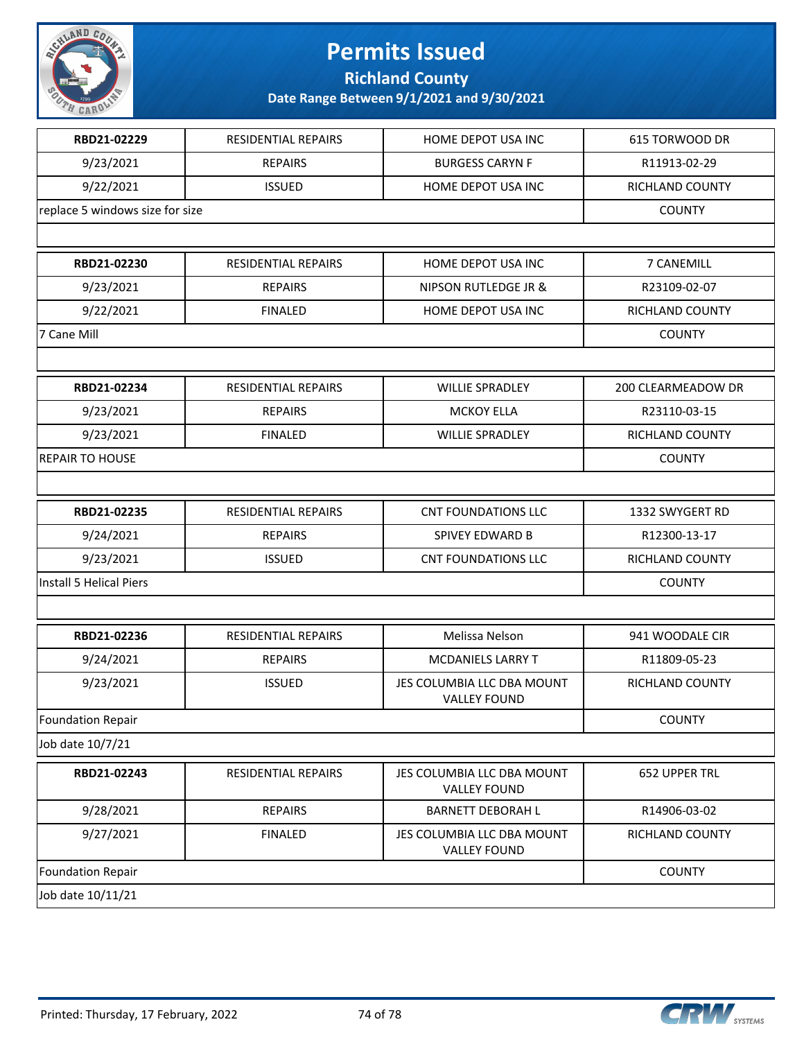# Permits Issued

**Richland County**

**Date Range Between 9/1/2021 and 9/30/2021**

| | | | |
|---|---|---|---|
| **RBD21-02229** | RESIDENTIAL REPAIRS | HOME DEPOT USA INC | 615 TORWOOD DR |
| 9/23/2021 | REPAIRS | BURGESS CARYN F | R11913-02-29 |
| 9/22/2021 | ISSUED | HOME DEPOT USA INC | RICHLAND COUNTY |
| replace 5 windows size for size | | | COUNTY |

| | | | |
|---|---|---|---|
| **RBD21-02230** | RESIDENTIAL REPAIRS | HOME DEPOT USA INC | 7 CANEMILL |
| 9/23/2021 | REPAIRS | NIPSON RUTLEDGE JR & | R23109-02-07 |
| 9/22/2021 | FINALED | HOME DEPOT USA INC | RICHLAND COUNTY |
| 7 Cane Mill | | | COUNTY |

| | | | |
|---|---|---|---|
| **RBD21-02234** | RESIDENTIAL REPAIRS | WILLIE SPRADLEY | 200 CLEARMEADOW DR |
| 9/23/2021 | REPAIRS | MCKOY ELLA | R23110-03-15 |
| 9/23/2021 | FINALED | WILLIE SPRADLEY | RICHLAND COUNTY |
| REPAIR TO HOUSE | | | COUNTY |

| | | | |
|---|---|---|---|
| **RBD21-02235** | RESIDENTIAL REPAIRS | CNT FOUNDATIONS LLC | 1332 SWYGERT RD |
| 9/24/2021 | REPAIRS | SPIVEY EDWARD B | R12300-13-17 |
| 9/23/2021 | ISSUED | CNT FOUNDATIONS LLC | RICHLAND COUNTY |
| Install 5 Helical Piers | | | COUNTY |

| | | | |
|---|---|---|---|
| **RBD21-02236** | RESIDENTIAL REPAIRS | Melissa Nelson | 941 WOODALE CIR |
| 9/24/2021 | REPAIRS | MCDANIELS LARRY T | R11809-05-23 |
| 9/23/2021 | ISSUED | JES COLUMBIA LLC DBA MOUNT VALLEY FOUND | RICHLAND COUNTY |
| Foundation Repair | | | COUNTY |
| Job date 10/7/21 | | | |

| | | | |
|---|---|---|---|
| **RBD21-02243** | RESIDENTIAL REPAIRS | JES COLUMBIA LLC DBA MOUNT VALLEY FOUND | 652 UPPER TRL |
| 9/28/2021 | REPAIRS | BARNETT DEBORAH L | R14906-03-02 |
| 9/27/2021 | FINALED | JES COLUMBIA LLC DBA MOUNT VALLEY FOUND | RICHLAND COUNTY |
| Foundation Repair | | | COUNTY |
| Job date 10/11/21 | | | |

Printed: Thursday, 17 February, 2022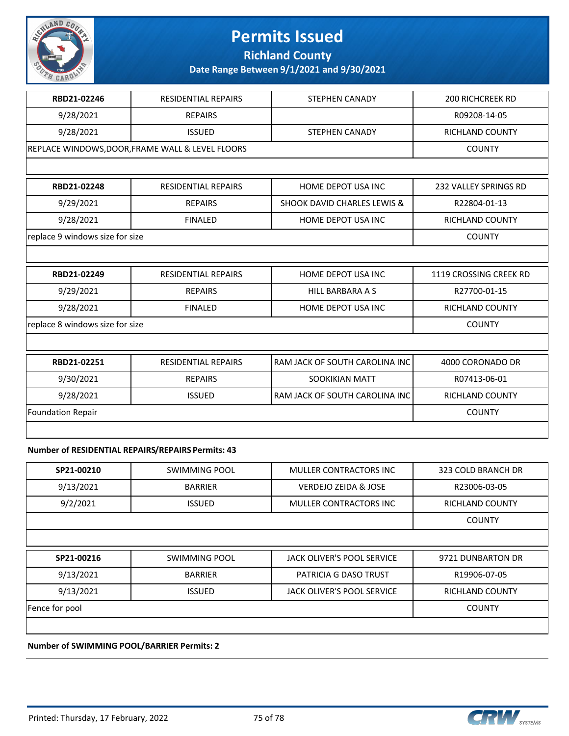# Permits Issued

**Richland County**

**Date Range Between 9/1/2021 and 9/30/2021**

| RBD21-02246 | RESIDENTIAL REPAIRS | STEPHEN CANADY | 200 RICHCREEK RD |
|---|---|---|---|
| 9/28/2021 | REPAIRS | | R09208-14-05 |
| 9/28/2021 | ISSUED | STEPHEN CANADY | RICHLAND COUNTY |
| REPLACE WINDOWS,DOOR,FRAME WALL & LEVEL FLOORS | | | COUNTY |

| RBD21-02248 | RESIDENTIAL REPAIRS | HOME DEPOT USA INC | 232 VALLEY SPRINGS RD |
|---|---|---|---|
| 9/29/2021 | REPAIRS | SHOOK DAVID CHARLES LEWIS & | R22804-01-13 |
| 9/28/2021 | FINALED | HOME DEPOT USA INC | RICHLAND COUNTY |
| replace 9 windows size for size | | | COUNTY |

| RBD21-02249 | RESIDENTIAL REPAIRS | HOME DEPOT USA INC | 1119 CROSSING CREEK RD |
|---|---|---|---|
| 9/29/2021 | REPAIRS | HILL BARBARA A S | R27700-01-15 |
| 9/28/2021 | FINALED | HOME DEPOT USA INC | RICHLAND COUNTY |
| replace 8 windows size for size | | | COUNTY |

| RBD21-02251 | RESIDENTIAL REPAIRS | RAM JACK OF SOUTH CAROLINA INC | 4000 CORONADO DR |
|---|---|---|---|
| 9/30/2021 | REPAIRS | SOOKIKIAN MATT | R07413-06-01 |
| 9/28/2021 | ISSUED | RAM JACK OF SOUTH CAROLINA INC | RICHLAND COUNTY |
| Foundation Repair | | | COUNTY |

**Number of RESIDENTIAL REPAIRS/REPAIRS Permits: 43**

| SP21-00210 | SWIMMING POOL | MULLER CONTRACTORS INC | 323 COLD BRANCH DR |
|---|---|---|---|
| 9/13/2021 | BARRIER | VERDEJO ZEIDA & JOSE | R23006-03-05 |
| 9/2/2021 | ISSUED | MULLER CONTRACTORS INC | RICHLAND COUNTY |
| | | | COUNTY |

| SP21-00216 | SWIMMING POOL | JACK OLIVER'S POOL SERVICE | 9721 DUNBARTON DR |
|---|---|---|---|
| 9/13/2021 | BARRIER | PATRICIA G DASO TRUST | R19906-07-05 |
| 9/13/2021 | ISSUED | JACK OLIVER'S POOL SERVICE | RICHLAND COUNTY |
| Fence for pool | | | COUNTY |

**Number of SWIMMING POOL/BARRIER Permits: 2**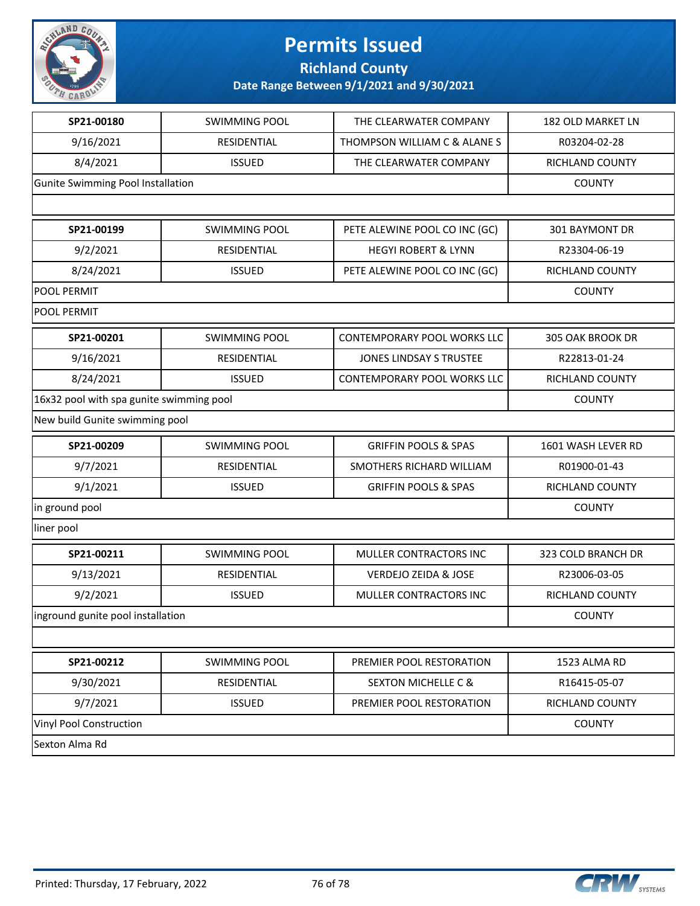# Permits Issued

## Richland County

### Date Range Between 9/1/2021 and 9/30/2021

| | | | |
|---|---|---|---|
| **SP21-00180** | SWIMMING POOL | THE CLEARWATER COMPANY | 182 OLD MARKET LN |
| 9/16/2021 | RESIDENTIAL | THOMPSON WILLIAM C & ALANE S | R03204-02-28 |
| 8/4/2021 | ISSUED | THE CLEARWATER COMPANY | RICHLAND COUNTY |
| Gunite Swimming Pool Installation | | | COUNTY |
| | | | |

| | | | |
|---|---|---|---|
| **SP21-00199** | SWIMMING POOL | PETE ALEWINE POOL CO INC (GC) | 301 BAYMONT DR |
| 9/2/2021 | RESIDENTIAL | HEGYI ROBERT & LYNN | R23304-06-19 |
| 8/24/2021 | ISSUED | PETE ALEWINE POOL CO INC (GC) | RICHLAND COUNTY |
| POOL PERMIT | | | COUNTY |
| POOL PERMIT | | | |

| | | | |
|---|---|---|---|
| **SP21-00201** | SWIMMING POOL | CONTEMPORARY POOL WORKS LLC | 305 OAK BROOK DR |
| 9/16/2021 | RESIDENTIAL | JONES LINDSAY S TRUSTEE | R22813-01-24 |
| 8/24/2021 | ISSUED | CONTEMPORARY POOL WORKS LLC | RICHLAND COUNTY |
| 16x32 pool with spa gunite swimming pool | | | COUNTY |
| New build Gunite swimming pool | | | |

| | | | |
|---|---|---|---|
| **SP21-00209** | SWIMMING POOL | GRIFFIN POOLS & SPAS | 1601 WASH LEVER RD |
| 9/7/2021 | RESIDENTIAL | SMOTHERS RICHARD WILLIAM | R01900-01-43 |
| 9/1/2021 | ISSUED | GRIFFIN POOLS & SPAS | RICHLAND COUNTY |
| in ground pool | | | COUNTY |
| liner pool | | | |

| | | | |
|---|---|---|---|
| **SP21-00211** | SWIMMING POOL | MULLER CONTRACTORS INC | 323 COLD BRANCH DR |
| 9/13/2021 | RESIDENTIAL | VERDEJO ZEIDA & JOSE | R23006-03-05 |
| 9/2/2021 | ISSUED | MULLER CONTRACTORS INC | RICHLAND COUNTY |
| inground gunite pool installation | | | COUNTY |
| | | | |

| | | | |
|---|---|---|---|
| **SP21-00212** | SWIMMING POOL | PREMIER POOL RESTORATION | 1523 ALMA RD |
| 9/30/2021 | RESIDENTIAL | SEXTON MICHELLE C & | R16415-05-07 |
| 9/7/2021 | ISSUED | PREMIER POOL RESTORATION | RICHLAND COUNTY |
| Vinyl Pool Construction | | | COUNTY |
| Sexton Alma Rd | | | |

Printed: Thursday, 17 February, 2022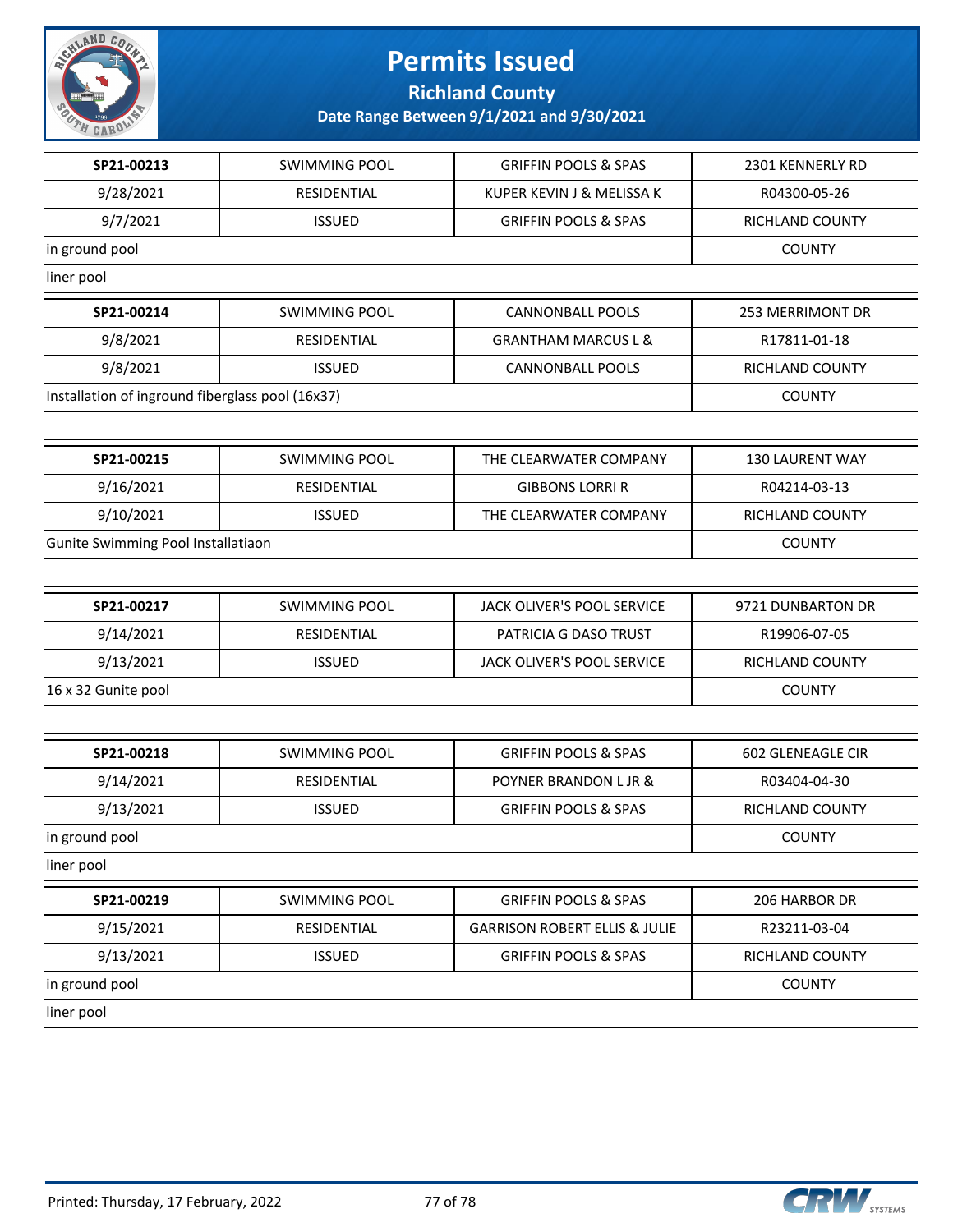# Permits Issued

## Richland County

### Date Range Between 9/1/2021 and 9/30/2021

| SP21-00213 | SWIMMING POOL | GRIFFIN POOLS & SPAS | 2301 KENNERLY RD |
|---|---|---|---|
| 9/28/2021 | RESIDENTIAL | KUPER KEVIN J & MELISSA K | R04300-05-26 |
| 9/7/2021 | ISSUED | GRIFFIN POOLS & SPAS | RICHLAND COUNTY |
| in ground pool | | | COUNTY |
| liner pool | | | |

| SP21-00214 | SWIMMING POOL | CANNONBALL POOLS | 253 MERRIMONT DR |
|---|---|---|---|
| 9/8/2021 | RESIDENTIAL | GRANTHAM MARCUS L & | R17811-01-18 |
| 9/8/2021 | ISSUED | CANNONBALL POOLS | RICHLAND COUNTY |
| Installation of inground fiberglass pool (16x37) | | | COUNTY |

| SP21-00215 | SWIMMING POOL | THE CLEARWATER COMPANY | 130 LAURENT WAY |
|---|---|---|---|
| 9/16/2021 | RESIDENTIAL | GIBBONS LORRI R | R04214-03-13 |
| 9/10/2021 | ISSUED | THE CLEARWATER COMPANY | RICHLAND COUNTY |
| Gunite Swimming Pool Installatiaon | | | COUNTY |

| SP21-00217 | SWIMMING POOL | JACK OLIVER'S POOL SERVICE | 9721 DUNBARTON DR |
|---|---|---|---|
| 9/14/2021 | RESIDENTIAL | PATRICIA G DASO TRUST | R19906-07-05 |
| 9/13/2021 | ISSUED | JACK OLIVER'S POOL SERVICE | RICHLAND COUNTY |
| 16 x 32 Gunite pool | | | COUNTY |

| SP21-00218 | SWIMMING POOL | GRIFFIN POOLS & SPAS | 602 GLENEAGLE CIR |
|---|---|---|---|
| 9/14/2021 | RESIDENTIAL | POYNER BRANDON L JR & | R03404-04-30 |
| 9/13/2021 | ISSUED | GRIFFIN POOLS & SPAS | RICHLAND COUNTY |
| in ground pool | | | COUNTY |
| liner pool | | | |

| SP21-00219 | SWIMMING POOL | GRIFFIN POOLS & SPAS | 206 HARBOR DR |
|---|---|---|---|
| 9/15/2021 | RESIDENTIAL | GARRISON ROBERT ELLIS & JULIE | R23211-03-04 |
| 9/13/2021 | ISSUED | GRIFFIN POOLS & SPAS | RICHLAND COUNTY |
| in ground pool | | | COUNTY |
| liner pool | | | |

Printed: Thursday, 17 February, 2022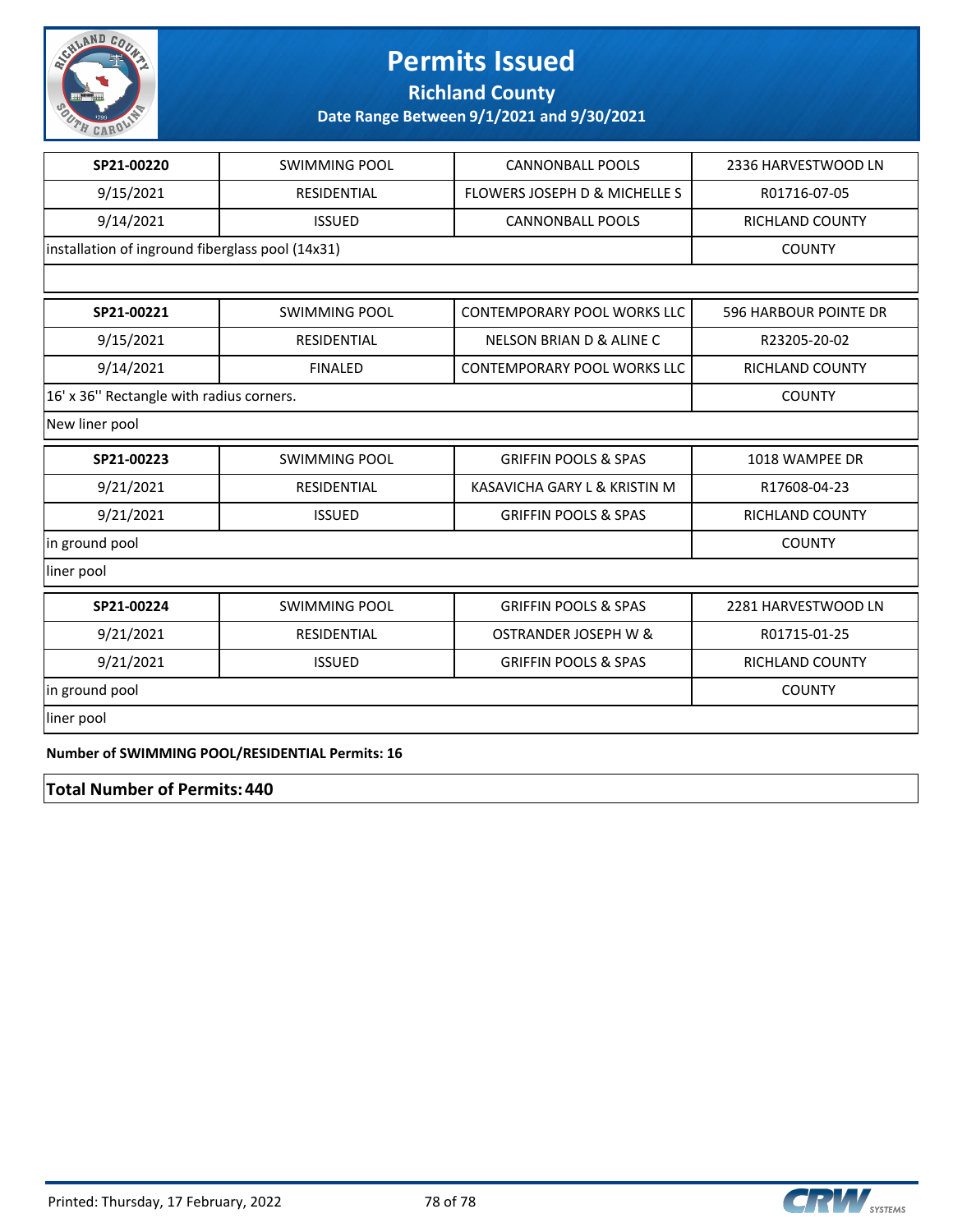# Permits Issued

## Richland County

### Date Range Between 9/1/2021 and 9/30/2021

| | | | |
|---|---|---|---|
| **SP21-00220** | SWIMMING POOL | CANNONBALL POOLS | 2336 HARVESTWOOD LN |
| 9/15/2021 | RESIDENTIAL | FLOWERS JOSEPH D & MICHELLE S | R01716-07-05 |
| 9/14/2021 | ISSUED | CANNONBALL POOLS | RICHLAND COUNTY |
| installation of inground fiberglass pool (14x31) | | | COUNTY |

| | | | |
|---|---|---|---|
| **SP21-00221** | SWIMMING POOL | CONTEMPORARY POOL WORKS LLC | 596 HARBOUR POINTE DR |
| 9/15/2021 | RESIDENTIAL | NELSON BRIAN D & ALINE C | R23205-20-02 |
| 9/14/2021 | FINALED | CONTEMPORARY POOL WORKS LLC | RICHLAND COUNTY |
| 16' x 36'' Rectangle with radius corners. | | | COUNTY |
| New liner pool | | | |

| | | | |
|---|---|---|---|
| **SP21-00223** | SWIMMING POOL | GRIFFIN POOLS & SPAS | 1018 WAMPEE DR |
| 9/21/2021 | RESIDENTIAL | KASAVICHA GARY L & KRISTIN M | R17608-04-23 |
| 9/21/2021 | ISSUED | GRIFFIN POOLS & SPAS | RICHLAND COUNTY |
| in ground pool | | | COUNTY |
| liner pool | | | |

| | | | |
|---|---|---|---|
| **SP21-00224** | SWIMMING POOL | GRIFFIN POOLS & SPAS | 2281 HARVESTWOOD LN |
| 9/21/2021 | RESIDENTIAL | OSTRANDER JOSEPH W & | R01715-01-25 |
| 9/21/2021 | ISSUED | GRIFFIN POOLS & SPAS | RICHLAND COUNTY |
| in ground pool | | | COUNTY |
| liner pool | | | |

**Number of SWIMMING POOL/RESIDENTIAL Permits: 16**

**Total Number of Permits: 440**

Printed: Thursday, 17 February, 2022